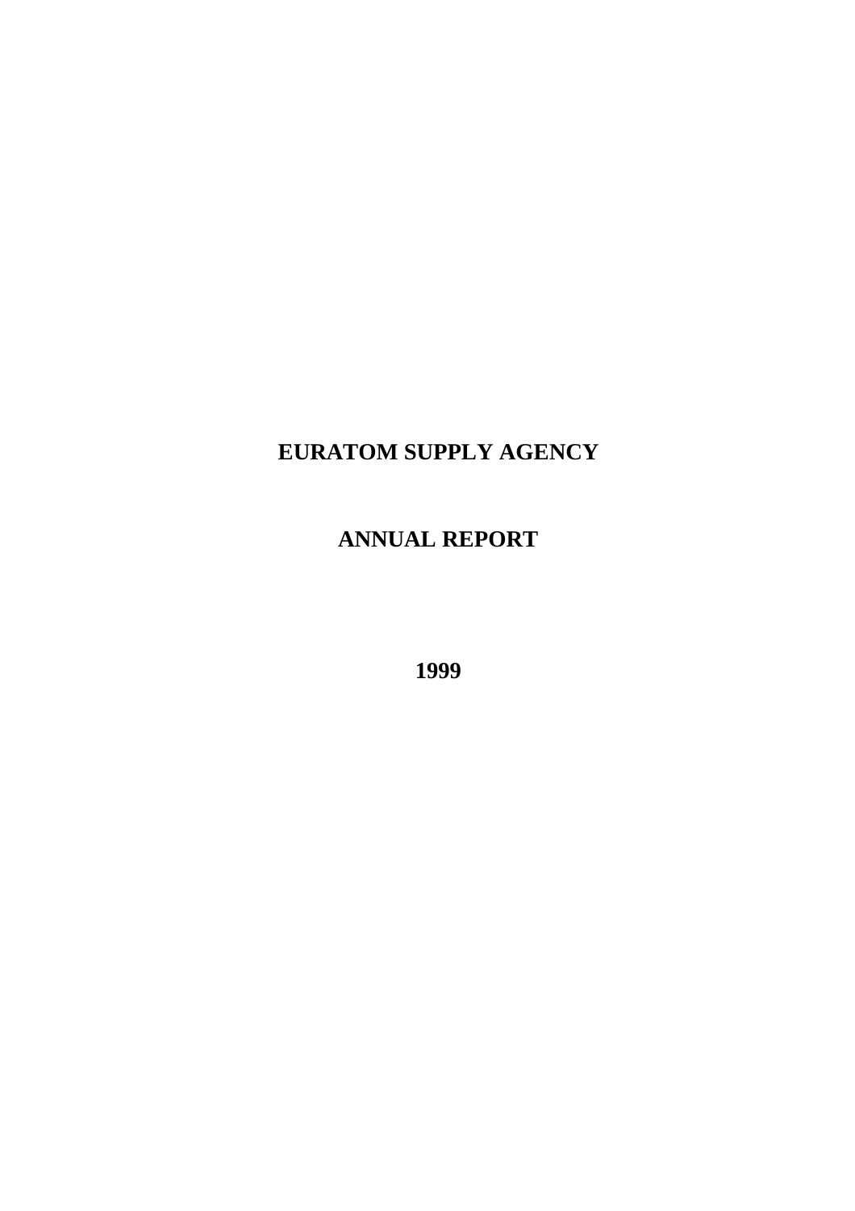# EURATOM SUPPLY AGENCY

# ANNUAL REPORT

# 1999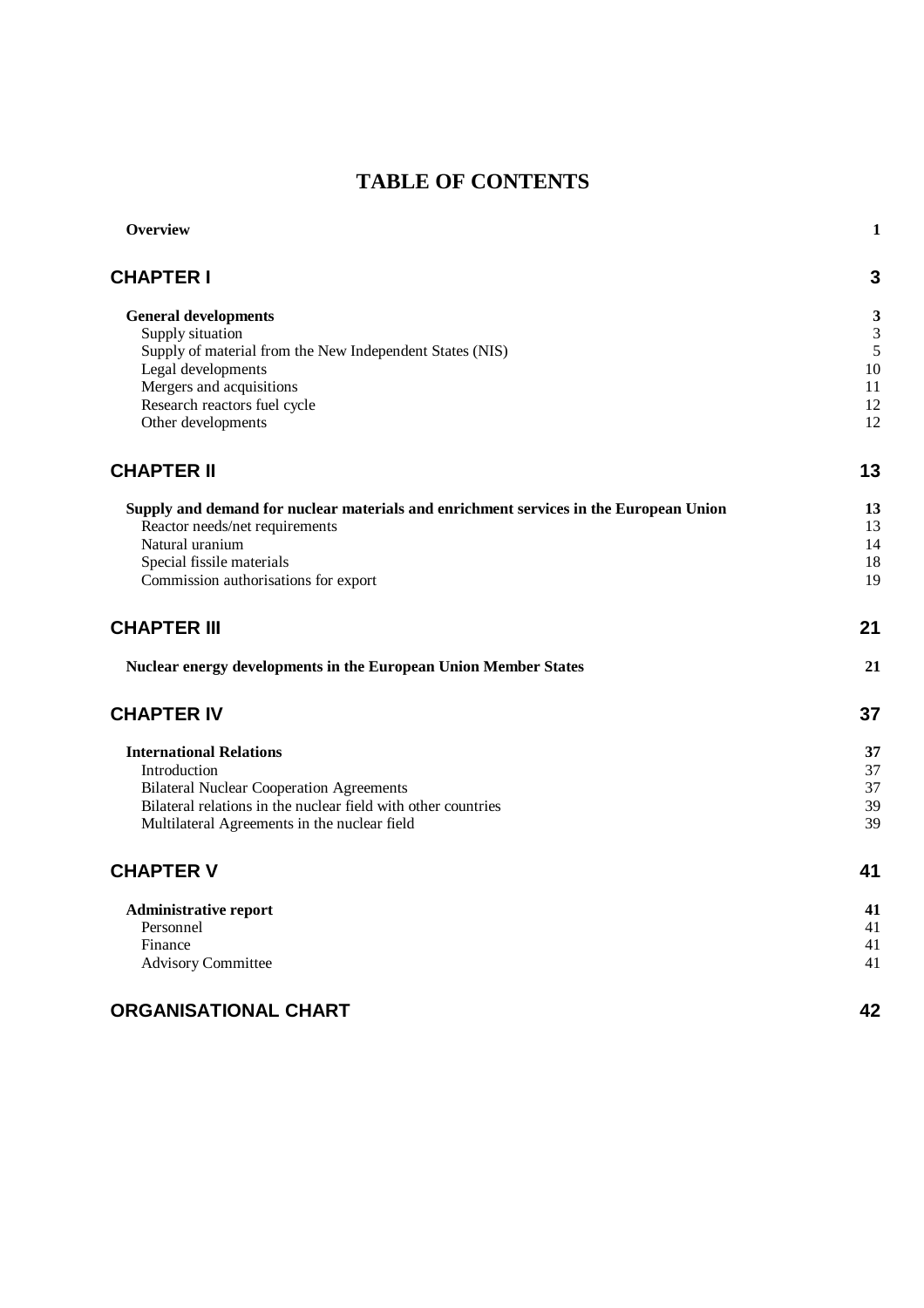# TABLE OF CONTENTS

| | |
|---|---|
| **Overview** | **1** |
| **CHAPTER I** | **3** |
| **General developments** | **3** |
| Supply situation | 3 |
| Supply of material from the New Independent States (NIS) | 5 |
| Legal developments | 10 |
| Mergers and acquisitions | 11 |
| Research reactors fuel cycle | 12 |
| Other developments | 12 |
| **CHAPTER II** | **13** |
| **Supply and demand for nuclear materials and enrichment services in the European Union** | **13** |
| Reactor needs/net requirements | 13 |
| Natural uranium | 14 |
| Special fissile materials | 18 |
| Commission authorisations for export | 19 |
| **CHAPTER III** | **21** |
| **Nuclear energy developments in the European Union Member States** | **21** |
| **CHAPTER IV** | **37** |
| **International Relations** | **37** |
| Introduction | 37 |
| Bilateral Nuclear Cooperation Agreements | 37 |
| Bilateral relations in the nuclear field with other countries | 39 |
| Multilateral Agreements in the nuclear field | 39 |
| **CHAPTER V** | **41** |
| **Administrative report** | **41** |
| Personnel | 41 |
| Finance | 41 |
| Advisory Committee | 41 |
| **ORGANISATIONAL CHART** | **42** |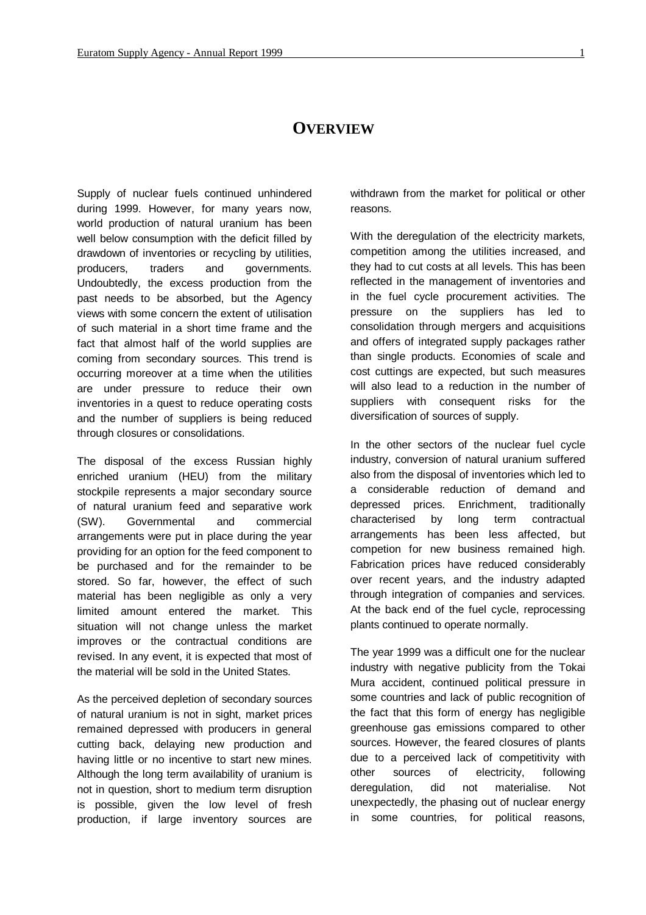# OVERVIEW

Supply of nuclear fuels continued unhindered during 1999. However, for many years now, world production of natural uranium has been well below consumption with the deficit filled by drawdown of inventories or recycling by utilities, producers, traders and governments. Undoubtedly, the excess production from the past needs to be absorbed, but the Agency views with some concern the extent of utilisation of such material in a short time frame and the fact that almost half of the world supplies are coming from secondary sources. This trend is occurring moreover at a time when the utilities are under pressure to reduce their own inventories in a quest to reduce operating costs and the number of suppliers is being reduced through closures or consolidations.

The disposal of the excess Russian highly enriched uranium (HEU) from the military stockpile represents a major secondary source of natural uranium feed and separative work (SW). Governmental and commercial arrangements were put in place during the year providing for an option for the feed component to be purchased and for the remainder to be stored. So far, however, the effect of such material has been negligible as only a very limited amount entered the market. This situation will not change unless the market improves or the contractual conditions are revised. In any event, it is expected that most of the material will be sold in the United States.

As the perceived depletion of secondary sources of natural uranium is not in sight, market prices remained depressed with producers in general cutting back, delaying new production and having little or no incentive to start new mines. Although the long term availability of uranium is not in question, short to medium term disruption is possible, given the low level of fresh production, if large inventory sources are withdrawn from the market for political or other reasons.

With the deregulation of the electricity markets, competition among the utilities increased, and they had to cut costs at all levels. This has been reflected in the management of inventories and in the fuel cycle procurement activities. The pressure on the suppliers has led to consolidation through mergers and acquisitions and offers of integrated supply packages rather than single products. Economies of scale and cost cuttings are expected, but such measures will also lead to a reduction in the number of suppliers with consequent risks for the diversification of sources of supply.

In the other sectors of the nuclear fuel cycle industry, conversion of natural uranium suffered also from the disposal of inventories which led to a considerable reduction of demand and depressed prices. Enrichment, traditionally characterised by long term contractual arrangements has been less affected, but competion for new business remained high. Fabrication prices have reduced considerably over recent years, and the industry adapted through integration of companies and services. At the back end of the fuel cycle, reprocessing plants continued to operate normally.

The year 1999 was a difficult one for the nuclear industry with negative publicity from the Tokai Mura accident, continued political pressure in some countries and lack of public recognition of the fact that this form of energy has negligible greenhouse gas emissions compared to other sources. However, the feared closures of plants due to a perceived lack of competitivity with other sources of electricity, following deregulation, did not materialise. Not unexpectedly, the phasing out of nuclear energy in some countries, for political reasons,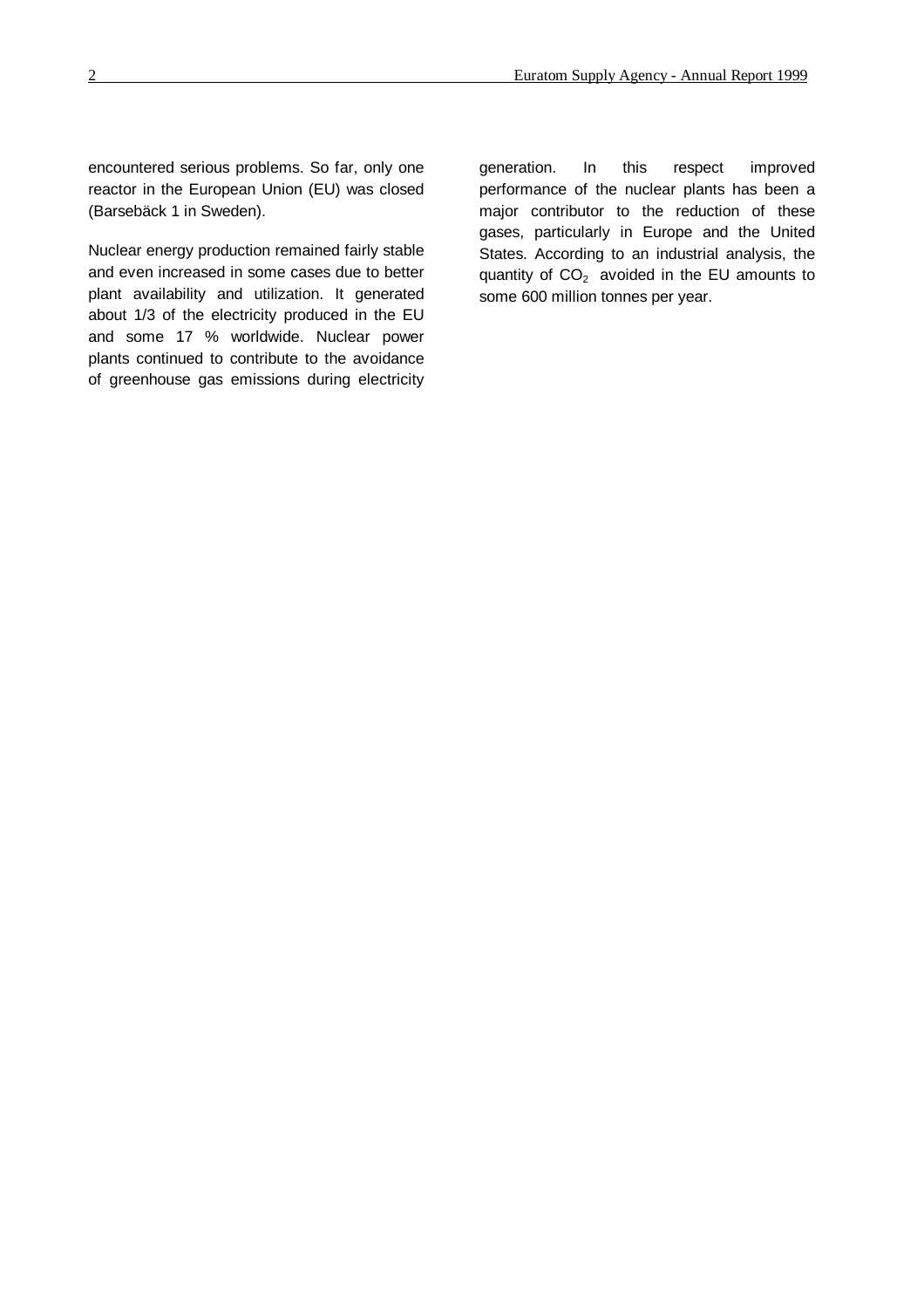encountered serious problems. So far, only one reactor in the European Union (EU) was closed (Barsebäck 1 in Sweden).

Nuclear energy production remained fairly stable and even increased in some cases due to better plant availability and utilization. It generated about 1/3 of the electricity produced in the EU and some 17 % worldwide. Nuclear power plants continued to contribute to the avoidance of greenhouse gas emissions during electricity generation. In this respect improved performance of the nuclear plants has been a major contributor to the reduction of these gases, particularly in Europe and the United States. According to an industrial analysis, the quantity of $CO_2$ avoided in the EU amounts to some 600 million tonnes per year.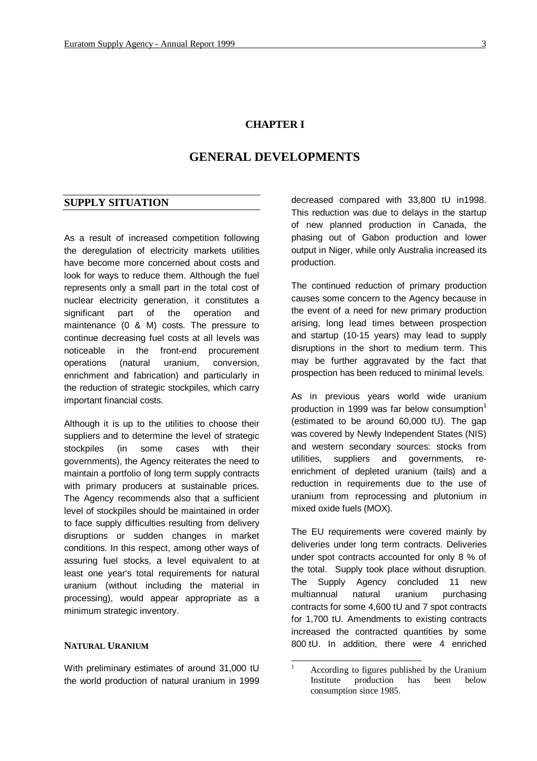# CHAPTER I

# GENERAL DEVELOPMENTS

## SUPPLY SITUATION

As a result of increased competition following the deregulation of electricity markets utilities have become more concerned about costs and look for ways to reduce them. Although the fuel represents only a small part in the total cost of nuclear electricity generation, it constitutes a significant part of the operation and maintenance (0 & M) costs. The pressure to continue decreasing fuel costs at all levels was noticeable in the front-end procurement operations (natural uranium, conversion, enrichment and fabrication) and particularly in the reduction of strategic stockpiles, which carry important financial costs.

Although it is up to the utilities to choose their suppliers and to determine the level of strategic stockpiles (in some cases with their governments), the Agency reiterates the need to maintain a portfolio of long term supply contracts with primary producers at sustainable prices. The Agency recommends also that a sufficient level of stockpiles should be maintained in order to face supply difficulties resulting from delivery disruptions or sudden changes in market conditions. In this respect, among other ways of assuring fuel stocks, a level equivalent to at least one year's total requirements for natural uranium (without including the material in processing), would appear appropriate as a minimum strategic inventory.

### NATURAL URANIUM

With preliminary estimates of around 31,000 tU the world production of natural uranium in 1999 decreased compared with 33,800 tU in1998. This reduction was due to delays in the startup of new planned production in Canada, the phasing out of Gabon production and lower output in Niger, while only Australia increased its production.

The continued reduction of primary production causes some concern to the Agency because in the event of a need for new primary production arising, long lead times between prospection and startup (10-15 years) may lead to supply disruptions in the short to medium term. This may be further aggravated by the fact that prospection has been reduced to minimal levels.

As in previous years world wide uranium production in 1999 was far below consumption[1] (estimated to be around 60,000 tU). The gap was covered by Newly Independent States (NIS) and western secondary sources: stocks from utilities, suppliers and governments, re-enrichment of depleted uranium (tails) and a reduction in requirements due to the use of uranium from reprocessing and plutonium in mixed oxide fuels (MOX).

The EU requirements were covered mainly by deliveries under long term contracts. Deliveries under spot contracts accounted for only 8 % of the total. Supply took place without disruption. The Supply Agency concluded 11 new multiannual natural uranium purchasing contracts for some 4,600 tU and 7 spot contracts for 1,700 tU. Amendments to existing contracts increased the contracted quantities by some 800 tU. In addition, there were 4 enriched

[1] According to figures published by the Uranium Institute production has been below consumption since 1985.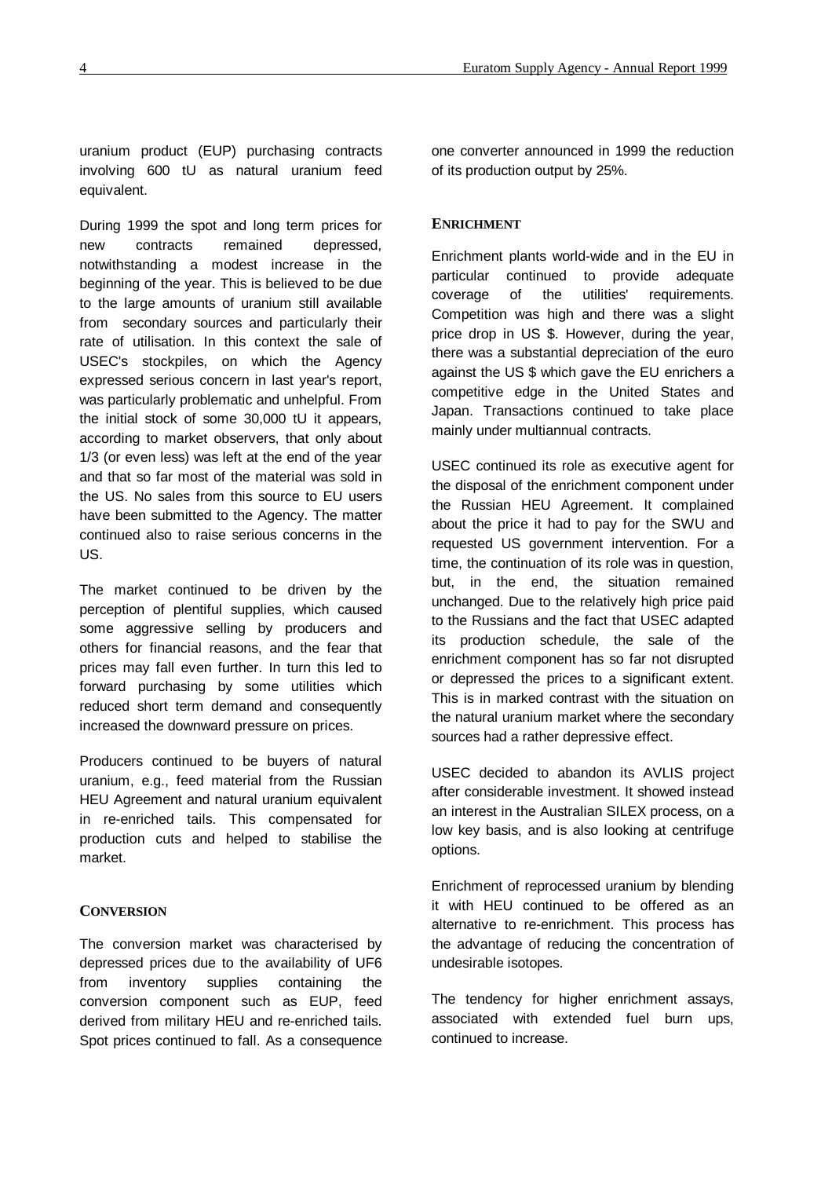uranium product (EUP) purchasing contracts involving 600 tU as natural uranium feed equivalent.

During 1999 the spot and long term prices for new contracts remained depressed, notwithstanding a modest increase in the beginning of the year. This is believed to be due to the large amounts of uranium still available from secondary sources and particularly their rate of utilisation. In this context the sale of USEC's stockpiles, on which the Agency expressed serious concern in last year's report, was particularly problematic and unhelpful. From the initial stock of some 30,000 tU it appears, according to market observers, that only about 1/3 (or even less) was left at the end of the year and that so far most of the material was sold in the US. No sales from this source to EU users have been submitted to the Agency. The matter continued also to raise serious concerns in the US.

The market continued to be driven by the perception of plentiful supplies, which caused some aggressive selling by producers and others for financial reasons, and the fear that prices may fall even further. In turn this led to forward purchasing by some utilities which reduced short term demand and consequently increased the downward pressure on prices.

Producers continued to be buyers of natural uranium, e.g., feed material from the Russian HEU Agreement and natural uranium equivalent in re-enriched tails. This compensated for production cuts and helped to stabilise the market.

### Conversion

The conversion market was characterised by depressed prices due to the availability of UF6 from inventory supplies containing the conversion component such as EUP, feed derived from military HEU and re-enriched tails. Spot prices continued to fall. As a consequence one converter announced in 1999 the reduction of its production output by 25%.

### Enrichment

Enrichment plants world-wide and in the EU in particular continued to provide adequate coverage of the utilities' requirements. Competition was high and there was a slight price drop in US $. However, during the year, there was a substantial depreciation of the euro against the US $ which gave the EU enrichers a competitive edge in the United States and Japan. Transactions continued to take place mainly under multiannual contracts.

USEC continued its role as executive agent for the disposal of the enrichment component under the Russian HEU Agreement. It complained about the price it had to pay for the SWU and requested US government intervention. For a time, the continuation of its role was in question, but, in the end, the situation remained unchanged. Due to the relatively high price paid to the Russians and the fact that USEC adapted its production schedule, the sale of the enrichment component has so far not disrupted or depressed the prices to a significant extent. This is in marked contrast with the situation on the natural uranium market where the secondary sources had a rather depressive effect.

USEC decided to abandon its AVLIS project after considerable investment. It showed instead an interest in the Australian SILEX process, on a low key basis, and is also looking at centrifuge options.

Enrichment of reprocessed uranium by blending it with HEU continued to be offered as an alternative to re-enrichment. This process has the advantage of reducing the concentration of undesirable isotopes.

The tendency for higher enrichment assays, associated with extended fuel burn ups, continued to increase.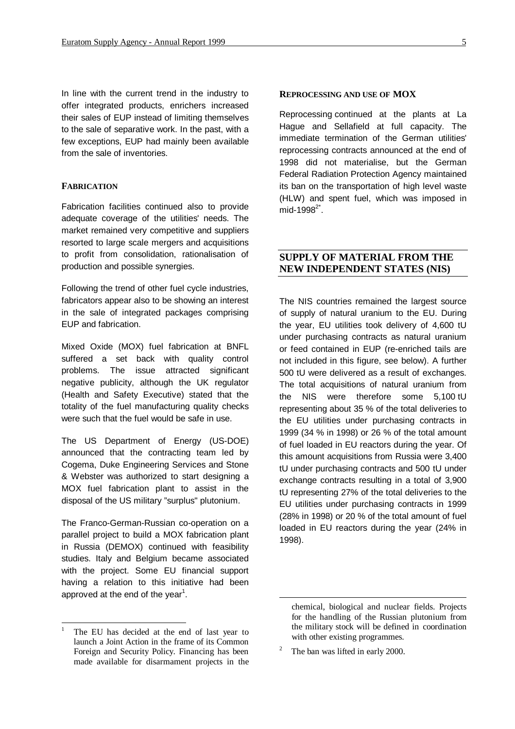In line with the current trend in the industry to offer integrated products, enrichers increased their sales of EUP instead of limiting themselves to the sale of separative work. In the past, with a few exceptions, EUP had mainly been available from the sale of inventories.

#### FABRICATION

Fabrication facilities continued also to provide adequate coverage of the utilities' needs. The market remained very competitive and suppliers resorted to large scale mergers and acquisitions to profit from consolidation, rationalisation of production and possible synergies.

Following the trend of other fuel cycle industries, fabricators appear also to be showing an interest in the sale of integrated packages comprising EUP and fabrication.

Mixed Oxide (MOX) fuel fabrication at BNFL suffered a set back with quality control problems. The issue attracted significant negative publicity, although the UK regulator (Health and Safety Executive) stated that the totality of the fuel manufacturing quality checks were such that the fuel would be safe in use.

The US Department of Energy (US-DOE) announced that the contracting team led by Cogema, Duke Engineering Services and Stone & Webster was authorized to start designing a MOX fuel fabrication plant to assist in the disposal of the US military "surplus" plutonium.

The Franco-German-Russian co-operation on a parallel project to build a MOX fabrication plant in Russia (DEMOX) continued with feasibility studies. Italy and Belgium became associated with the project. Some EU financial support having a relation to this initiative had been approved at the end of the year[1].

#### REPROCESSING AND USE OF MOX

Reprocessing continued at the plants at La Hague and Sellafield at full capacity. The immediate termination of the German utilities' reprocessing contracts announced at the end of 1998 did not materialise, but the German Federal Radiation Protection Agency maintained its ban on the transportation of high level waste (HLW) and spent fuel, which was imposed in mid-1998[2*].

## SUPPLY OF MATERIAL FROM THE NEW INDEPENDENT STATES (NIS)

The NIS countries remained the largest source of supply of natural uranium to the EU. During the year, EU utilities took delivery of 4,600 tU under purchasing contracts as natural uranium or feed contained in EUP (re-enriched tails are not included in this figure, see below). A further 500 tU were delivered as a result of exchanges. The total acquisitions of natural uranium from the NIS were therefore some 5,100 tU representing about 35 % of the total deliveries to the EU utilities under purchasing contracts in 1999 (34 % in 1998) or 26 % of the total amount of fuel loaded in EU reactors during the year. Of this amount acquisitions from Russia were 3,400 tU under purchasing contracts and 500 tU under exchange contracts resulting in a total of 3,900 tU representing 27% of the total deliveries to the EU utilities under purchasing contracts in 1999 (28% in 1998) or 20 % of the total amount of fuel loaded in EU reactors during the year (24% in 1998).

---

[1] The EU has decided at the end of last year to launch a Joint Action in the frame of its Common Foreign and Security Policy. Financing has been made available for disarmament projects in the chemical, biological and nuclear fields. Projects for the handling of the Russian plutonium from the military stock will be defined in coordination with other existing programmes.

[2] The ban was lifted in early 2000.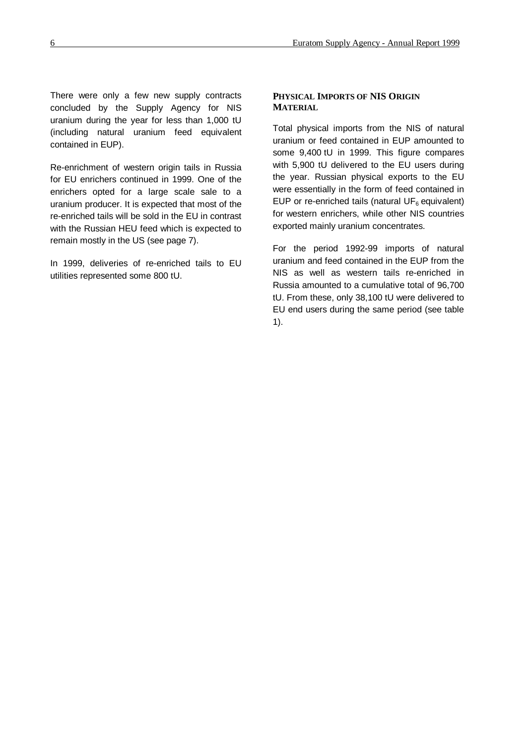There were only a few new supply contracts concluded by the Supply Agency for NIS uranium during the year for less than 1,000 tU (including natural uranium feed equivalent contained in EUP).

Re-enrichment of western origin tails in Russia for EU enrichers continued in 1999. One of the enrichers opted for a large scale sale to a uranium producer. It is expected that most of the re-enriched tails will be sold in the EU in contrast with the Russian HEU feed which is expected to remain mostly in the US (see page 7).

In 1999, deliveries of re-enriched tails to EU utilities represented some 800 tU.

### PHYSICAL IMPORTS OF NIS ORIGIN MATERIAL

Total physical imports from the NIS of natural uranium or feed contained in EUP amounted to some 9,400 tU in 1999. This figure compares with 5,900 tU delivered to the EU users during the year. Russian physical exports to the EU were essentially in the form of feed contained in EUP or re-enriched tails (natural $UF_6$ equivalent) for western enrichers, while other NIS countries exported mainly uranium concentrates.

For the period 1992-99 imports of natural uranium and feed contained in the EUP from the NIS as well as western tails re-enriched in Russia amounted to a cumulative total of 96,700 tU. From these, only 38,100 tU were delivered to EU end users during the same period (see table 1).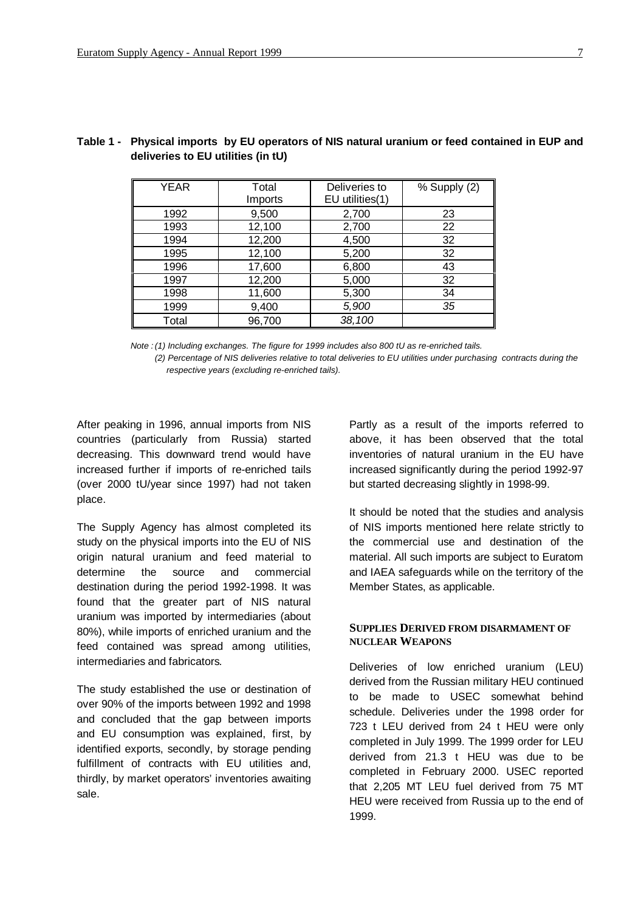**Table 1 - Physical imports by EU operators of NIS natural uranium or feed contained in EUP and deliveries to EU utilities (in tU)**

| YEAR | Total Imports | Deliveries to EU utilities(1) | % Supply (2) |
|---|---|---|---|
| 1992 | 9,500 | 2,700 | 23 |
| 1993 | 12,100 | 2,700 | 22 |
| 1994 | 12,200 | 4,500 | 32 |
| 1995 | 12,100 | 5,200 | 32 |
| 1996 | 17,600 | 6,800 | 43 |
| 1997 | 12,200 | 5,000 | 32 |
| 1998 | 11,600 | 5,300 | 34 |
| 1999 | 9,400 | *5,900* | *35* |
| Total | 96,700 | *38,100* | |

*Note : (1) Including exchanges. The figure for 1999 includes also 800 tU as re-enriched tails.*
*(2) Percentage of NIS deliveries relative to total deliveries to EU utilities under purchasing contracts during the respective years (excluding re-enriched tails).*

After peaking in 1996, annual imports from NIS countries (particularly from Russia) started decreasing. This downward trend would have increased further if imports of re-enriched tails (over 2000 tU/year since 1997) had not taken place.

The Supply Agency has almost completed its study on the physical imports into the EU of NIS origin natural uranium and feed material to determine the source and commercial destination during the period 1992-1998. It was found that the greater part of NIS natural uranium was imported by intermediaries (about 80%), while imports of enriched uranium and the feed contained was spread among utilities, intermediaries and fabricators.

The study established the use or destination of over 90% of the imports between 1992 and 1998 and concluded that the gap between imports and EU consumption was explained, first, by identified exports, secondly, by storage pending fulfillment of contracts with EU utilities and, thirdly, by market operators' inventories awaiting sale.

Partly as a result of the imports referred to above, it has been observed that the total inventories of natural uranium in the EU have increased significantly during the period 1992-97 but started decreasing slightly in 1998-99.

It should be noted that the studies and analysis of NIS imports mentioned here relate strictly to the commercial use and destination of the material. All such imports are subject to Euratom and IAEA safeguards while on the territory of the Member States, as applicable.

### SUPPLIES DERIVED FROM DISARMAMENT OF NUCLEAR WEAPONS

Deliveries of low enriched uranium (LEU) derived from the Russian military HEU continued to be made to USEC somewhat behind schedule. Deliveries under the 1998 order for 723 t LEU derived from 24 t HEU were only completed in July 1999. The 1999 order for LEU derived from 21.3 t HEU was due to be completed in February 2000. USEC reported that 2,205 MT LEU fuel derived from 75 MT HEU were received from Russia up to the end of 1999.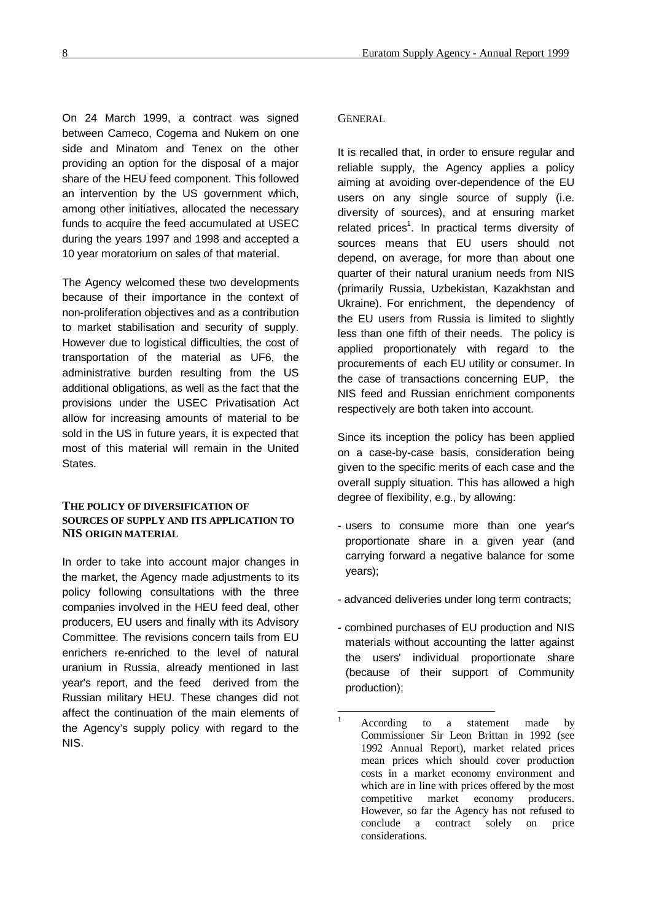On 24 March 1999, a contract was signed between Cameco, Cogema and Nukem on one side and Minatom and Tenex on the other providing an option for the disposal of a major share of the HEU feed component. This followed an intervention by the US government which, among other initiatives, allocated the necessary funds to acquire the feed accumulated at USEC during the years 1997 and 1998 and accepted a 10 year moratorium on sales of that material.

The Agency welcomed these two developments because of their importance in the context of non-proliferation objectives and as a contribution to market stabilisation and security of supply. However due to logistical difficulties, the cost of transportation of the material as UF6, the administrative burden resulting from the US additional obligations, as well as the fact that the provisions under the USEC Privatisation Act allow for increasing amounts of material to be sold in the US in future years, it is expected that most of this material will remain in the United States.

## THE POLICY OF DIVERSIFICATION OF SOURCES OF SUPPLY AND ITS APPLICATION TO NIS ORIGIN MATERIAL

In order to take into account major changes in the market, the Agency made adjustments to its policy following consultations with the three companies involved in the HEU feed deal, other producers, EU users and finally with its Advisory Committee. The revisions concern tails from EU enrichers re-enriched to the level of natural uranium in Russia, already mentioned in last year's report, and the feed derived from the Russian military HEU. These changes did not affect the continuation of the main elements of the Agency's supply policy with regard to the NIS.

### GENERAL

It is recalled that, in order to ensure regular and reliable supply, the Agency applies a policy aiming at avoiding over-dependence of the EU users on any single source of supply (i.e. diversity of sources), and at ensuring market related prices[1]. In practical terms diversity of sources means that EU users should not depend, on average, for more than about one quarter of their natural uranium needs from NIS (primarily Russia, Uzbekistan, Kazakhstan and Ukraine). For enrichment, the dependency of the EU users from Russia is limited to slightly less than one fifth of their needs. The policy is applied proportionately with regard to the procurements of each EU utility or consumer. In the case of transactions concerning EUP, the NIS feed and Russian enrichment components respectively are both taken into account.

Since its inception the policy has been applied on a case-by-case basis, consideration being given to the specific merits of each case and the overall supply situation. This has allowed a high degree of flexibility, e.g., by allowing:

- users to consume more than one year's proportionate share in a given year (and carrying forward a negative balance for some years);
- advanced deliveries under long term contracts;
- combined purchases of EU production and NIS materials without accounting the latter against the users' individual proportionate share (because of their support of Community production);

[1] According to a statement made by Commissioner Sir Leon Brittan in 1992 (see 1992 Annual Report), market related prices mean prices which should cover production costs in a market economy environment and which are in line with prices offered by the most competitive market economy producers. However, so far the Agency has not refused to conclude a contract solely on price considerations.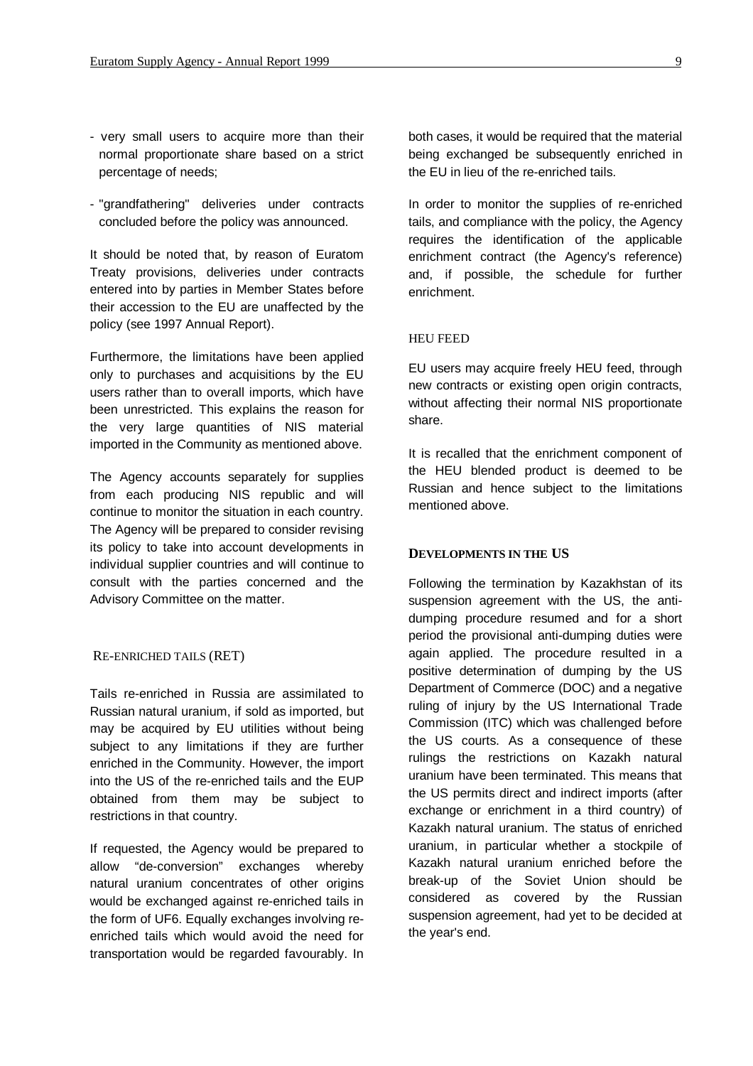- very small users to acquire more than their normal proportionate share based on a strict percentage of needs;

- "grandfathering" deliveries under contracts concluded before the policy was announced.

It should be noted that, by reason of Euratom Treaty provisions, deliveries under contracts entered into by parties in Member States before their accession to the EU are unaffected by the policy (see 1997 Annual Report).

Furthermore, the limitations have been applied only to purchases and acquisitions by the EU users rather than to overall imports, which have been unrestricted. This explains the reason for the very large quantities of NIS material imported in the Community as mentioned above.

The Agency accounts separately for supplies from each producing NIS republic and will continue to monitor the situation in each country. The Agency will be prepared to consider revising its policy to take into account developments in individual supplier countries and will continue to consult with the parties concerned and the Advisory Committee on the matter.

### RE-ENRICHED TAILS (RET)

Tails re-enriched in Russia are assimilated to Russian natural uranium, if sold as imported, but may be acquired by EU utilities without being subject to any limitations if they are further enriched in the Community. However, the import into the US of the re-enriched tails and the EUP obtained from them may be subject to restrictions in that country.

If requested, the Agency would be prepared to allow "de-conversion" exchanges whereby natural uranium concentrates of other origins would be exchanged against re-enriched tails in the form of UF6. Equally exchanges involving re-enriched tails which would avoid the need for transportation would be regarded favourably. In both cases, it would be required that the material being exchanged be subsequently enriched in the EU in lieu of the re-enriched tails.

In order to monitor the supplies of re-enriched tails, and compliance with the policy, the Agency requires the identification of the applicable enrichment contract (the Agency's reference) and, if possible, the schedule for further enrichment.

### HEU FEED

EU users may acquire freely HEU feed, through new contracts or existing open origin contracts, without affecting their normal NIS proportionate share.

It is recalled that the enrichment component of the HEU blended product is deemed to be Russian and hence subject to the limitations mentioned above.

## DEVELOPMENTS IN THE US

Following the termination by Kazakhstan of its suspension agreement with the US, the anti-dumping procedure resumed and for a short period the provisional anti-dumping duties were again applied. The procedure resulted in a positive determination of dumping by the US Department of Commerce (DOC) and a negative ruling of injury by the US International Trade Commission (ITC) which was challenged before the US courts. As a consequence of these rulings the restrictions on Kazakh natural uranium have been terminated. This means that the US permits direct and indirect imports (after exchange or enrichment in a third country) of Kazakh natural uranium. The status of enriched uranium, in particular whether a stockpile of Kazakh natural uranium enriched before the break-up of the Soviet Union should be considered as covered by the Russian suspension agreement, had yet to be decided at the year's end.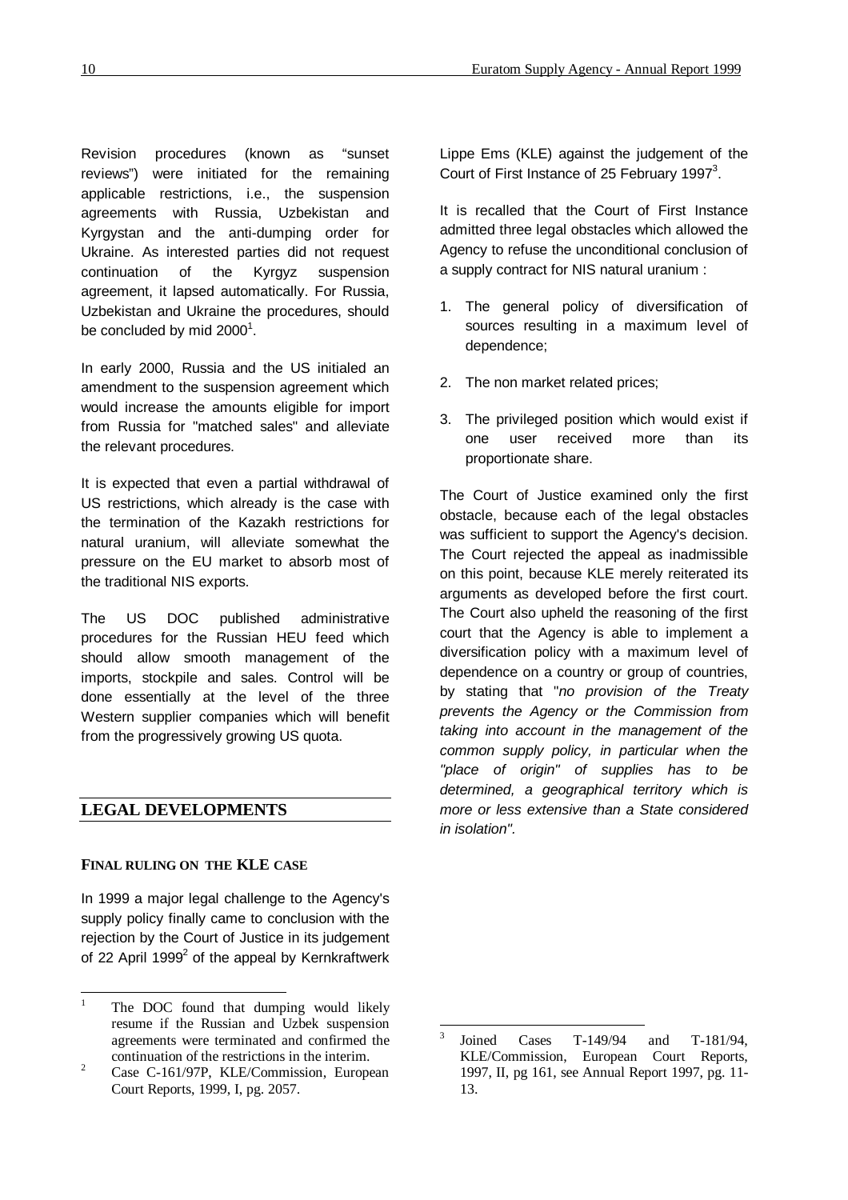Revision procedures (known as "sunset reviews") were initiated for the remaining applicable restrictions, i.e., the suspension agreements with Russia, Uzbekistan and Kyrgystan and the anti-dumping order for Ukraine. As interested parties did not request continuation of the Kyrgyz suspension agreement, it lapsed automatically. For Russia, Uzbekistan and Ukraine the procedures, should be concluded by mid 2000[1].

In early 2000, Russia and the US initialed an amendment to the suspension agreement which would increase the amounts eligible for import from Russia for "matched sales" and alleviate the relevant procedures.

It is expected that even a partial withdrawal of US restrictions, which already is the case with the termination of the Kazakh restrictions for natural uranium, will alleviate somewhat the pressure on the EU market to absorb most of the traditional NIS exports.

The US DOC published administrative procedures for the Russian HEU feed which should allow smooth management of the imports, stockpile and sales. Control will be done essentially at the level of the three Western supplier companies which will benefit from the progressively growing US quota.

## LEGAL DEVELOPMENTS

### FINAL RULING ON THE KLE CASE

In 1999 a major legal challenge to the Agency's supply policy finally came to conclusion with the rejection by the Court of Justice in its judgement of 22 April 1999[2] of the appeal by Kernkraftwerk Lippe Ems (KLE) against the judgement of the Court of First Instance of 25 February 1997[3].

It is recalled that the Court of First Instance admitted three legal obstacles which allowed the Agency to refuse the unconditional conclusion of a supply contract for NIS natural uranium :

1. The general policy of diversification of sources resulting in a maximum level of dependence;
2. The non market related prices;
3. The privileged position which would exist if one user received more than its proportionate share.

The Court of Justice examined only the first obstacle, because each of the legal obstacles was sufficient to support the Agency's decision. The Court rejected the appeal as inadmissible on this point, because KLE merely reiterated its arguments as developed before the first court. The Court also upheld the reasoning of the first court that the Agency is able to implement a diversification policy with a maximum level of dependence on a country or group of countries, by stating that "*no provision of the Treaty prevents the Agency or the Commission from taking into account in the management of the common supply policy, in particular when the "place of origin" of supplies has to be determined, a geographical territory which is more or less extensive than a State considered in isolation".*

---

[1] The DOC found that dumping would likely resume if the Russian and Uzbek suspension agreements were terminated and confirmed the continuation of the restrictions in the interim.

[2] Case C-161/97P, KLE/Commission, European Court Reports, 1999, I, pg. 2057.

[3] Joined Cases T-149/94 and T-181/94, KLE/Commission, European Court Reports, 1997, II, pg 161, see Annual Report 1997, pg. 11-13.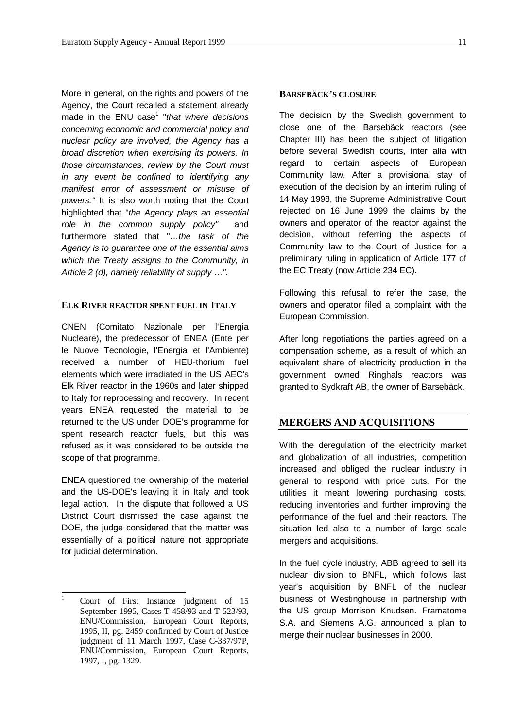More in general, on the rights and powers of the Agency, the Court recalled a statement already made in the ENU case[1] "*that where decisions concerning economic and commercial policy and nuclear policy are involved, the Agency has a broad discretion when exercising its powers. In those circumstances, review by the Court must in any event be confined to identifying any manifest error of assessment or misuse of powers.*" It is also worth noting that the Court highlighted that "*the Agency plays an essential role in the common supply policy*" and furthermore stated that "*…the task of the Agency is to guarantee one of the essential aims which the Treaty assigns to the Community, in Article 2 (d), namely reliability of supply …*".

#### ELK RIVER REACTOR SPENT FUEL IN ITALY

CNEN (Comitato Nazionale per l'Energia Nucleare), the predecessor of ENEA (Ente per le Nuove Tecnologie, l'Energia et l'Ambiente) received a number of HEU-thorium fuel elements which were irradiated in the US AEC's Elk River reactor in the 1960s and later shipped to Italy for reprocessing and recovery. In recent years ENEA requested the material to be returned to the US under DOE's programme for spent research reactor fuels, but this was refused as it was considered to be outside the scope of that programme.

ENEA questioned the ownership of the material and the US-DOE's leaving it in Italy and took legal action. In the dispute that followed a US District Court dismissed the case against the DOE, the judge considered that the matter was essentially of a political nature not appropriate for judicial determination.

[1] Court of First Instance judgment of 15 September 1995, Cases T-458/93 and T-523/93, ENU/Commission, European Court Reports, 1995, II, pg. 2459 confirmed by Court of Justice judgment of 11 March 1997, Case C-337/97P, ENU/Commission, European Court Reports, 1997, I, pg. 1329.

#### BARSEBÄCK'S CLOSURE

The decision by the Swedish government to close one of the Barsebäck reactors (see Chapter III) has been the subject of litigation before several Swedish courts, inter alia with regard to certain aspects of European Community law. After a provisional stay of execution of the decision by an interim ruling of 14 May 1998, the Supreme Administrative Court rejected on 16 June 1999 the claims by the owners and operator of the reactor against the decision, without referring the aspects of Community law to the Court of Justice for a preliminary ruling in application of Article 177 of the EC Treaty (now Article 234 EC).

Following this refusal to refer the case, the owners and operator filed a complaint with the European Commission.

After long negotiations the parties agreed on a compensation scheme, as a result of which an equivalent share of electricity production in the government owned Ringhals reactors was granted to Sydkraft AB, the owner of Barsebäck.

## MERGERS AND ACQUISITIONS

With the deregulation of the electricity market and globalization of all industries, competition increased and obliged the nuclear industry in general to respond with price cuts. For the utilities it meant lowering purchasing costs, reducing inventories and further improving the performance of the fuel and their reactors. The situation led also to a number of large scale mergers and acquisitions.

In the fuel cycle industry, ABB agreed to sell its nuclear division to BNFL, which follows last year's acquisition by BNFL of the nuclear business of Westinghouse in partnership with the US group Morrison Knudsen. Framatome S.A. and Siemens A.G. announced a plan to merge their nuclear businesses in 2000.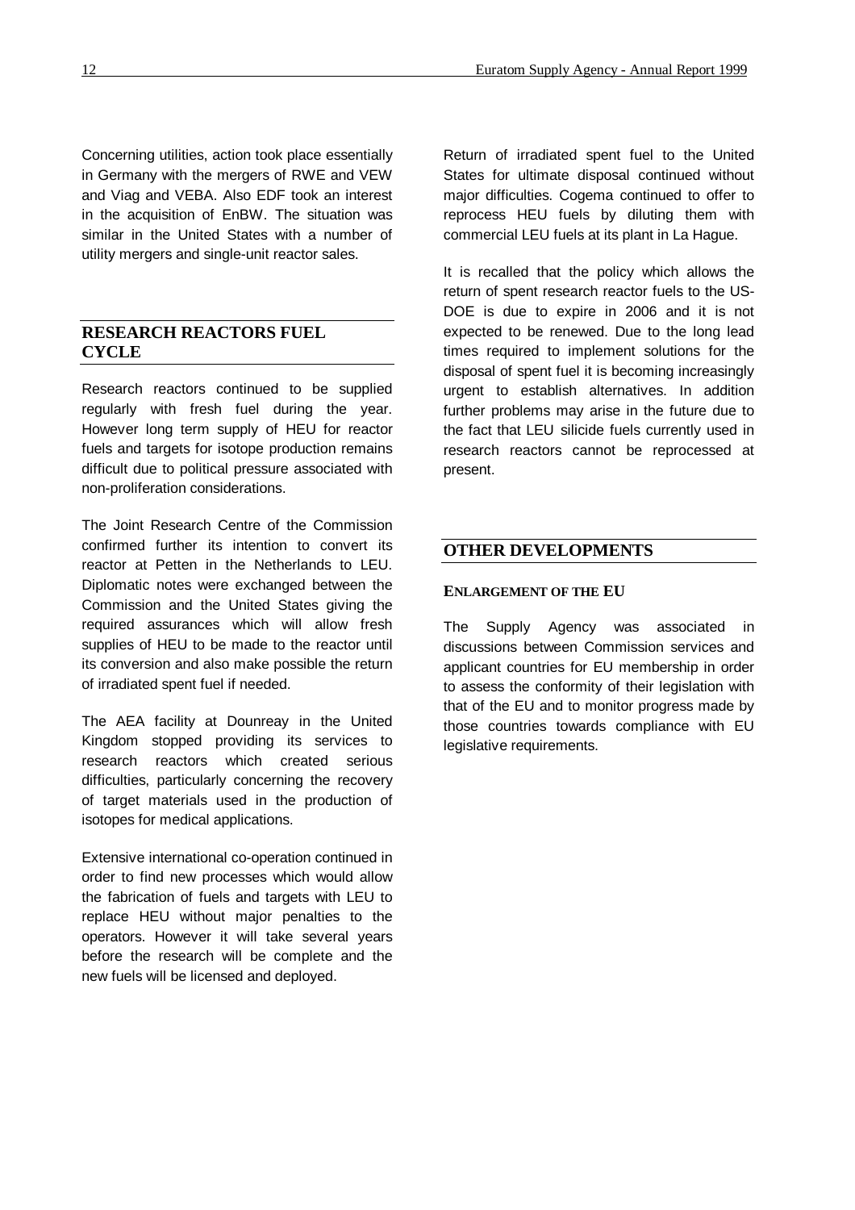Concerning utilities, action took place essentially in Germany with the mergers of RWE and VEW and Viag and VEBA. Also EDF took an interest in the acquisition of EnBW. The situation was similar in the United States with a number of utility mergers and single-unit reactor sales.

## RESEARCH REACTORS FUEL CYCLE

Research reactors continued to be supplied regularly with fresh fuel during the year. However long term supply of HEU for reactor fuels and targets for isotope production remains difficult due to political pressure associated with non-proliferation considerations.

The Joint Research Centre of the Commission confirmed further its intention to convert its reactor at Petten in the Netherlands to LEU. Diplomatic notes were exchanged between the Commission and the United States giving the required assurances which will allow fresh supplies of HEU to be made to the reactor until its conversion and also make possible the return of irradiated spent fuel if needed.

The AEA facility at Dounreay in the United Kingdom stopped providing its services to research reactors which created serious difficulties, particularly concerning the recovery of target materials used in the production of isotopes for medical applications.

Extensive international co-operation continued in order to find new processes which would allow the fabrication of fuels and targets with LEU to replace HEU without major penalties to the operators. However it will take several years before the research will be complete and the new fuels will be licensed and deployed.

Return of irradiated spent fuel to the United States for ultimate disposal continued without major difficulties. Cogema continued to offer to reprocess HEU fuels by diluting them with commercial LEU fuels at its plant in La Hague.

It is recalled that the policy which allows the return of spent research reactor fuels to the US-DOE is due to expire in 2006 and it is not expected to be renewed. Due to the long lead times required to implement solutions for the disposal of spent fuel it is becoming increasingly urgent to establish alternatives. In addition further problems may arise in the future due to the fact that LEU silicide fuels currently used in research reactors cannot be reprocessed at present.

## OTHER DEVELOPMENTS

### ENLARGEMENT OF THE EU

The Supply Agency was associated in discussions between Commission services and applicant countries for EU membership in order to assess the conformity of their legislation with that of the EU and to monitor progress made by those countries towards compliance with EU legislative requirements.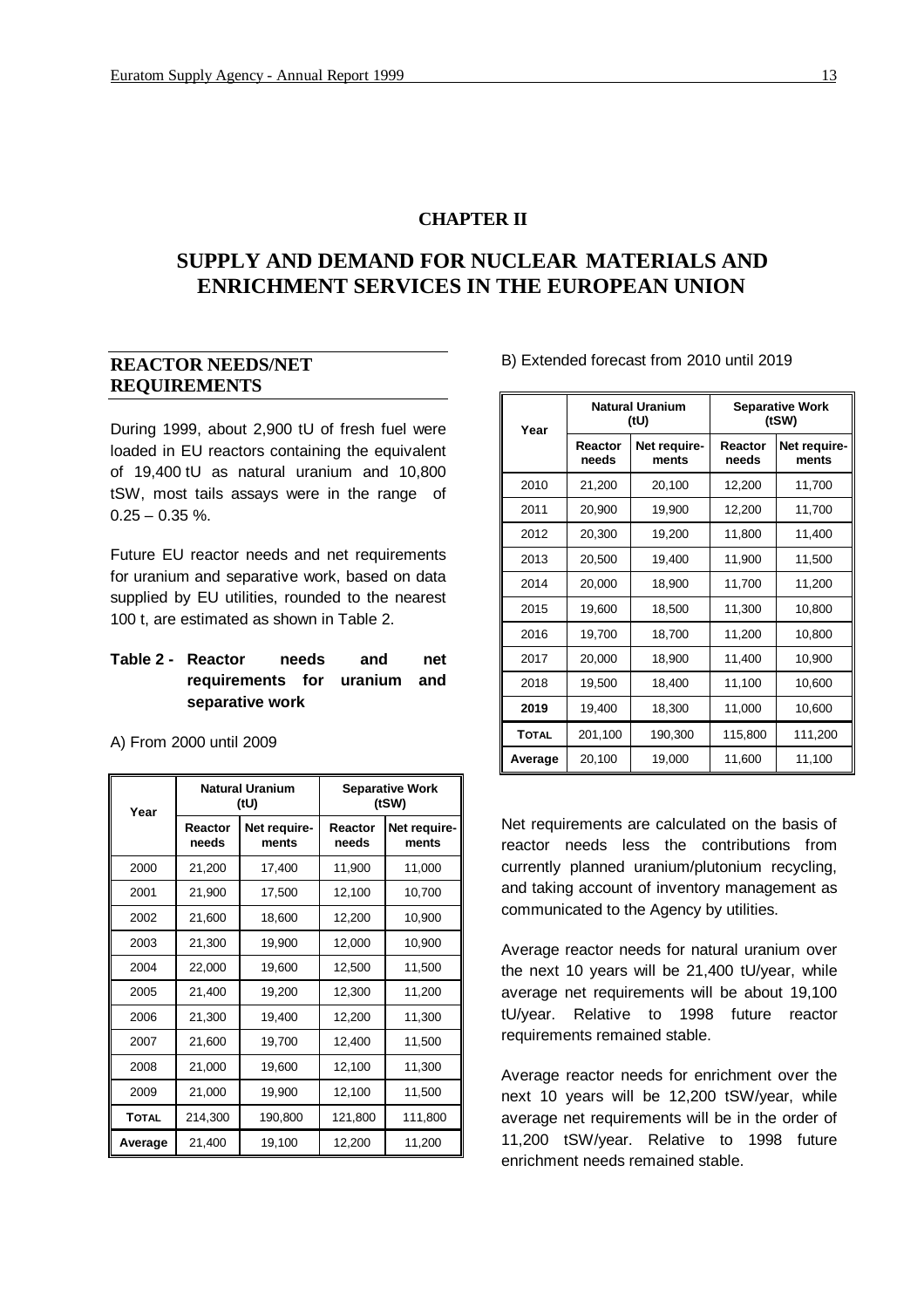# CHAPTER II

# SUPPLY AND DEMAND FOR NUCLEAR MATERIALS AND ENRICHMENT SERVICES IN THE EUROPEAN UNION

## REACTOR NEEDS/NET REQUIREMENTS

During 1999, about 2,900 tU of fresh fuel were loaded in EU reactors containing the equivalent of 19,400 tU as natural uranium and 10,800 tSW, most tails assays were in the range of 0.25 – 0.35 %.

Future EU reactor needs and net requirements for uranium and separative work, based on data supplied by EU utilities, rounded to the nearest 100 t, are estimated as shown in Table 2.

**Table 2 - Reactor needs and net requirements for uranium and separative work**

A) From 2000 until 2009

| Year | Natural Uranium (tU) | | Separative Work (tSW) | |
|---|---|---|---|---|
| | **Reactor needs** | **Net require-ments** | **Reactor needs** | **Net require-ments** |
| 2000 | 21,200 | 17,400 | 11,900 | 11,000 |
| 2001 | 21,900 | 17,500 | 12,100 | 10,700 |
| 2002 | 21,600 | 18,600 | 12,200 | 10,900 |
| 2003 | 21,300 | 19,900 | 12,000 | 10,900 |
| 2004 | 22,000 | 19,600 | 12,500 | 11,500 |
| 2005 | 21,400 | 19,200 | 12,300 | 11,200 |
| 2006 | 21,300 | 19,400 | 12,200 | 11,300 |
| 2007 | 21,600 | 19,700 | 12,400 | 11,500 |
| 2008 | 21,000 | 19,600 | 12,100 | 11,300 |
| 2009 | 21,000 | 19,900 | 12,100 | 11,500 |
| **TOTAL** | 214,300 | 190,800 | 121,800 | 111,800 |
| **Average** | 21,400 | 19,100 | 12,200 | 11,200 |

B) Extended forecast from 2010 until 2019

| Year | Natural Uranium (tU) | | Separative Work (tSW) | |
|---|---|---|---|---|
| | **Reactor needs** | **Net require-ments** | **Reactor needs** | **Net require-ments** |
| 2010 | 21,200 | 20,100 | 12,200 | 11,700 |
| 2011 | 20,900 | 19,900 | 12,200 | 11,700 |
| 2012 | 20,300 | 19,200 | 11,800 | 11,400 |
| 2013 | 20,500 | 19,400 | 11,900 | 11,500 |
| 2014 | 20,000 | 18,900 | 11,700 | 11,200 |
| 2015 | 19,600 | 18,500 | 11,300 | 10,800 |
| 2016 | 19,700 | 18,700 | 11,200 | 10,800 |
| 2017 | 20,000 | 18,900 | 11,400 | 10,900 |
| 2018 | 19,500 | 18,400 | 11,100 | 10,600 |
| **2019** | 19,400 | 18,300 | 11,000 | 10,600 |
| **TOTAL** | 201,100 | 190,300 | 115,800 | 111,200 |
| **Average** | 20,100 | 19,000 | 11,600 | 11,100 |

Net requirements are calculated on the basis of reactor needs less the contributions from currently planned uranium/plutonium recycling, and taking account of inventory management as communicated to the Agency by utilities.

Average reactor needs for natural uranium over the next 10 years will be 21,400 tU/year, while average net requirements will be about 19,100 tU/year. Relative to 1998 future reactor requirements remained stable.

Average reactor needs for enrichment over the next 10 years will be 12,200 tSW/year, while average net requirements will be in the order of 11,200 tSW/year. Relative to 1998 future enrichment needs remained stable.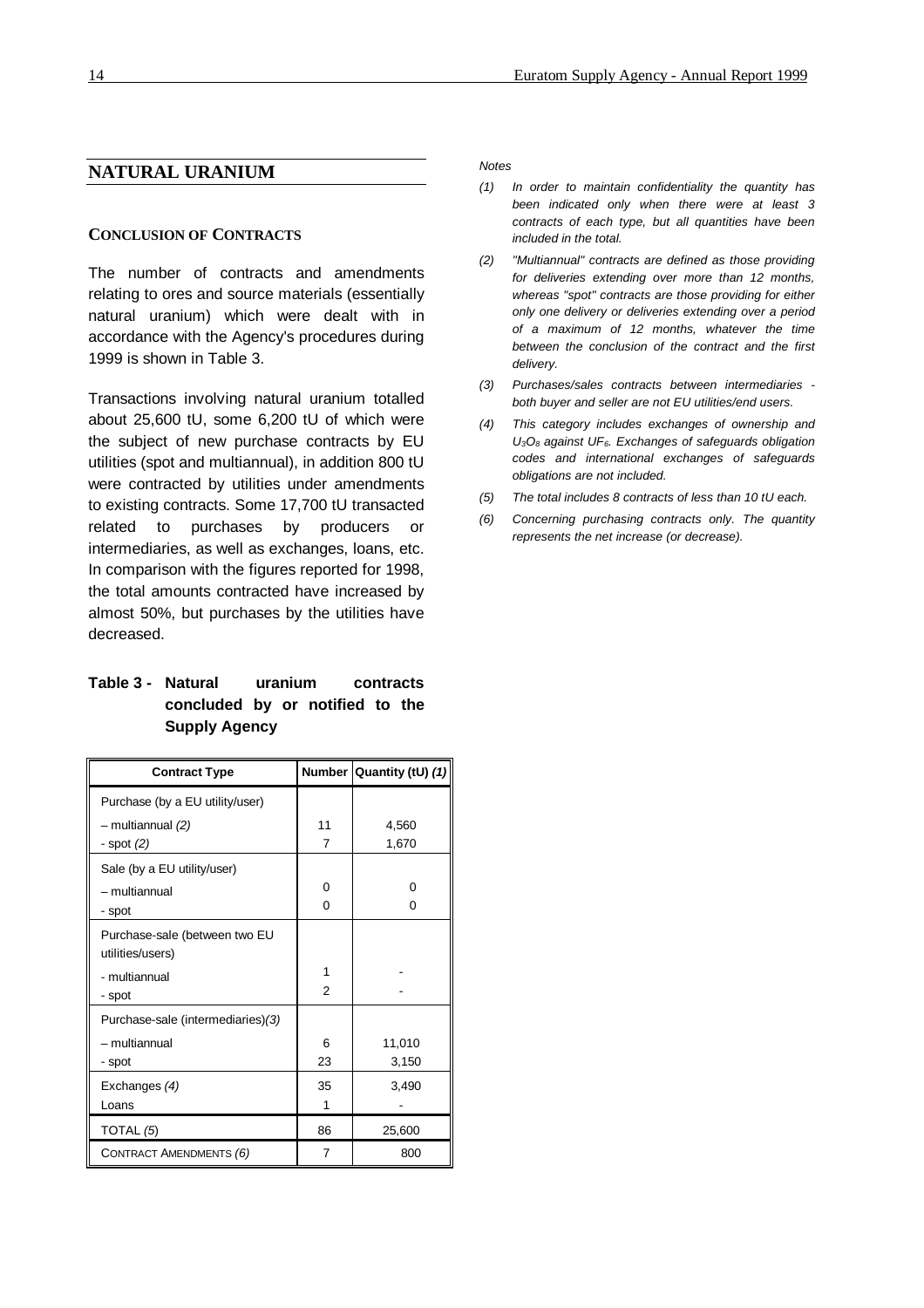## NATURAL URANIUM

### CONCLUSION OF CONTRACTS

The number of contracts and amendments relating to ores and source materials (essentially natural uranium) which were dealt with in accordance with the Agency's procedures during 1999 is shown in Table 3.

Transactions involving natural uranium totalled about 25,600 tU, some 6,200 tU of which were the subject of new purchase contracts by EU utilities (spot and multiannual), in addition 800 tU were contracted by utilities under amendments to existing contracts. Some 17,700 tU transacted related to purchases by producers or intermediaries, as well as exchanges, loans, etc. In comparison with the figures reported for 1998, the total amounts contracted have increased by almost 50%, but purchases by the utilities have decreased.

**Table 3 - Natural uranium contracts concluded by or notified to the Supply Agency**

| Contract Type | Number | Quantity (tU) *(1)* |
|---|---|---|
| Purchase (by a EU utility/user) | | |
| – multiannual *(2)* | 11 | 4,560 |
| - spot *(2)* | 7 | 1,670 |
| Sale (by a EU utility/user) | | |
| – multiannual | 0 | 0 |
| - spot | 0 | 0 |
| Purchase-sale (between two EU utilities/users) | | |
| - multiannual | 1 | - |
| - spot | 2 | - |
| Purchase-sale (intermediaries)*(3)* | | |
| – multiannual | 6 | 11,010 |
| - spot | 23 | 3,150 |
| Exchanges *(4)* | 35 | 3,490 |
| Loans | 1 | - |
| TOTAL *(5)* | 86 | 25,600 |
| CONTRACT AMENDMENTS *(6)* | 7 | 800 |

*Notes*

*(1) In order to maintain confidentiality the quantity has been indicated only when there were at least 3 contracts of each type, but all quantities have been included in the total.*

*(2) "Multiannual" contracts are defined as those providing for deliveries extending over more than 12 months, whereas "spot" contracts are those providing for either only one delivery or deliveries extending over a period of a maximum of 12 months, whatever the time between the conclusion of the contract and the first delivery.*

*(3) Purchases/sales contracts between intermediaries - both buyer and seller are not EU utilities/end users.*

*(4) This category includes exchanges of ownership and $U_3O_8$ against $UF_6$. Exchanges of safeguards obligation codes and international exchanges of safeguards obligations are not included.*

*(5) The total includes 8 contracts of less than 10 tU each.*

*(6) Concerning purchasing contracts only. The quantity represents the net increase (or decrease).*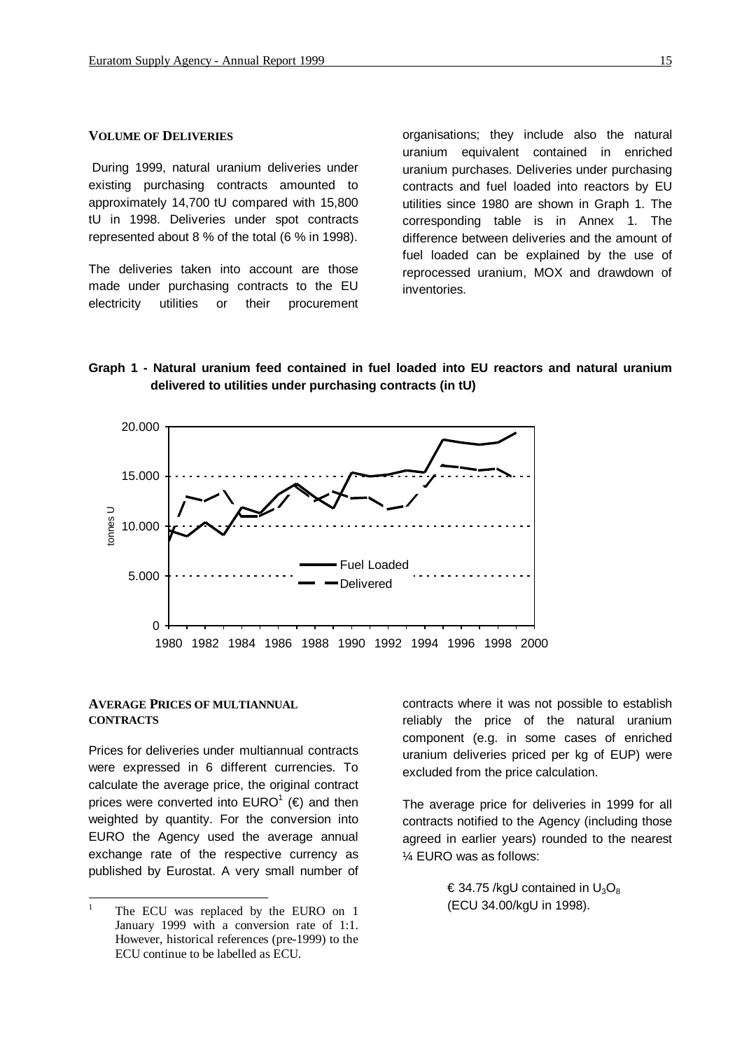## VOLUME OF DELIVERIES

During 1999, natural uranium deliveries under existing purchasing contracts amounted to approximately 14,700 tU compared with 15,800 tU in 1998. Deliveries under spot contracts represented about 8 % of the total (6 % in 1998).

The deliveries taken into account are those made under purchasing contracts to the EU electricity utilities or their procurement organisations; they include also the natural uranium equivalent contained in enriched uranium purchases. Deliveries under purchasing contracts and fuel loaded into reactors by EU utilities since 1980 are shown in Graph 1. The corresponding table is in Annex 1. The difference between deliveries and the amount of fuel loaded can be explained by the use of reprocessed uranium, MOX and drawdown of inventories.

**Graph 1 - Natural uranium feed contained in fuel loaded into EU reactors and natural uranium delivered to utilities under purchasing contracts (in tU)**

## AVERAGE PRICES OF MULTIANNUAL CONTRACTS

Prices for deliveries under multiannual contracts were expressed in 6 different currencies. To calculate the average price, the original contract prices were converted into EURO[1] (€) and then weighted by quantity. For the conversion into EURO the Agency used the average annual exchange rate of the respective currency as published by Eurostat. A very small number of contracts where it was not possible to establish reliably the price of the natural uranium component (e.g. in some cases of enriched uranium deliveries priced per kg of EUP) were excluded from the price calculation.

The average price for deliveries in 1999 for all contracts notified to the Agency (including those agreed in earlier years) rounded to the nearest ¼ EURO was as follows:

> € 34.75 /kgU contained in $U_3O_8$
> (ECU 34.00/kgU in 1998).

[1] The ECU was replaced by the EURO on 1 January 1999 with a conversion rate of 1:1. However, historical references (pre-1999) to the ECU continue to be labelled as ECU.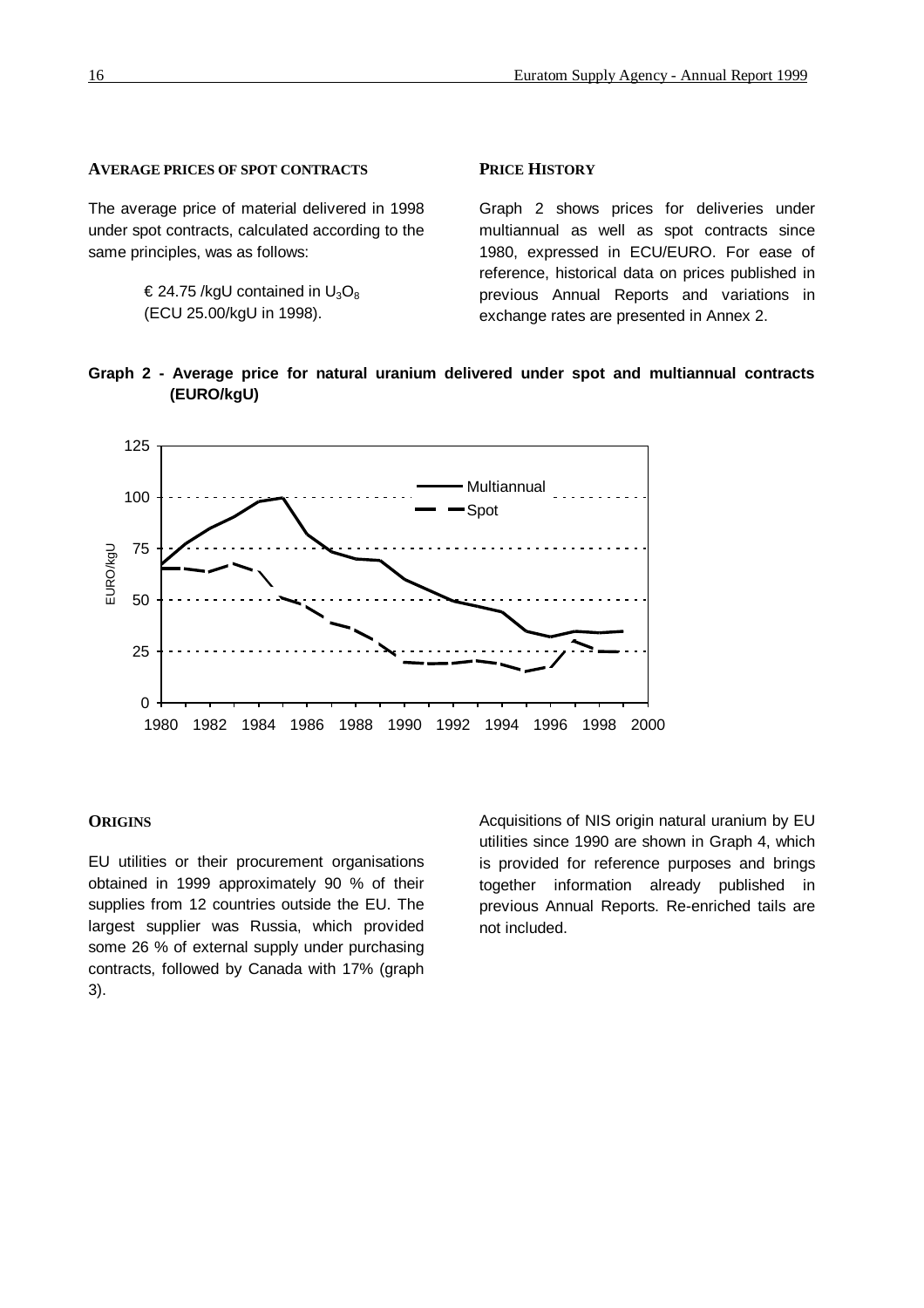### AVERAGE PRICES OF SPOT CONTRACTS

The average price of material delivered in 1998 under spot contracts, calculated according to the same principles, was as follows:

> € 24.75 /kgU contained in $U_3O_8$
> (ECU 25.00/kgU in 1998).

### PRICE HISTORY

Graph 2 shows prices for deliveries under multiannual as well as spot contracts since 1980, expressed in ECU/EURO. For ease of reference, historical data on prices published in previous Annual Reports and variations in exchange rates are presented in Annex 2.

**Graph 2 - Average price for natural uranium delivered under spot and multiannual contracts (EURO/kgU)**

### ORIGINS

EU utilities or their procurement organisations obtained in 1999 approximately 90 % of their supplies from 12 countries outside the EU. The largest supplier was Russia, which provided some 26 % of external supply under purchasing contracts, followed by Canada with 17% (graph 3).

Acquisitions of NIS origin natural uranium by EU utilities since 1990 are shown in Graph 4, which is provided for reference purposes and brings together information already published in previous Annual Reports. Re-enriched tails are not included.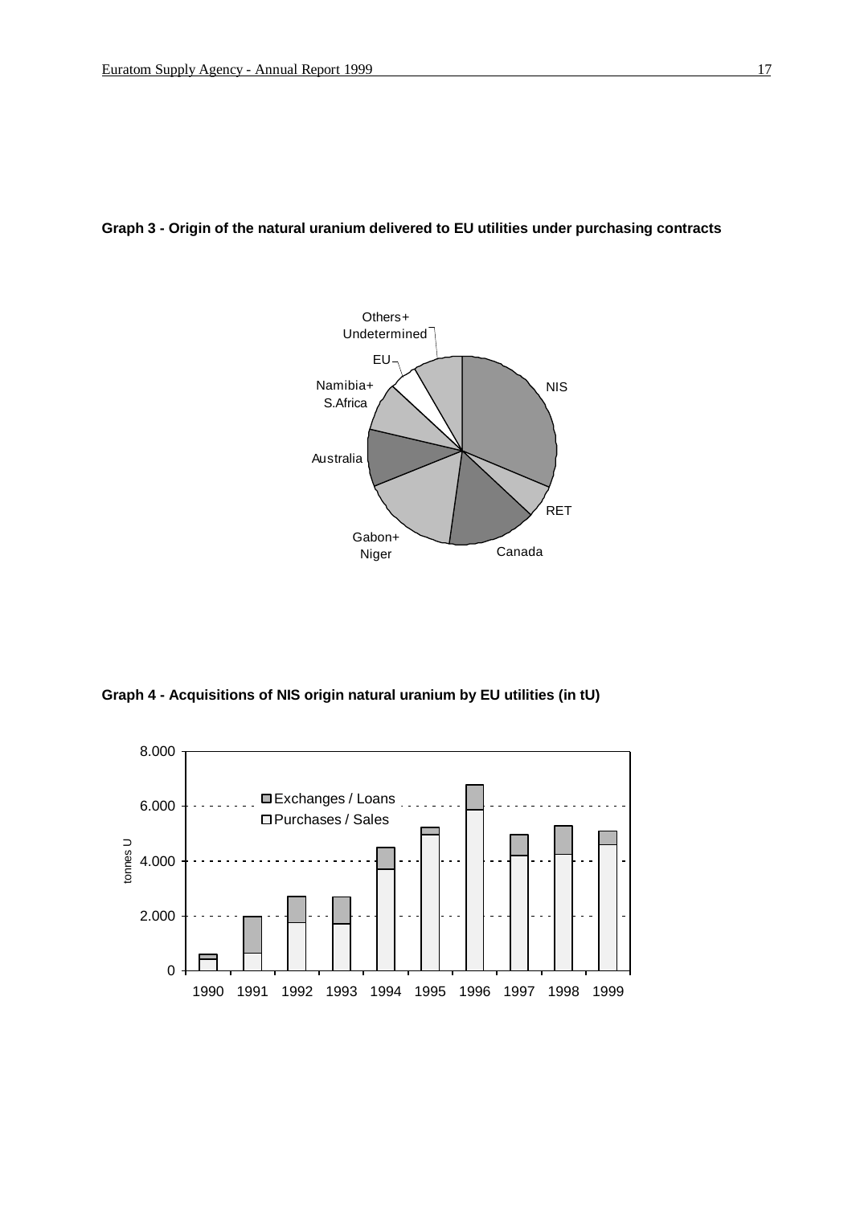**Graph 3 - Origin of the natural uranium delivered to EU utilities under purchasing contracts**

**Graph 4 - Acquisitions of NIS origin natural uranium by EU utilities (in tU)**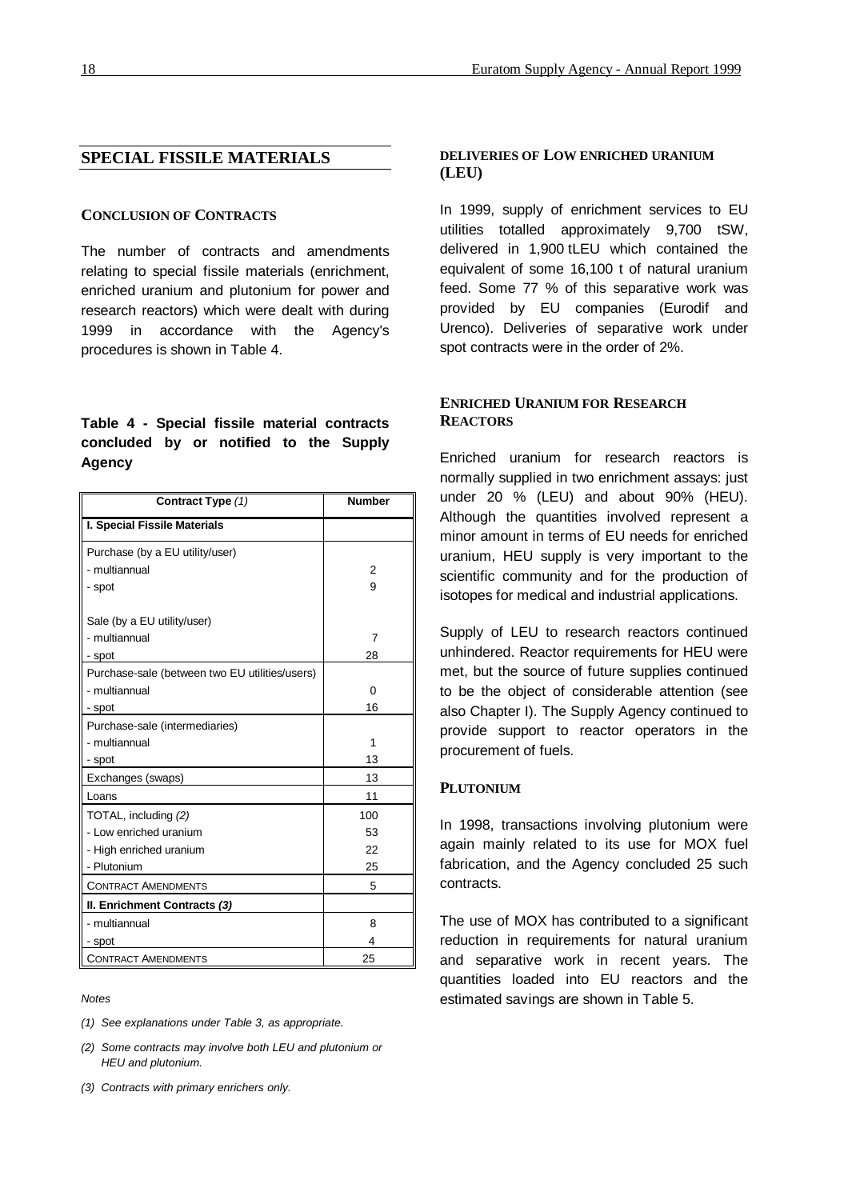## SPECIAL FISSILE MATERIALS

### CONCLUSION OF CONTRACTS

The number of contracts and amendments relating to special fissile materials (enrichment, enriched uranium and plutonium for power and research reactors) which were dealt with during 1999 in accordance with the Agency's procedures is shown in Table 4.

**Table 4 - Special fissile material contracts concluded by or notified to the Supply Agency**

| Contract Type *(1)* | Number |
|---|---|
| **I. Special Fissile Materials** | |
| Purchase (by a EU utility/user) | |
| - multiannual | 2 |
| - spot | 9 |
| Sale (by a EU utility/user) | |
| - multiannual | 7 |
| - spot | 28 |
| Purchase-sale (between two EU utilities/users) | |
| - multiannual | 0 |
| - spot | 16 |
| Purchase-sale (intermediaries) | |
| - multiannual | 1 |
| - spot | 13 |
| Exchanges (swaps) | 13 |
| Loans | 11 |
| TOTAL, including *(2)* | 100 |
| - Low enriched uranium | 53 |
| - High enriched uranium | 22 |
| - Plutonium | 25 |
| CONTRACT AMENDMENTS | 5 |
| **II. Enrichment Contracts *(3)*** | |
| - multiannual | 8 |
| - spot | 4 |
| CONTRACT AMENDMENTS | 25 |

*Notes*

*(1) See explanations under Table 3, as appropriate.*

*(2) Some contracts may involve both LEU and plutonium or HEU and plutonium.*

*(3) Contracts with primary enrichers only.*

### DELIVERIES OF LOW ENRICHED URANIUM (LEU)

In 1999, supply of enrichment services to EU utilities totalled approximately 9,700 tSW, delivered in 1,900 tLEU which contained the equivalent of some 16,100 t of natural uranium feed. Some 77 % of this separative work was provided by EU companies (Eurodif and Urenco). Deliveries of separative work under spot contracts were in the order of 2%.

### ENRICHED URANIUM FOR RESEARCH REACTORS

Enriched uranium for research reactors is normally supplied in two enrichment assays: just under 20 % (LEU) and about 90% (HEU). Although the quantities involved represent a minor amount in terms of EU needs for enriched uranium, HEU supply is very important to the scientific community and for the production of isotopes for medical and industrial applications.

Supply of LEU to research reactors continued unhindered. Reactor requirements for HEU were met, but the source of future supplies continued to be the object of considerable attention (see also Chapter I). The Supply Agency continued to provide support to reactor operators in the procurement of fuels.

### PLUTONIUM

In 1998, transactions involving plutonium were again mainly related to its use for MOX fuel fabrication, and the Agency concluded 25 such contracts.

The use of MOX has contributed to a significant reduction in requirements for natural uranium and separative work in recent years. The quantities loaded into EU reactors and the estimated savings are shown in Table 5.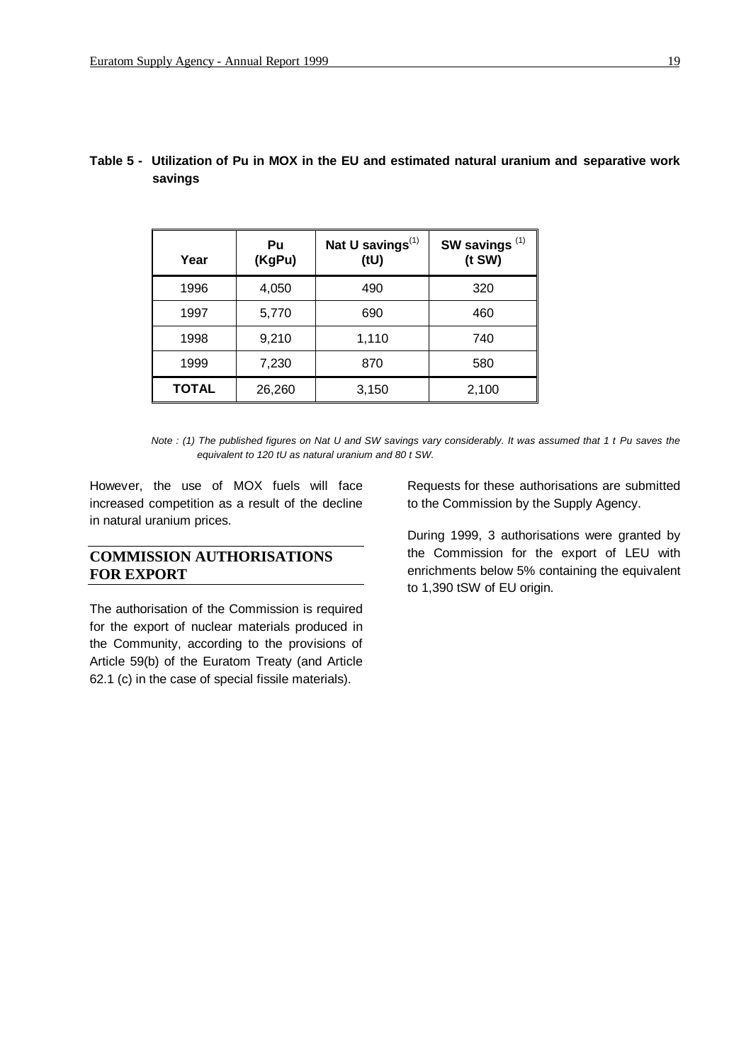**Table 5 - Utilization of Pu in MOX in the EU and estimated natural uranium and separative work savings**

| Year | Pu (KgPu) | Nat U savings[(1)] (tU) | SW savings [(1)] (t SW) |
|---|---|---|---|
| 1996 | 4,050 | 490 | 320 |
| 1997 | 5,770 | 690 | 460 |
| 1998 | 9,210 | 1,110 | 740 |
| 1999 | 7,230 | 870 | 580 |
| **TOTAL** | 26,260 | 3,150 | 2,100 |

*Note : (1) The published figures on Nat U and SW savings vary considerably. It was assumed that 1 t Pu saves the equivalent to 120 tU as natural uranium and 80 t SW.*

However, the use of MOX fuels will face increased competition as a result of the decline in natural uranium prices.

## COMMISSION AUTHORISATIONS FOR EXPORT

The authorisation of the Commission is required for the export of nuclear materials produced in the Community, according to the provisions of Article 59(b) of the Euratom Treaty (and Article 62.1 (c) in the case of special fissile materials).

Requests for these authorisations are submitted to the Commission by the Supply Agency.

During 1999, 3 authorisations were granted by the Commission for the export of LEU with enrichments below 5% containing the equivalent to 1,390 tSW of EU origin.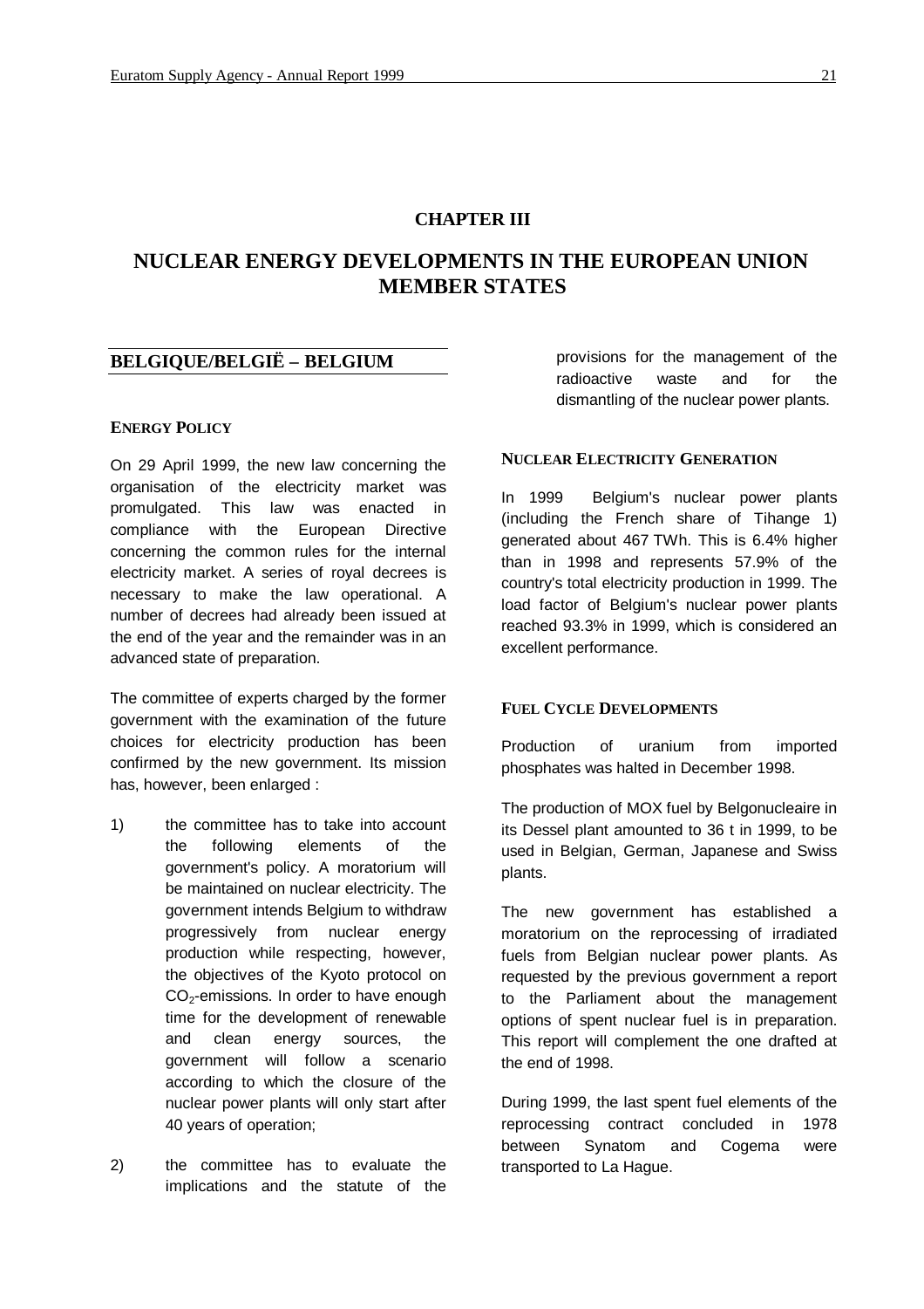# CHAPTER III

# NUCLEAR ENERGY DEVELOPMENTS IN THE EUROPEAN UNION MEMBER STATES

## BELGIQUE/BELGIË – BELGIUM

### ENERGY POLICY

On 29 April 1999, the new law concerning the organisation of the electricity market was promulgated. This law was enacted in compliance with the European Directive concerning the common rules for the internal electricity market. A series of royal decrees is necessary to make the law operational. A number of decrees had already been issued at the end of the year and the remainder was in an advanced state of preparation.

The committee of experts charged by the former government with the examination of the future choices for electricity production has been confirmed by the new government. Its mission has, however, been enlarged :

1) the committee has to take into account the following elements of the government's policy. A moratorium will be maintained on nuclear electricity. The government intends Belgium to withdraw progressively from nuclear energy production while respecting, however, the objectives of the Kyoto protocol on $CO_2$-emissions. In order to have enough time for the development of renewable and clean energy sources, the government will follow a scenario according to which the closure of the nuclear power plants will only start after 40 years of operation;

2) the committee has to evaluate the implications and the statute of the provisions for the management of the radioactive waste and for the dismantling of the nuclear power plants.

### NUCLEAR ELECTRICITY GENERATION

In 1999 Belgium's nuclear power plants (including the French share of Tihange 1) generated about 467 TWh. This is 6.4% higher than in 1998 and represents 57.9% of the country's total electricity production in 1999. The load factor of Belgium's nuclear power plants reached 93.3% in 1999, which is considered an excellent performance.

### FUEL CYCLE DEVELOPMENTS

Production of uranium from imported phosphates was halted in December 1998.

The production of MOX fuel by Belgonucleaire in its Dessel plant amounted to 36 t in 1999, to be used in Belgian, German, Japanese and Swiss plants.

The new government has established a moratorium on the reprocessing of irradiated fuels from Belgian nuclear power plants. As requested by the previous government a report to the Parliament about the management options of spent nuclear fuel is in preparation. This report will complement the one drafted at the end of 1998.

During 1999, the last spent fuel elements of the reprocessing contract concluded in 1978 between Synatom and Cogema were transported to La Hague.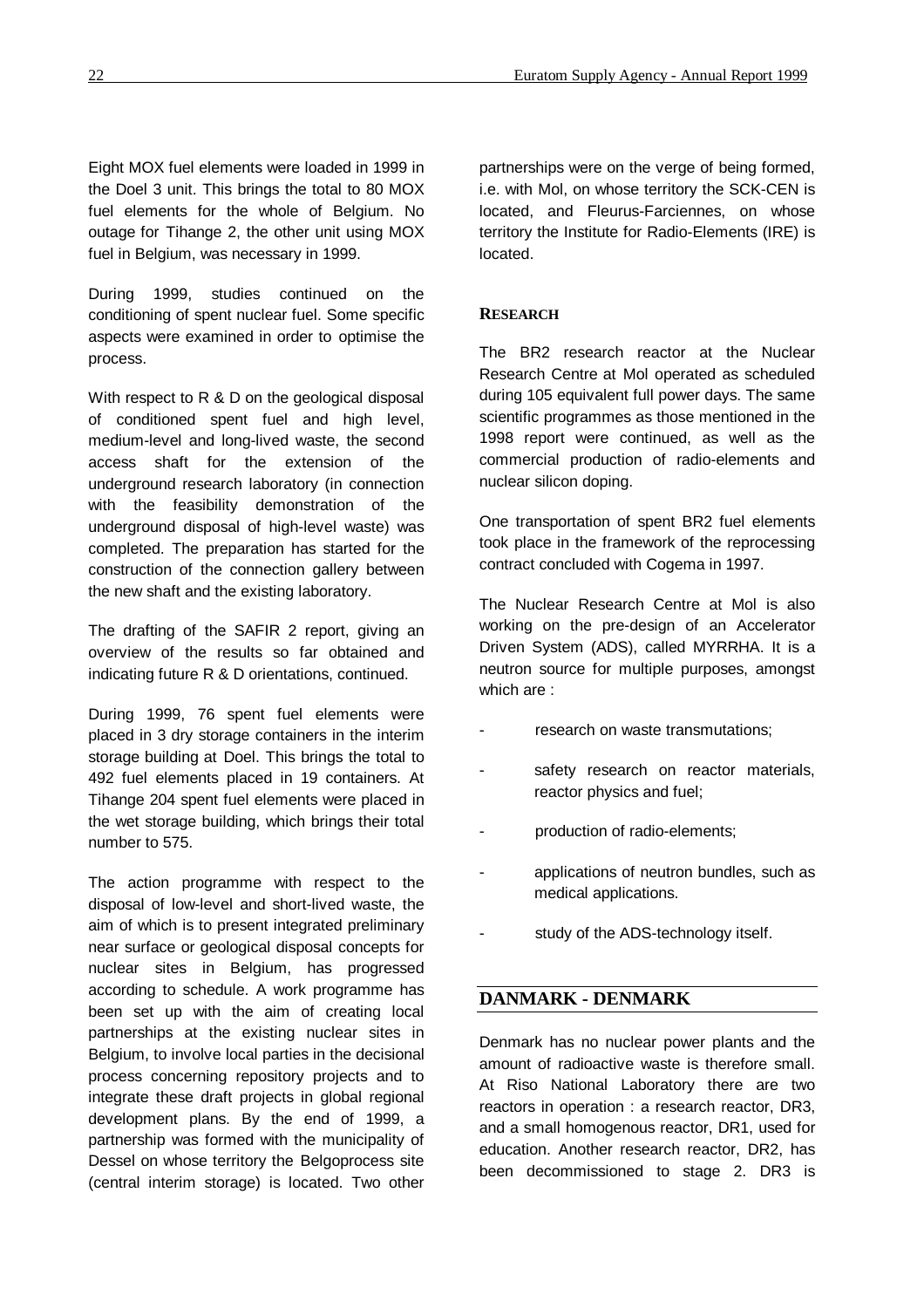Eight MOX fuel elements were loaded in 1999 in the Doel 3 unit. This brings the total to 80 MOX fuel elements for the whole of Belgium. No outage for Tihange 2, the other unit using MOX fuel in Belgium, was necessary in 1999.

During 1999, studies continued on the conditioning of spent nuclear fuel. Some specific aspects were examined in order to optimise the process.

With respect to R & D on the geological disposal of conditioned spent fuel and high level, medium-level and long-lived waste, the second access shaft for the extension of the underground research laboratory (in connection with the feasibility demonstration of the underground disposal of high-level waste) was completed. The preparation has started for the construction of the connection gallery between the new shaft and the existing laboratory.

The drafting of the SAFIR 2 report, giving an overview of the results so far obtained and indicating future R & D orientations, continued.

During 1999, 76 spent fuel elements were placed in 3 dry storage containers in the interim storage building at Doel. This brings the total to 492 fuel elements placed in 19 containers. At Tihange 204 spent fuel elements were placed in the wet storage building, which brings their total number to 575.

The action programme with respect to the disposal of low-level and short-lived waste, the aim of which is to present integrated preliminary near surface or geological disposal concepts for nuclear sites in Belgium, has progressed according to schedule. A work programme has been set up with the aim of creating local partnerships at the existing nuclear sites in Belgium, to involve local parties in the decisional process concerning repository projects and to integrate these draft projects in global regional development plans. By the end of 1999, a partnership was formed with the municipality of Dessel on whose territory the Belgoprocess site (central interim storage) is located. Two other partnerships were on the verge of being formed, i.e. with Mol, on whose territory the SCK-CEN is located, and Fleurus-Farciennes, on whose territory the Institute for Radio-Elements (IRE) is located.

### RESEARCH

The BR2 research reactor at the Nuclear Research Centre at Mol operated as scheduled during 105 equivalent full power days. The same scientific programmes as those mentioned in the 1998 report were continued, as well as the commercial production of radio-elements and nuclear silicon doping.

One transportation of spent BR2 fuel elements took place in the framework of the reprocessing contract concluded with Cogema in 1997.

The Nuclear Research Centre at Mol is also working on the pre-design of an Accelerator Driven System (ADS), called MYRRHA. It is a neutron source for multiple purposes, amongst which are :

- research on waste transmutations;
- safety research on reactor materials, reactor physics and fuel;
- production of radio-elements;
- applications of neutron bundles, such as medical applications.
- study of the ADS-technology itself.

## DANMARK - DENMARK

Denmark has no nuclear power plants and the amount of radioactive waste is therefore small. At Riso National Laboratory there are two reactors in operation : a research reactor, DR3, and a small homogenous reactor, DR1, used for education. Another research reactor, DR2, has been decommissioned to stage 2. DR3 is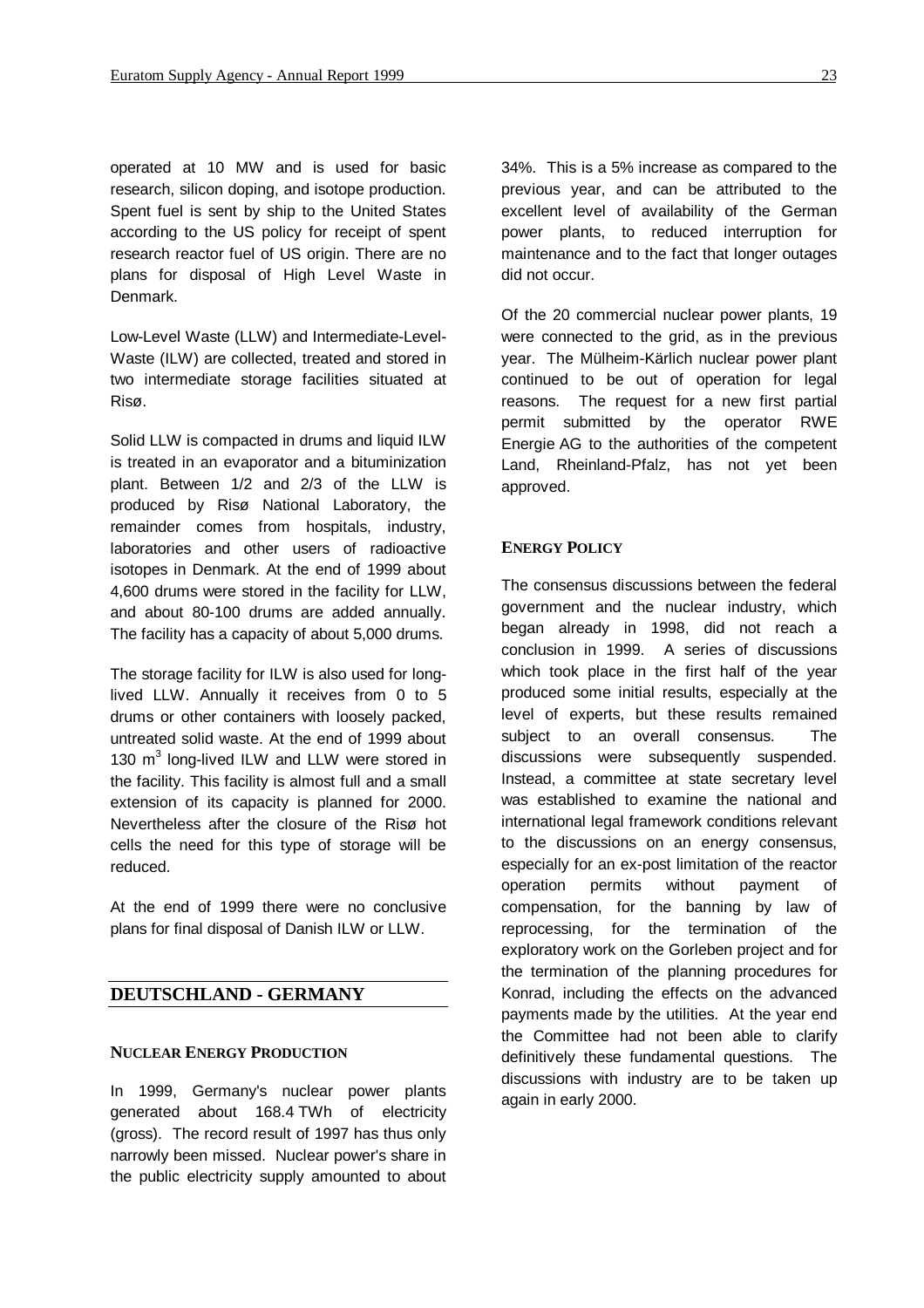operated at 10 MW and is used for basic research, silicon doping, and isotope production. Spent fuel is sent by ship to the United States according to the US policy for receipt of spent research reactor fuel of US origin. There are no plans for disposal of High Level Waste in Denmark.

Low-Level Waste (LLW) and Intermediate-Level-Waste (ILW) are collected, treated and stored in two intermediate storage facilities situated at Risø.

Solid LLW is compacted in drums and liquid ILW is treated in an evaporator and a bituminization plant. Between 1/2 and 2/3 of the LLW is produced by Risø National Laboratory, the remainder comes from hospitals, industry, laboratories and other users of radioactive isotopes in Denmark. At the end of 1999 about 4,600 drums were stored in the facility for LLW, and about 80-100 drums are added annually. The facility has a capacity of about 5,000 drums.

The storage facility for ILW is also used for long-lived LLW. Annually it receives from 0 to 5 drums or other containers with loosely packed, untreated solid waste. At the end of 1999 about 130 $m^3$ long-lived ILW and LLW were stored in the facility. This facility is almost full and a small extension of its capacity is planned for 2000. Nevertheless after the closure of the Risø hot cells the need for this type of storage will be reduced.

At the end of 1999 there were no conclusive plans for final disposal of Danish ILW or LLW.

## DEUTSCHLAND - GERMANY

### NUCLEAR ENERGY PRODUCTION

In 1999, Germany's nuclear power plants generated about 168.4 TWh of electricity (gross). The record result of 1997 has thus only narrowly been missed. Nuclear power's share in the public electricity supply amounted to about 34%. This is a 5% increase as compared to the previous year, and can be attributed to the excellent level of availability of the German power plants, to reduced interruption for maintenance and to the fact that longer outages did not occur.

Of the 20 commercial nuclear power plants, 19 were connected to the grid, as in the previous year. The Mülheim-Kärlich nuclear power plant continued to be out of operation for legal reasons. The request for a new first partial permit submitted by the operator RWE Energie AG to the authorities of the competent Land, Rheinland-Pfalz, has not yet been approved.

### ENERGY POLICY

The consensus discussions between the federal government and the nuclear industry, which began already in 1998, did not reach a conclusion in 1999. A series of discussions which took place in the first half of the year produced some initial results, especially at the level of experts, but these results remained subject to an overall consensus. The discussions were subsequently suspended. Instead, a committee at state secretary level was established to examine the national and international legal framework conditions relevant to the discussions on an energy consensus, especially for an ex-post limitation of the reactor operation permits without payment of compensation, for the banning by law of reprocessing, for the termination of the exploratory work on the Gorleben project and for the termination of the planning procedures for Konrad, including the effects on the advanced payments made by the utilities. At the year end the Committee had not been able to clarify definitively these fundamental questions. The discussions with industry are to be taken up again in early 2000.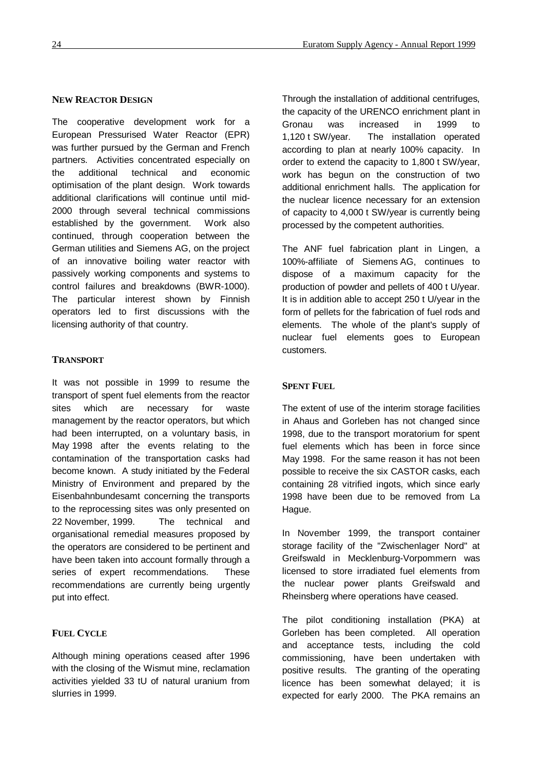### NEW REACTOR DESIGN

The cooperative development work for a European Pressurised Water Reactor (EPR) was further pursued by the German and French partners. Activities concentrated especially on the additional technical and economic optimisation of the plant design. Work towards additional clarifications will continue until mid-2000 through several technical commissions established by the government. Work also continued, through cooperation between the German utilities and Siemens AG, on the project of an innovative boiling water reactor with passively working components and systems to control failures and breakdowns (BWR-1000). The particular interest shown by Finnish operators led to first discussions with the licensing authority of that country.

### TRANSPORT

It was not possible in 1999 to resume the transport of spent fuel elements from the reactor sites which are necessary for waste management by the reactor operators, but which had been interrupted, on a voluntary basis, in May 1998 after the events relating to the contamination of the transportation casks had become known. A study initiated by the Federal Ministry of Environment and prepared by the Eisenbahnbundesamt concerning the transports to the reprocessing sites was only presented on 22 November, 1999. The technical and organisational remedial measures proposed by the operators are considered to be pertinent and have been taken into account formally through a series of expert recommendations. These recommendations are currently being urgently put into effect.

### FUEL CYCLE

Although mining operations ceased after 1996 with the closing of the Wismut mine, reclamation activities yielded 33 tU of natural uranium from slurries in 1999.

Through the installation of additional centrifuges, the capacity of the URENCO enrichment plant in Gronau was increased in 1999 to 1,120 t SW/year. The installation operated according to plan at nearly 100% capacity. In order to extend the capacity to 1,800 t SW/year, work has begun on the construction of two additional enrichment halls. The application for the nuclear licence necessary for an extension of capacity to 4,000 t SW/year is currently being processed by the competent authorities.

The ANF fuel fabrication plant in Lingen, a 100%-affiliate of Siemens AG, continues to dispose of a maximum capacity for the production of powder and pellets of 400 t U/year. It is in addition able to accept 250 t U/year in the form of pellets for the fabrication of fuel rods and elements. The whole of the plant's supply of nuclear fuel elements goes to European customers.

### SPENT FUEL

The extent of use of the interim storage facilities in Ahaus and Gorleben has not changed since 1998, due to the transport moratorium for spent fuel elements which has been in force since May 1998. For the same reason it has not been possible to receive the six CASTOR casks, each containing 28 vitrified ingots, which since early 1998 have been due to be removed from La Hague.

In November 1999, the transport container storage facility of the "Zwischenlager Nord" at Greifswald in Mecklenburg-Vorpommern was licensed to store irradiated fuel elements from the nuclear power plants Greifswald and Rheinsberg where operations have ceased.

The pilot conditioning installation (PKA) at Gorleben has been completed. All operation and acceptance tests, including the cold commissioning, have been undertaken with positive results. The granting of the operating licence has been somewhat delayed; it is expected for early 2000. The PKA remains an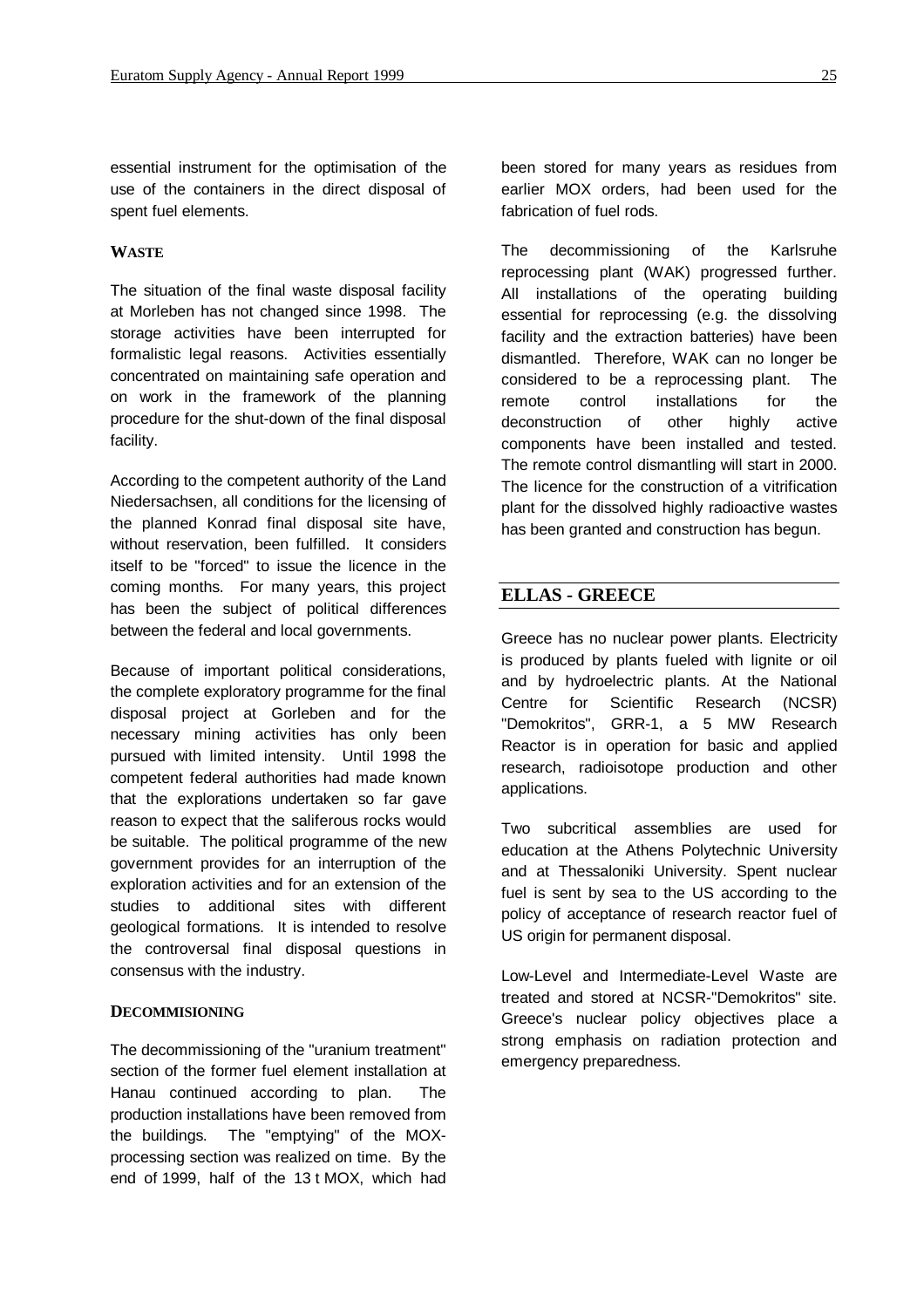essential instrument for the optimisation of the use of the containers in the direct disposal of spent fuel elements.

### WASTE

The situation of the final waste disposal facility at Morleben has not changed since 1998. The storage activities have been interrupted for formalistic legal reasons. Activities essentially concentrated on maintaining safe operation and on work in the framework of the planning procedure for the shut-down of the final disposal facility.

According to the competent authority of the Land Niedersachsen, all conditions for the licensing of the planned Konrad final disposal site have, without reservation, been fulfilled. It considers itself to be "forced" to issue the licence in the coming months. For many years, this project has been the subject of political differences between the federal and local governments.

Because of important political considerations, the complete exploratory programme for the final disposal project at Gorleben and for the necessary mining activities has only been pursued with limited intensity. Until 1998 the competent federal authorities had made known that the explorations undertaken so far gave reason to expect that the saliferous rocks would be suitable. The political programme of the new government provides for an interruption of the exploration activities and for an extension of the studies to additional sites with different geological formations. It is intended to resolve the controversal final disposal questions in consensus with the industry.

### DECOMMISIONING

The decommissioning of the "uranium treatment" section of the former fuel element installation at Hanau continued according to plan. The production installations have been removed from the buildings. The "emptying" of the MOX-processing section was realized on time. By the end of 1999, half of the 13 t MOX, which had been stored for many years as residues from earlier MOX orders, had been used for the fabrication of fuel rods.

The decommissioning of the Karlsruhe reprocessing plant (WAK) progressed further. All installations of the operating building essential for reprocessing (e.g. the dissolving facility and the extraction batteries) have been dismantled. Therefore, WAK can no longer be considered to be a reprocessing plant. The remote control installations for the deconstruction of other highly active components have been installed and tested. The remote control dismantling will start in 2000. The licence for the construction of a vitrification plant for the dissolved highly radioactive wastes has been granted and construction has begun.

## ELLAS - GREECE

Greece has no nuclear power plants. Electricity is produced by plants fueled with lignite or oil and by hydroelectric plants. At the National Centre for Scientific Research (NCSR) "Demokritos", GRR-1, a 5 MW Research Reactor is in operation for basic and applied research, radioisotope production and other applications.

Two subcritical assemblies are used for education at the Athens Polytechnic University and at Thessaloniki University. Spent nuclear fuel is sent by sea to the US according to the policy of acceptance of research reactor fuel of US origin for permanent disposal.

Low-Level and Intermediate-Level Waste are treated and stored at NCSR-"Demokritos" site. Greece's nuclear policy objectives place a strong emphasis on radiation protection and emergency preparedness.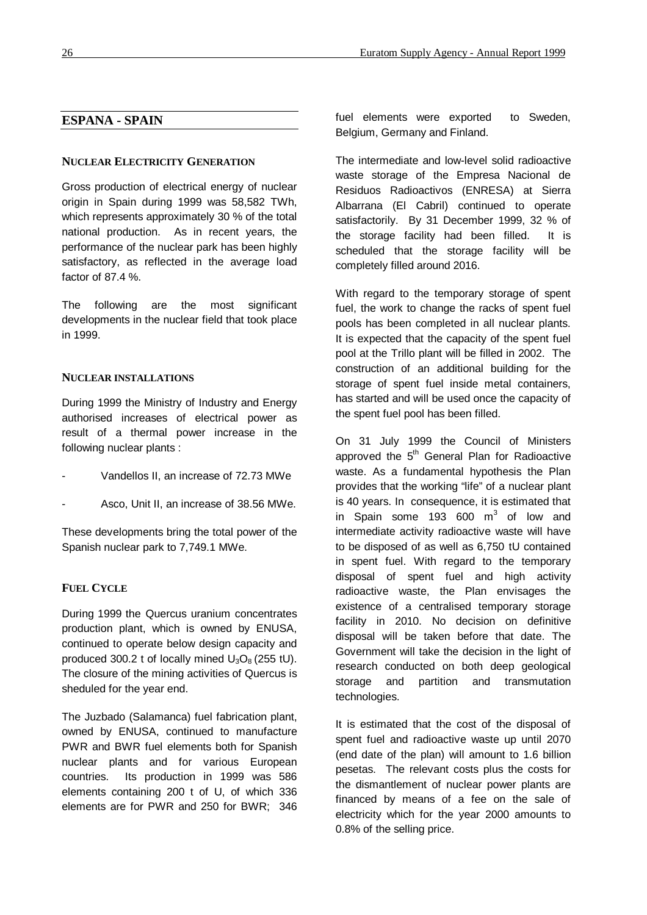## ESPANA - SPAIN

### NUCLEAR ELECTRICITY GENERATION

Gross production of electrical energy of nuclear origin in Spain during 1999 was 58,582 TWh, which represents approximately 30 % of the total national production. As in recent years, the performance of the nuclear park has been highly satisfactory, as reflected in the average load factor of 87.4 %.

The following are the most significant developments in the nuclear field that took place in 1999.

### NUCLEAR INSTALLATIONS

During 1999 the Ministry of Industry and Energy authorised increases of electrical power as result of a thermal power increase in the following nuclear plants :

- Vandellos II, an increase of 72.73 MWe
- Asco, Unit II, an increase of 38.56 MWe.

These developments bring the total power of the Spanish nuclear park to 7,749.1 MWe.

### FUEL CYCLE

During 1999 the Quercus uranium concentrates production plant, which is owned by ENUSA, continued to operate below design capacity and produced 300.2 t of locally mined $U_3O_8$ (255 tU). The closure of the mining activities of Quercus is sheduled for the year end.

The Juzbado (Salamanca) fuel fabrication plant, owned by ENUSA, continued to manufacture PWR and BWR fuel elements both for Spanish nuclear plants and for various European countries. Its production in 1999 was 586 elements containing 200 t of U, of which 336 elements are for PWR and 250 for BWR; 346 fuel elements were exported to Sweden, Belgium, Germany and Finland.

The intermediate and low-level solid radioactive waste storage of the Empresa Nacional de Residuos Radioactivos (ENRESA) at Sierra Albarrana (El Cabril) continued to operate satisfactorily. By 31 December 1999, 32 % of the storage facility had been filled. It is scheduled that the storage facility will be completely filled around 2016.

With regard to the temporary storage of spent fuel, the work to change the racks of spent fuel pools has been completed in all nuclear plants. It is expected that the capacity of the spent fuel pool at the Trillo plant will be filled in 2002. The construction of an additional building for the storage of spent fuel inside metal containers, has started and will be used once the capacity of the spent fuel pool has been filled.

On 31 July 1999 the Council of Ministers approved the 5th General Plan for Radioactive waste. As a fundamental hypothesis the Plan provides that the working "life" of a nuclear plant is 40 years. In consequence, it is estimated that in Spain some 193 600 $m^3$ of low and intermediate activity radioactive waste will have to be disposed of as well as 6,750 tU contained in spent fuel. With regard to the temporary disposal of spent fuel and high activity radioactive waste, the Plan envisages the existence of a centralised temporary storage facility in 2010. No decision on definitive disposal will be taken before that date. The Government will take the decision in the light of research conducted on both deep geological storage and partition and transmutation technologies.

It is estimated that the cost of the disposal of spent fuel and radioactive waste up until 2070 (end date of the plan) will amount to 1.6 billion pesetas. The relevant costs plus the costs for the dismantlement of nuclear power plants are financed by means of a fee on the sale of electricity which for the year 2000 amounts to 0.8% of the selling price.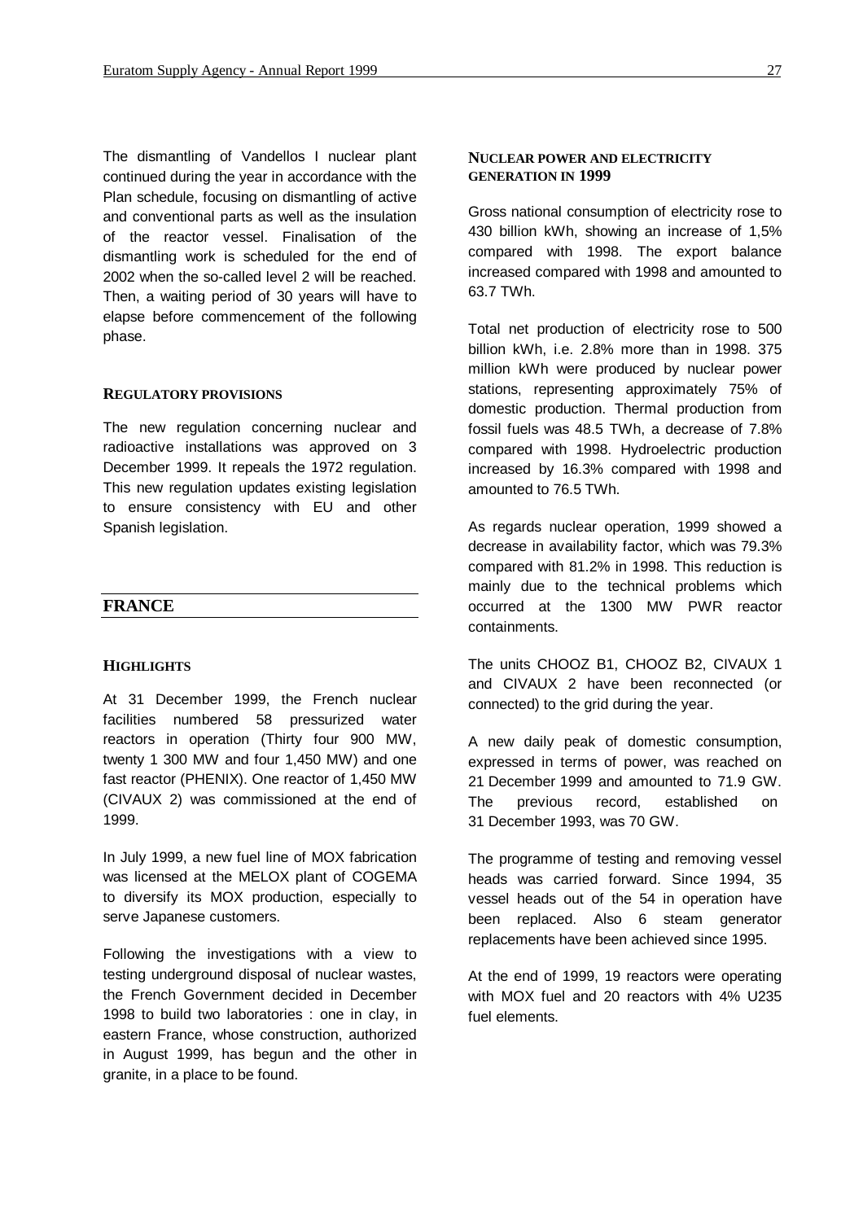The dismantling of Vandellos I nuclear plant continued during the year in accordance with the Plan schedule, focusing on dismantling of active and conventional parts as well as the insulation of the reactor vessel. Finalisation of the dismantling work is scheduled for the end of 2002 when the so-called level 2 will be reached. Then, a waiting period of 30 years will have to elapse before commencement of the following phase.

### REGULATORY PROVISIONS

The new regulation concerning nuclear and radioactive installations was approved on 3 December 1999. It repeals the 1972 regulation. This new regulation updates existing legislation to ensure consistency with EU and other Spanish legislation.

## FRANCE

### HIGHLIGHTS

At 31 December 1999, the French nuclear facilities numbered 58 pressurized water reactors in operation (Thirty four 900 MW, twenty 1 300 MW and four 1,450 MW) and one fast reactor (PHENIX). One reactor of 1,450 MW (CIVAUX 2) was commissioned at the end of 1999.

In July 1999, a new fuel line of MOX fabrication was licensed at the MELOX plant of COGEMA to diversify its MOX production, especially to serve Japanese customers.

Following the investigations with a view to testing underground disposal of nuclear wastes, the French Government decided in December 1998 to build two laboratories : one in clay, in eastern France, whose construction, authorized in August 1999, has begun and the other in granite, in a place to be found.

### NUCLEAR POWER AND ELECTRICITY GENERATION IN 1999

Gross national consumption of electricity rose to 430 billion kWh, showing an increase of 1,5% compared with 1998. The export balance increased compared with 1998 and amounted to 63.7 TWh.

Total net production of electricity rose to 500 billion kWh, i.e. 2.8% more than in 1998. 375 million kWh were produced by nuclear power stations, representing approximately 75% of domestic production. Thermal production from fossil fuels was 48.5 TWh, a decrease of 7.8% compared with 1998. Hydroelectric production increased by 16.3% compared with 1998 and amounted to 76.5 TWh.

As regards nuclear operation, 1999 showed a decrease in availability factor, which was 79.3% compared with 81.2% in 1998. This reduction is mainly due to the technical problems which occurred at the 1300 MW PWR reactor containments.

The units CHOOZ B1, CHOOZ B2, CIVAUX 1 and CIVAUX 2 have been reconnected (or connected) to the grid during the year.

A new daily peak of domestic consumption, expressed in terms of power, was reached on 21 December 1999 and amounted to 71.9 GW. The previous record, established on 31 December 1993, was 70 GW.

The programme of testing and removing vessel heads was carried forward. Since 1994, 35 vessel heads out of the 54 in operation have been replaced. Also 6 steam generator replacements have been achieved since 1995.

At the end of 1999, 19 reactors were operating with MOX fuel and 20 reactors with 4% U235 fuel elements.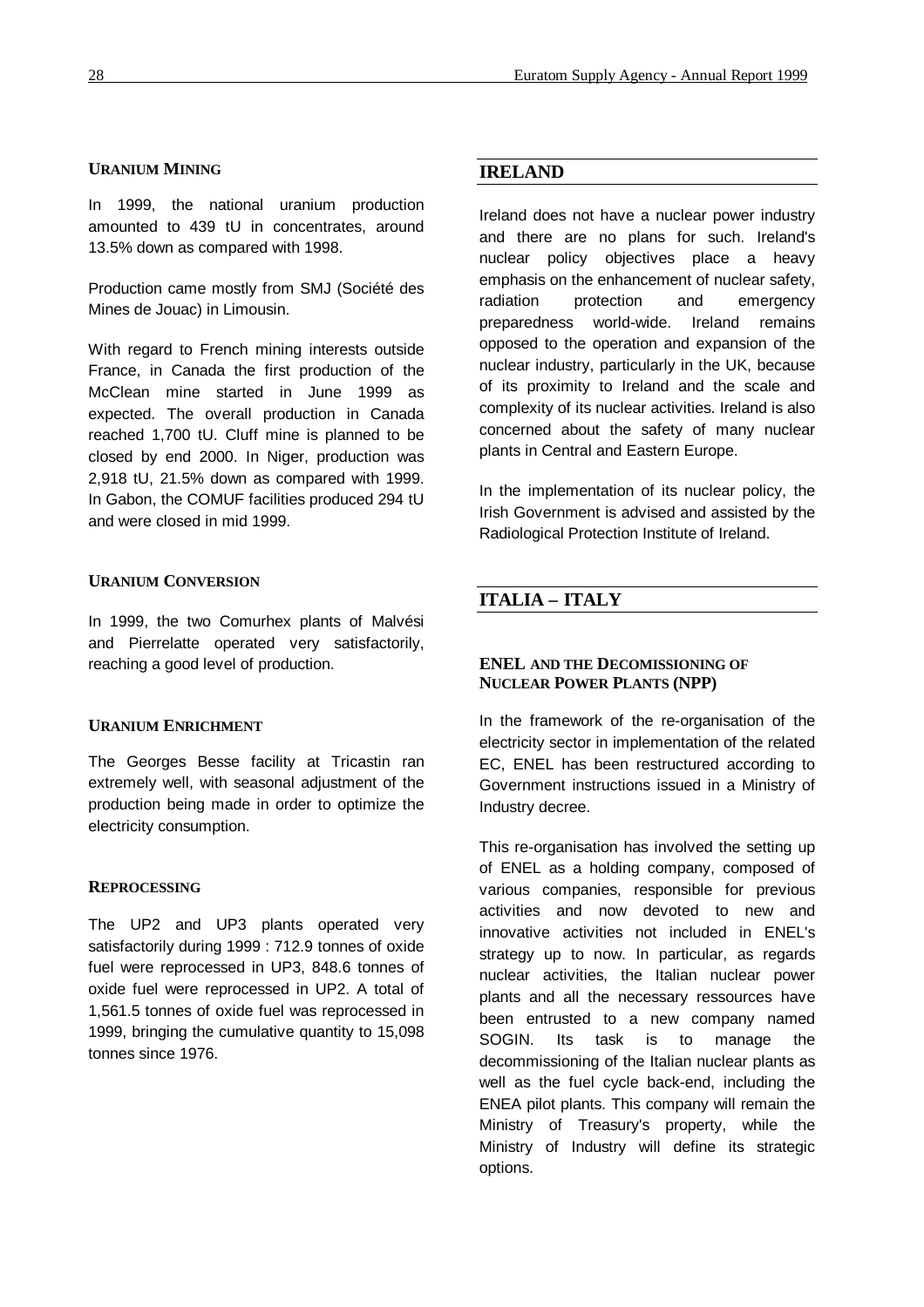### Uranium Mining

In 1999, the national uranium production amounted to 439 tU in concentrates, around 13.5% down as compared with 1998.

Production came mostly from SMJ (Société des Mines de Jouac) in Limousin.

With regard to French mining interests outside France, in Canada the first production of the McClean mine started in June 1999 as expected. The overall production in Canada reached 1,700 tU. Cluff mine is planned to be closed by end 2000. In Niger, production was 2,918 tU, 21.5% down as compared with 1999. In Gabon, the COMUF facilities produced 294 tU and were closed in mid 1999.

### Uranium Conversion

In 1999, the two Comurhex plants of Malvési and Pierrelatte operated very satisfactorily, reaching a good level of production.

### Uranium Enrichment

The Georges Besse facility at Tricastin ran extremely well, with seasonal adjustment of the production being made in order to optimize the electricity consumption.

### Reprocessing

The UP2 and UP3 plants operated very satisfactorily during 1999 : 712.9 tonnes of oxide fuel were reprocessed in UP3, 848.6 tonnes of oxide fuel were reprocessed in UP2. A total of 1,561.5 tonnes of oxide fuel was reprocessed in 1999, bringing the cumulative quantity to 15,098 tonnes since 1976.

## IRELAND

Ireland does not have a nuclear power industry and there are no plans for such. Ireland's nuclear policy objectives place a heavy emphasis on the enhancement of nuclear safety, radiation protection and emergency preparedness world-wide. Ireland remains opposed to the operation and expansion of the nuclear industry, particularly in the UK, because of its proximity to Ireland and the scale and complexity of its nuclear activities. Ireland is also concerned about the safety of many nuclear plants in Central and Eastern Europe.

In the implementation of its nuclear policy, the Irish Government is advised and assisted by the Radiological Protection Institute of Ireland.

## ITALIA – ITALY

### ENEL and the Decomissioning of Nuclear Power Plants (NPP)

In the framework of the re-organisation of the electricity sector in implementation of the related EC, ENEL has been restructured according to Government instructions issued in a Ministry of Industry decree.

This re-organisation has involved the setting up of ENEL as a holding company, composed of various companies, responsible for previous activities and now devoted to new and innovative activities not included in ENEL's strategy up to now. In particular, as regards nuclear activities, the Italian nuclear power plants and all the necessary ressources have been entrusted to a new company named SOGIN. Its task is to manage the decommissioning of the Italian nuclear plants as well as the fuel cycle back-end, including the ENEA pilot plants. This company will remain the Ministry of Treasury's property, while the Ministry of Industry will define its strategic options.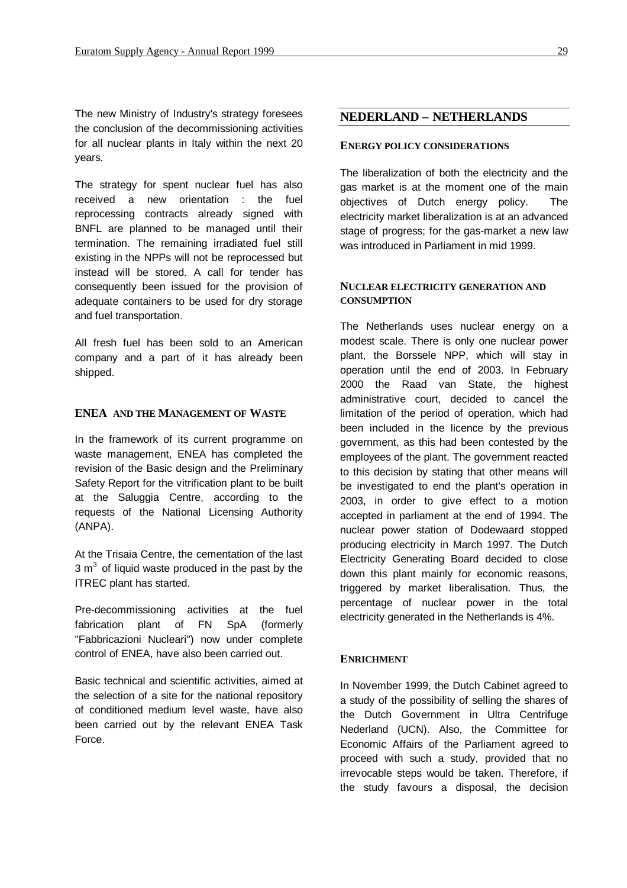The new Ministry of Industry's strategy foresees the conclusion of the decommissioning activities for all nuclear plants in Italy within the next 20 years.

The strategy for spent nuclear fuel has also received a new orientation : the fuel reprocessing contracts already signed with BNFL are planned to be managed until their termination. The remaining irradiated fuel still existing in the NPPs will not be reprocessed but instead will be stored. A call for tender has consequently been issued for the provision of adequate containers to be used for dry storage and fuel transportation.

All fresh fuel has been sold to an American company and a part of it has already been shipped.

### ENEA AND THE MANAGEMENT OF WASTE

In the framework of its current programme on waste management, ENEA has completed the revision of the Basic design and the Preliminary Safety Report for the vitrification plant to be built at the Saluggia Centre, according to the requests of the National Licensing Authority (ANPA).

At the Trisaia Centre, the cementation of the last 3 $m^3$ of liquid waste produced in the past by the ITREC plant has started.

Pre-decommissioning activities at the fuel fabrication plant of FN SpA (formerly "Fabbricazioni Nucleari") now under complete control of ENEA, have also been carried out.

Basic technical and scientific activities, aimed at the selection of a site for the national repository of conditioned medium level waste, have also been carried out by the relevant ENEA Task Force.

## NEDERLAND – NETHERLANDS

### ENERGY POLICY CONSIDERATIONS

The liberalization of both the electricity and the gas market is at the moment one of the main objectives of Dutch energy policy. The electricity market liberalization is at an advanced stage of progress; for the gas-market a new law was introduced in Parliament in mid 1999.

### NUCLEAR ELECTRICITY GENERATION AND CONSUMPTION

The Netherlands uses nuclear energy on a modest scale. There is only one nuclear power plant, the Borssele NPP, which will stay in operation until the end of 2003. In February 2000 the Raad van State, the highest administrative court, decided to cancel the limitation of the period of operation, which had been included in the licence by the previous government, as this had been contested by the employees of the plant. The government reacted to this decision by stating that other means will be investigated to end the plant's operation in 2003, in order to give effect to a motion accepted in parliament at the end of 1994. The nuclear power station of Dodewaard stopped producing electricity in March 1997. The Dutch Electricity Generating Board decided to close down this plant mainly for economic reasons, triggered by market liberalisation. Thus, the percentage of nuclear power in the total electricity generated in the Netherlands is 4%.

### ENRICHMENT

In November 1999, the Dutch Cabinet agreed to a study of the possibility of selling the shares of the Dutch Government in Ultra Centrifuge Nederland (UCN). Also, the Committee for Economic Affairs of the Parliament agreed to proceed with such a study, provided that no irrevocable steps would be taken. Therefore, if the study favours a disposal, the decision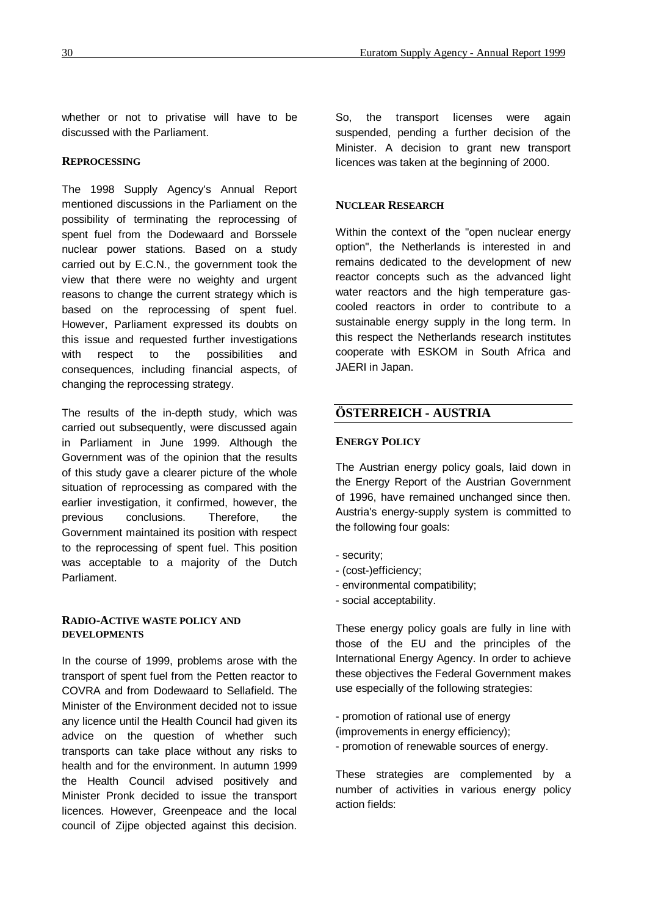whether or not to privatise will have to be discussed with the Parliament.

### REPROCESSING

The 1998 Supply Agency's Annual Report mentioned discussions in the Parliament on the possibility of terminating the reprocessing of spent fuel from the Dodewaard and Borssele nuclear power stations. Based on a study carried out by E.C.N., the government took the view that there were no weighty and urgent reasons to change the current strategy which is based on the reprocessing of spent fuel. However, Parliament expressed its doubts on this issue and requested further investigations with respect to the possibilities and consequences, including financial aspects, of changing the reprocessing strategy.

The results of the in-depth study, which was carried out subsequently, were discussed again in Parliament in June 1999. Although the Government was of the opinion that the results of this study gave a clearer picture of the whole situation of reprocessing as compared with the earlier investigation, it confirmed, however, the previous conclusions. Therefore, the Government maintained its position with respect to the reprocessing of spent fuel. This position was acceptable to a majority of the Dutch Parliament.

### RADIO-ACTIVE WASTE POLICY AND DEVELOPMENTS

In the course of 1999, problems arose with the transport of spent fuel from the Petten reactor to COVRA and from Dodewaard to Sellafield. The Minister of the Environment decided not to issue any licence until the Health Council had given its advice on the question of whether such transports can take place without any risks to health and for the environment. In autumn 1999 the Health Council advised positively and Minister Pronk decided to issue the transport licences. However, Greenpeace and the local council of Zijpe objected against this decision. So, the transport licenses were again suspended, pending a further decision of the Minister. A decision to grant new transport licences was taken at the beginning of 2000.

### NUCLEAR RESEARCH

Within the context of the "open nuclear energy option", the Netherlands is interested in and remains dedicated to the development of new reactor concepts such as the advanced light water reactors and the high temperature gas-cooled reactors in order to contribute to a sustainable energy supply in the long term. In this respect the Netherlands research institutes cooperate with ESKOM in South Africa and JAERI in Japan.

## ÖSTERREICH - AUSTRIA

### ENERGY POLICY

The Austrian energy policy goals, laid down in the Energy Report of the Austrian Government of 1996, have remained unchanged since then. Austria's energy-supply system is committed to the following four goals:

- security;
- (cost-)efficiency;
- environmental compatibility;
- social acceptability.

These energy policy goals are fully in line with those of the EU and the principles of the International Energy Agency. In order to achieve these objectives the Federal Government makes use especially of the following strategies:

- promotion of rational use of energy (improvements in energy efficiency);
- promotion of renewable sources of energy.

These strategies are complemented by a number of activities in various energy policy action fields: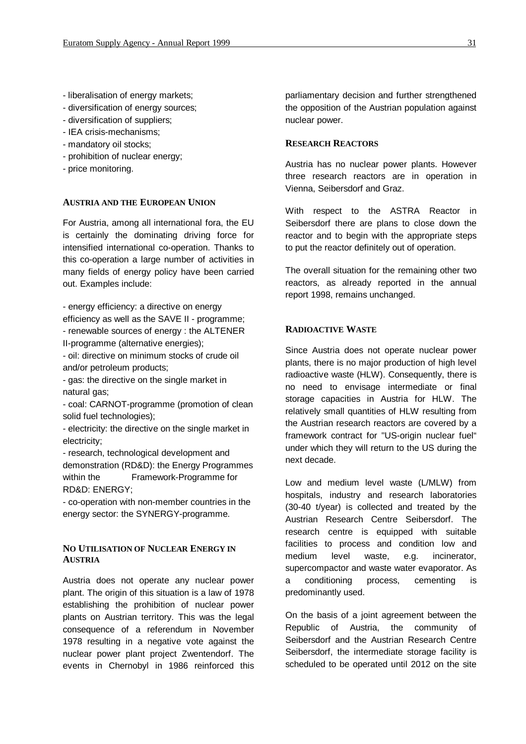- liberalisation of energy markets;
- diversification of energy sources;
- diversification of suppliers;
- IEA crisis-mechanisms;
- mandatory oil stocks;
- prohibition of nuclear energy;
- price monitoring.

## Austria and the European Union

For Austria, among all international fora, the EU is certainly the dominating driving force for intensified international co-operation. Thanks to this co-operation a large number of activities in many fields of energy policy have been carried out. Examples include:

- energy efficiency: a directive on energy efficiency as well as the SAVE II - programme;
- renewable sources of energy : the ALTENER II-programme (alternative energies);
- oil: directive on minimum stocks of crude oil and/or petroleum products;
- gas: the directive on the single market in natural gas;
- coal: CARNOT-programme (promotion of clean solid fuel technologies);
- electricity: the directive on the single market in electricity;
- research, technological development and demonstration (RD&D): the Energy Programmes within the Framework-Programme for RD&D: ENERGY;
- co-operation with non-member countries in the energy sector: the SYNERGY-programme.

## No Utilisation of Nuclear Energy in Austria

Austria does not operate any nuclear power plant. The origin of this situation is a law of 1978 establishing the prohibition of nuclear power plants on Austrian territory. This was the legal consequence of a referendum in November 1978 resulting in a negative vote against the nuclear power plant project Zwentendorf. The events in Chernobyl in 1986 reinforced this parliamentary decision and further strengthened the opposition of the Austrian population against nuclear power.

## Research Reactors

Austria has no nuclear power plants. However three research reactors are in operation in Vienna, Seibersdorf and Graz.

With respect to the ASTRA Reactor in Seibersdorf there are plans to close down the reactor and to begin with the appropriate steps to put the reactor definitely out of operation.

The overall situation for the remaining other two reactors, as already reported in the annual report 1998, remains unchanged.

## Radioactive Waste

Since Austria does not operate nuclear power plants, there is no major production of high level radioactive waste (HLW). Consequently, there is no need to envisage intermediate or final storage capacities in Austria for HLW. The relatively small quantities of HLW resulting from the Austrian research reactors are covered by a framework contract for "US-origin nuclear fuel" under which they will return to the US during the next decade.

Low and medium level waste (L/MLW) from hospitals, industry and research laboratories (30-40 t/year) is collected and treated by the Austrian Research Centre Seibersdorf. The research centre is equipped with suitable facilities to process and condition low and medium level waste, e.g. incinerator, supercompactor and waste water evaporator. As a conditioning process, cementing is predominantly used.

On the basis of a joint agreement between the Republic of Austria, the community of Seibersdorf and the Austrian Research Centre Seibersdorf, the intermediate storage facility is scheduled to be operated until 2012 on the site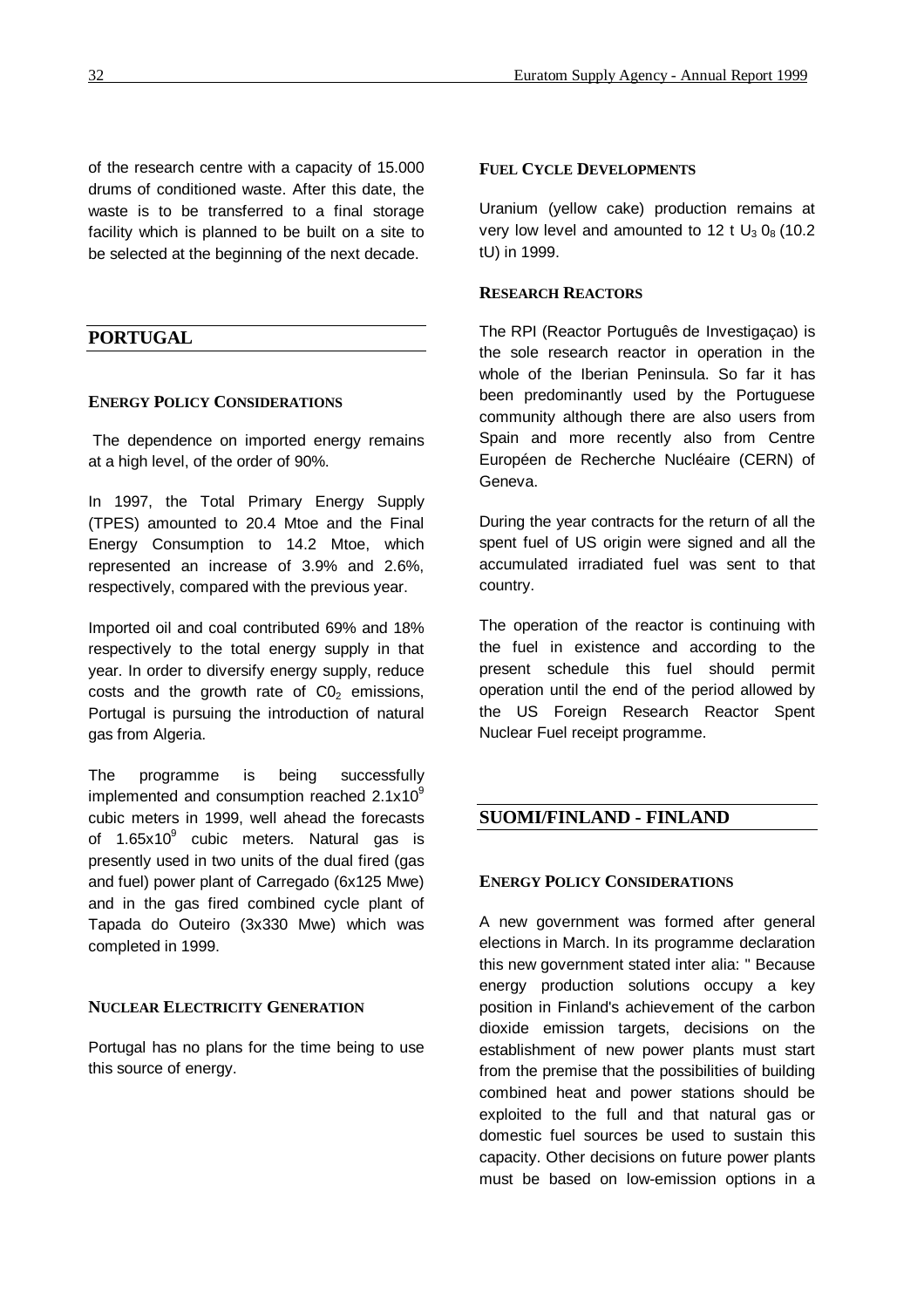of the research centre with a capacity of 15.000 drums of conditioned waste. After this date, the waste is to be transferred to a final storage facility which is planned to be built on a site to be selected at the beginning of the next decade.

## PORTUGAL

### ENERGY POLICY CONSIDERATIONS

The dependence on imported energy remains at a high level, of the order of 90%.

In 1997, the Total Primary Energy Supply (TPES) amounted to 20.4 Mtoe and the Final Energy Consumption to 14.2 Mtoe, which represented an increase of 3.9% and 2.6%, respectively, compared with the previous year.

Imported oil and coal contributed 69% and 18% respectively to the total energy supply in that year. In order to diversify energy supply, reduce costs and the growth rate of $C0_2$ emissions, Portugal is pursuing the introduction of natural gas from Algeria.

The programme is being successfully implemented and consumption reached $2.1 \times 10^9$ cubic meters in 1999, well ahead the forecasts of $1.65 \times 10^9$ cubic meters. Natural gas is presently used in two units of the dual fired (gas and fuel) power plant of Carregado (6x125 Mwe) and in the gas fired combined cycle plant of Tapada do Outeiro (3x330 Mwe) which was completed in 1999.

### NUCLEAR ELECTRICITY GENERATION

Portugal has no plans for the time being to use this source of energy.

### FUEL CYCLE DEVELOPMENTS

Uranium (yellow cake) production remains at very low level and amounted to 12 t $U_3 0_8$ (10.2 tU) in 1999.

### RESEARCH REACTORS

The RPI (Reactor Português de Investigaçao) is the sole research reactor in operation in the whole of the Iberian Peninsula. So far it has been predominantly used by the Portuguese community although there are also users from Spain and more recently also from Centre Européen de Recherche Nucléaire (CERN) of Geneva.

During the year contracts for the return of all the spent fuel of US origin were signed and all the accumulated irradiated fuel was sent to that country.

The operation of the reactor is continuing with the fuel in existence and according to the present schedule this fuel should permit operation until the end of the period allowed by the US Foreign Research Reactor Spent Nuclear Fuel receipt programme.

## SUOMI/FINLAND - FINLAND

### ENERGY POLICY CONSIDERATIONS

A new government was formed after general elections in March. In its programme declaration this new government stated inter alia: " Because energy production solutions occupy a key position in Finland's achievement of the carbon dioxide emission targets, decisions on the establishment of new power plants must start from the premise that the possibilities of building combined heat and power stations should be exploited to the full and that natural gas or domestic fuel sources be used to sustain this capacity. Other decisions on future power plants must be based on low-emission options in a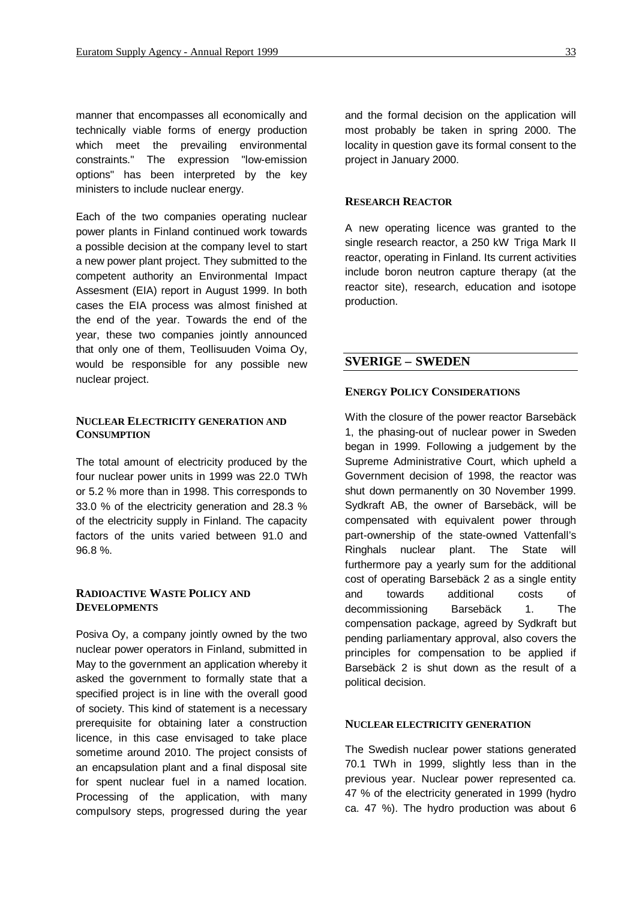manner that encompasses all economically and technically viable forms of energy production which meet the prevailing environmental constraints." The expression "low-emission options" has been interpreted by the key ministers to include nuclear energy.

Each of the two companies operating nuclear power plants in Finland continued work towards a possible decision at the company level to start a new power plant project. They submitted to the competent authority an Environmental Impact Assesment (EIA) report in August 1999. In both cases the EIA process was almost finished at the end of the year. Towards the end of the year, these two companies jointly announced that only one of them, Teollisuuden Voima Oy, would be responsible for any possible new nuclear project.

#### NUCLEAR ELECTRICITY GENERATION AND CONSUMPTION

The total amount of electricity produced by the four nuclear power units in 1999 was 22.0 TWh or 5.2 % more than in 1998. This corresponds to 33.0 % of the electricity generation and 28.3 % of the electricity supply in Finland. The capacity factors of the units varied between 91.0 and 96.8 %.

#### RADIOACTIVE WASTE POLICY AND DEVELOPMENTS

Posiva Oy, a company jointly owned by the two nuclear power operators in Finland, submitted in May to the government an application whereby it asked the government to formally state that a specified project is in line with the overall good of society. This kind of statement is a necessary prerequisite for obtaining later a construction licence, in this case envisaged to take place sometime around 2010. The project consists of an encapsulation plant and a final disposal site for spent nuclear fuel in a named location. Processing of the application, with many compulsory steps, progressed during the year and the formal decision on the application will most probably be taken in spring 2000. The locality in question gave its formal consent to the project in January 2000.

#### RESEARCH REACTOR

A new operating licence was granted to the single research reactor, a 250 kW Triga Mark II reactor, operating in Finland. Its current activities include boron neutron capture therapy (at the reactor site), research, education and isotope production.

## SVERIGE – SWEDEN

#### ENERGY POLICY CONSIDERATIONS

With the closure of the power reactor Barsebäck 1, the phasing-out of nuclear power in Sweden began in 1999. Following a judgement by the Supreme Administrative Court, which upheld a Government decision of 1998, the reactor was shut down permanently on 30 November 1999. Sydkraft AB, the owner of Barsebäck, will be compensated with equivalent power through part-ownership of the state-owned Vattenfall's Ringhals nuclear plant. The State will furthermore pay a yearly sum for the additional cost of operating Barsebäck 2 as a single entity and towards additional costs of decommissioning Barsebäck 1. The compensation package, agreed by Sydkraft but pending parliamentary approval, also covers the principles for compensation to be applied if Barsebäck 2 is shut down as the result of a political decision.

#### NUCLEAR ELECTRICITY GENERATION

The Swedish nuclear power stations generated 70.1 TWh in 1999, slightly less than in the previous year. Nuclear power represented ca. 47 % of the electricity generated in 1999 (hydro ca. 47 %). The hydro production was about 6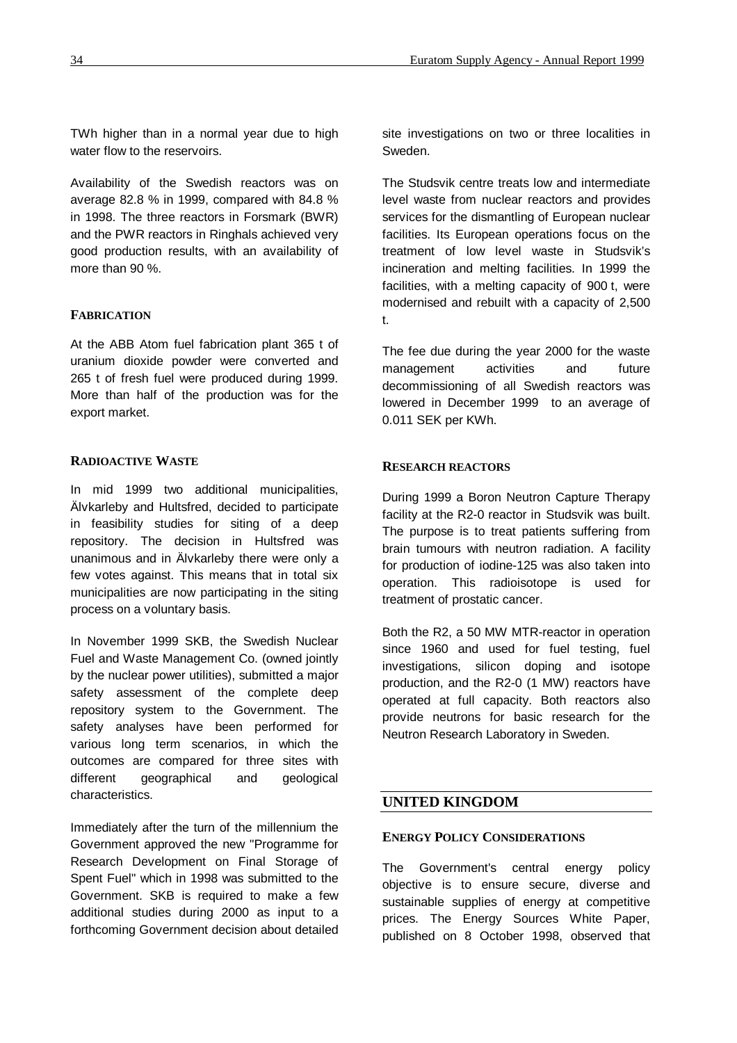TWh higher than in a normal year due to high water flow to the reservoirs.

Availability of the Swedish reactors was on average 82.8 % in 1999, compared with 84.8 % in 1998. The three reactors in Forsmark (BWR) and the PWR reactors in Ringhals achieved very good production results, with an availability of more than 90 %.

### FABRICATION

At the ABB Atom fuel fabrication plant 365 t of uranium dioxide powder were converted and 265 t of fresh fuel were produced during 1999. More than half of the production was for the export market.

### RADIOACTIVE WASTE

In mid 1999 two additional municipalities, Älvkarleby and Hultsfred, decided to participate in feasibility studies for siting of a deep repository. The decision in Hultsfred was unanimous and in Älvkarleby there were only a few votes against. This means that in total six municipalities are now participating in the siting process on a voluntary basis.

In November 1999 SKB, the Swedish Nuclear Fuel and Waste Management Co. (owned jointly by the nuclear power utilities), submitted a major safety assessment of the complete deep repository system to the Government. The safety analyses have been performed for various long term scenarios, in which the outcomes are compared for three sites with different geographical and geological characteristics.

Immediately after the turn of the millennium the Government approved the new "Programme for Research Development on Final Storage of Spent Fuel" which in 1998 was submitted to the Government. SKB is required to make a few additional studies during 2000 as input to a forthcoming Government decision about detailed site investigations on two or three localities in Sweden.

The Studsvik centre treats low and intermediate level waste from nuclear reactors and provides services for the dismantling of European nuclear facilities. Its European operations focus on the treatment of low level waste in Studsvik's incineration and melting facilities. In 1999 the facilities, with a melting capacity of 900 t, were modernised and rebuilt with a capacity of 2,500 t.

The fee due during the year 2000 for the waste management activities and future decommissioning of all Swedish reactors was lowered in December 1999 to an average of 0.011 SEK per KWh.

### RESEARCH REACTORS

During 1999 a Boron Neutron Capture Therapy facility at the R2-0 reactor in Studsvik was built. The purpose is to treat patients suffering from brain tumours with neutron radiation. A facility for production of iodine-125 was also taken into operation. This radioisotope is used for treatment of prostatic cancer.

Both the R2, a 50 MW MTR-reactor in operation since 1960 and used for fuel testing, fuel investigations, silicon doping and isotope production, and the R2-0 (1 MW) reactors have operated at full capacity. Both reactors also provide neutrons for basic research for the Neutron Research Laboratory in Sweden.

## UNITED KINGDOM

### ENERGY POLICY CONSIDERATIONS

The Government's central energy policy objective is to ensure secure, diverse and sustainable supplies of energy at competitive prices. The Energy Sources White Paper, published on 8 October 1998, observed that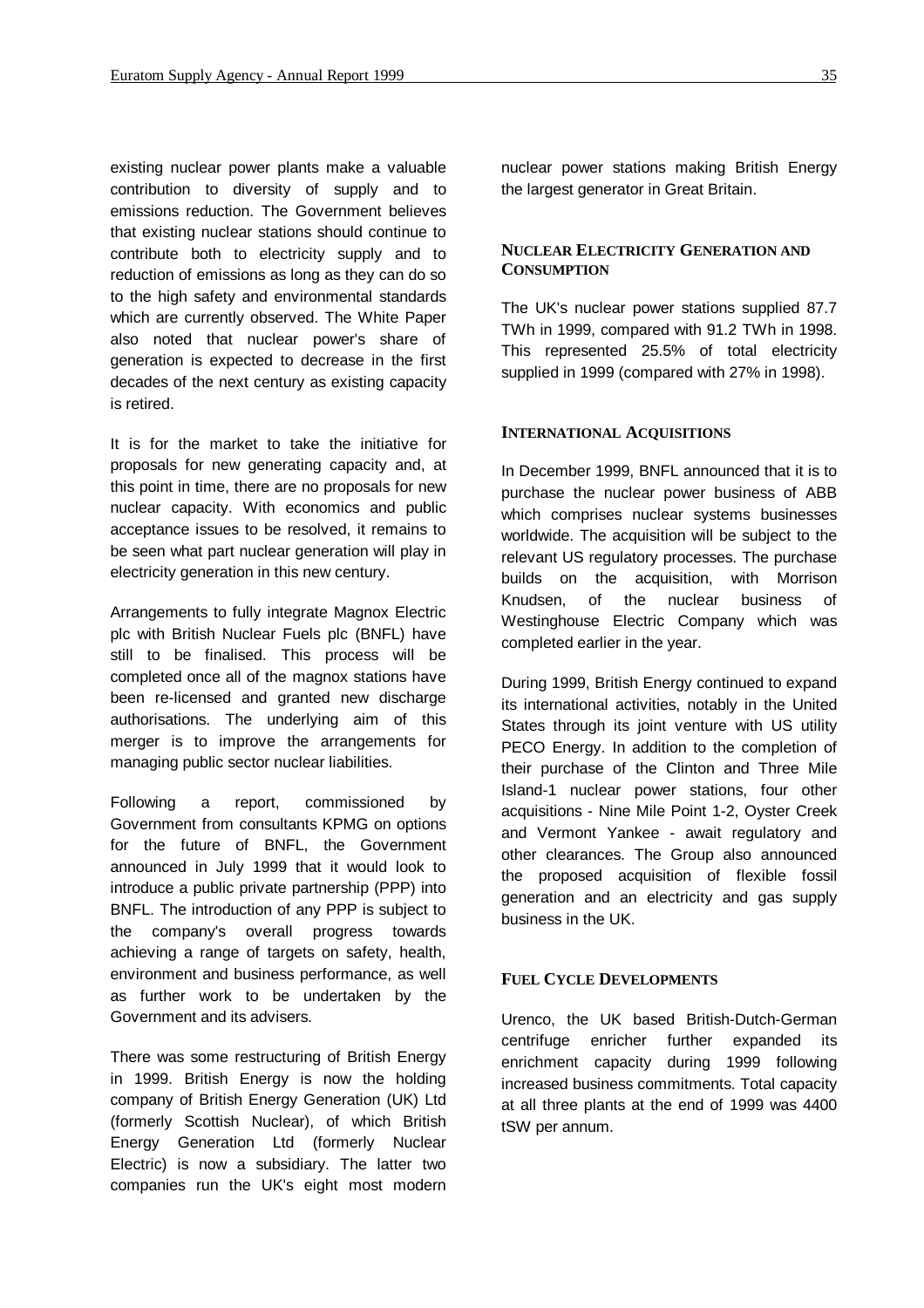existing nuclear power plants make a valuable contribution to diversity of supply and to emissions reduction. The Government believes that existing nuclear stations should continue to contribute both to electricity supply and to reduction of emissions as long as they can do so to the high safety and environmental standards which are currently observed. The White Paper also noted that nuclear power's share of generation is expected to decrease in the first decades of the next century as existing capacity is retired.

It is for the market to take the initiative for proposals for new generating capacity and, at this point in time, there are no proposals for new nuclear capacity. With economics and public acceptance issues to be resolved, it remains to be seen what part nuclear generation will play in electricity generation in this new century.

Arrangements to fully integrate Magnox Electric plc with British Nuclear Fuels plc (BNFL) have still to be finalised. This process will be completed once all of the magnox stations have been re-licensed and granted new discharge authorisations. The underlying aim of this merger is to improve the arrangements for managing public sector nuclear liabilities.

Following a report, commissioned by Government from consultants KPMG on options for the future of BNFL, the Government announced in July 1999 that it would look to introduce a public private partnership (PPP) into BNFL. The introduction of any PPP is subject to the company's overall progress towards achieving a range of targets on safety, health, environment and business performance, as well as further work to be undertaken by the Government and its advisers.

There was some restructuring of British Energy in 1999. British Energy is now the holding company of British Energy Generation (UK) Ltd (formerly Scottish Nuclear), of which British Energy Generation Ltd (formerly Nuclear Electric) is now a subsidiary. The latter two companies run the UK's eight most modern nuclear power stations making British Energy the largest generator in Great Britain.

### Nuclear Electricity Generation and Consumption

The UK's nuclear power stations supplied 87.7 TWh in 1999, compared with 91.2 TWh in 1998. This represented 25.5% of total electricity supplied in 1999 (compared with 27% in 1998).

### International Acquisitions

In December 1999, BNFL announced that it is to purchase the nuclear power business of ABB which comprises nuclear systems businesses worldwide. The acquisition will be subject to the relevant US regulatory processes. The purchase builds on the acquisition, with Morrison Knudsen, of the nuclear business of Westinghouse Electric Company which was completed earlier in the year.

During 1999, British Energy continued to expand its international activities, notably in the United States through its joint venture with US utility PECO Energy. In addition to the completion of their purchase of the Clinton and Three Mile Island-1 nuclear power stations, four other acquisitions - Nine Mile Point 1-2, Oyster Creek and Vermont Yankee - await regulatory and other clearances. The Group also announced the proposed acquisition of flexible fossil generation and an electricity and gas supply business in the UK.

### Fuel Cycle Developments

Urenco, the UK based British-Dutch-German centrifuge enricher further expanded its enrichment capacity during 1999 following increased business commitments. Total capacity at all three plants at the end of 1999 was 4400 tSW per annum.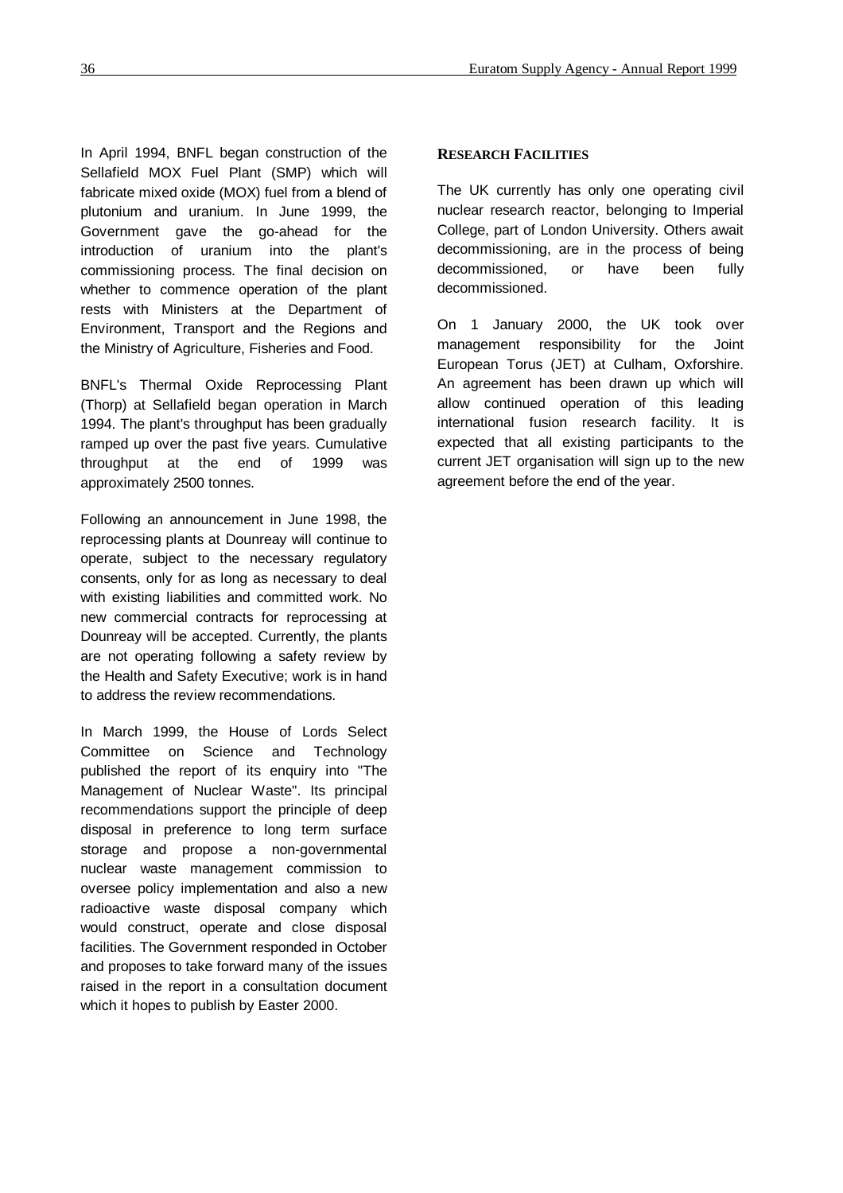In April 1994, BNFL began construction of the Sellafield MOX Fuel Plant (SMP) which will fabricate mixed oxide (MOX) fuel from a blend of plutonium and uranium. In June 1999, the Government gave the go-ahead for the introduction of uranium into the plant's commissioning process. The final decision on whether to commence operation of the plant rests with Ministers at the Department of Environment, Transport and the Regions and the Ministry of Agriculture, Fisheries and Food.

BNFL's Thermal Oxide Reprocessing Plant (Thorp) at Sellafield began operation in March 1994. The plant's throughput has been gradually ramped up over the past five years. Cumulative throughput at the end of 1999 was approximately 2500 tonnes.

Following an announcement in June 1998, the reprocessing plants at Dounreay will continue to operate, subject to the necessary regulatory consents, only for as long as necessary to deal with existing liabilities and committed work. No new commercial contracts for reprocessing at Dounreay will be accepted. Currently, the plants are not operating following a safety review by the Health and Safety Executive; work is in hand to address the review recommendations.

In March 1999, the House of Lords Select Committee on Science and Technology published the report of its enquiry into "The Management of Nuclear Waste". Its principal recommendations support the principle of deep disposal in preference to long term surface storage and propose a non-governmental nuclear waste management commission to oversee policy implementation and also a new radioactive waste disposal company which would construct, operate and close disposal facilities. The Government responded in October and proposes to take forward many of the issues raised in the report in a consultation document which it hopes to publish by Easter 2000.

## RESEARCH FACILITIES

The UK currently has only one operating civil nuclear research reactor, belonging to Imperial College, part of London University. Others await decommissioning, are in the process of being decommissioned, or have been fully decommissioned.

On 1 January 2000, the UK took over management responsibility for the Joint European Torus (JET) at Culham, Oxforshire. An agreement has been drawn up which will allow continued operation of this leading international fusion research facility. It is expected that all existing participants to the current JET organisation will sign up to the new agreement before the end of the year.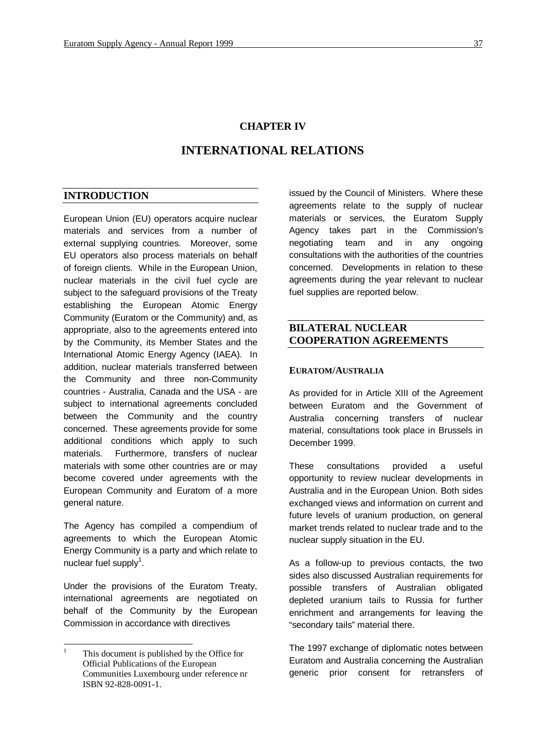# CHAPTER IV

# INTERNATIONAL RELATIONS

## INTRODUCTION

European Union (EU) operators acquire nuclear materials and services from a number of external supplying countries. Moreover, some EU operators also process materials on behalf of foreign clients. While in the European Union, nuclear materials in the civil fuel cycle are subject to the safeguard provisions of the Treaty establishing the European Atomic Energy Community (Euratom or the Community) and, as appropriate, also to the agreements entered into by the Community, its Member States and the International Atomic Energy Agency (IAEA). In addition, nuclear materials transferred between the Community and three non-Community countries - Australia, Canada and the USA - are subject to international agreements concluded between the Community and the country concerned. These agreements provide for some additional conditions which apply to such materials. Furthermore, transfers of nuclear materials with some other countries are or may become covered under agreements with the European Community and Euratom of a more general nature.

The Agency has compiled a compendium of agreements to which the European Atomic Energy Community is a party and which relate to nuclear fuel supply[1].

Under the provisions of the Euratom Treaty, international agreements are negotiated on behalf of the Community by the European Commission in accordance with directives issued by the Council of Ministers. Where these agreements relate to the supply of nuclear materials or services, the Euratom Supply Agency takes part in the Commission's negotiating team and in any ongoing consultations with the authorities of the countries concerned. Developments in relation to these agreements during the year relevant to nuclear fuel supplies are reported below.

## BILATERAL NUCLEAR COOPERATION AGREEMENTS

### EURATOM/AUSTRALIA

As provided for in Article XIII of the Agreement between Euratom and the Government of Australia concerning transfers of nuclear material, consultations took place in Brussels in December 1999.

These consultations provided a useful opportunity to review nuclear developments in Australia and in the European Union. Both sides exchanged views and information on current and future levels of uranium production, on general market trends related to nuclear trade and to the nuclear supply situation in the EU.

As a follow-up to previous contacts, the two sides also discussed Australian requirements for possible transfers of Australian obligated depleted uranium tails to Russia for further enrichment and arrangements for leaving the "secondary tails" material there.

The 1997 exchange of diplomatic notes between Euratom and Australia concerning the Australian generic prior consent for retransfers of

---

[1] This document is published by the Office for Official Publications of the European Communities Luxembourg under reference nr ISBN 92-828-0091-1.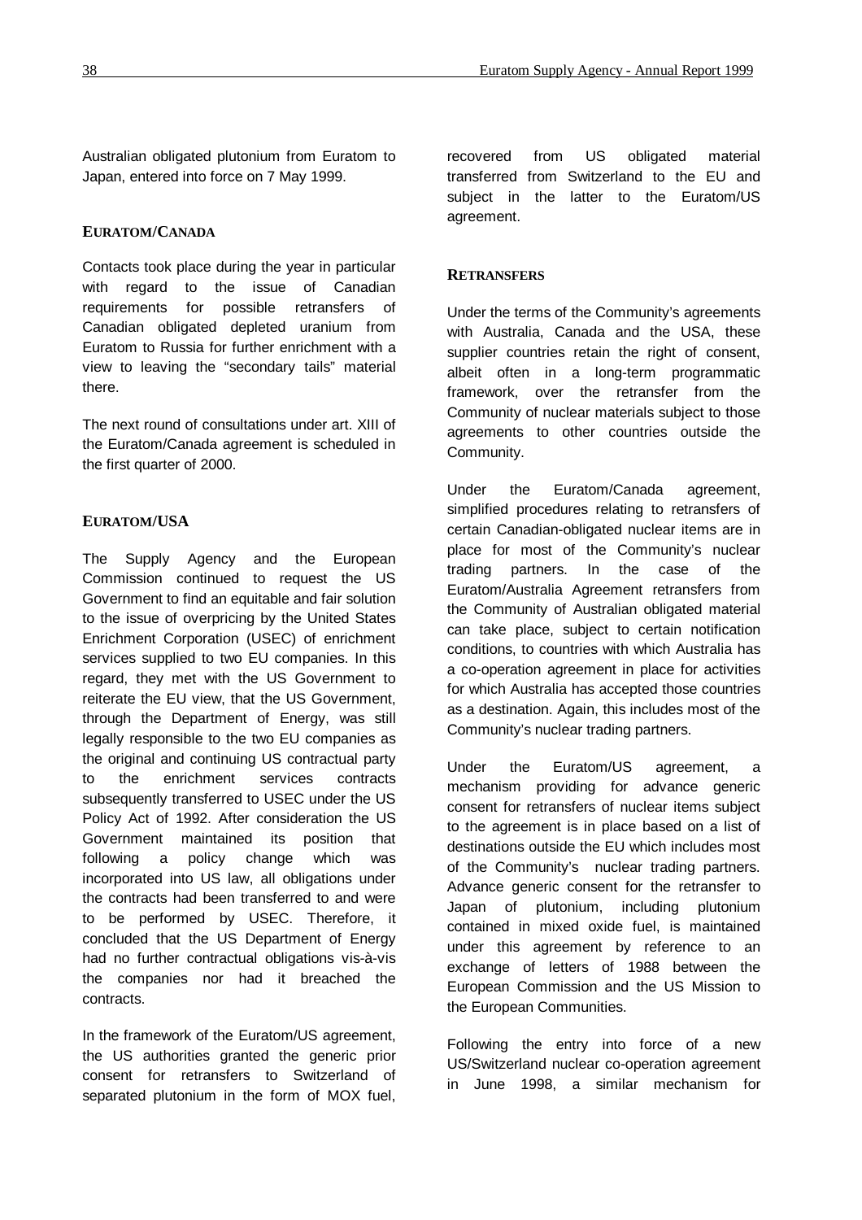Australian obligated plutonium from Euratom to Japan, entered into force on 7 May 1999.

### EURATOM/CANADA

Contacts took place during the year in particular with regard to the issue of Canadian requirements for possible retransfers of Canadian obligated depleted uranium from Euratom to Russia for further enrichment with a view to leaving the "secondary tails" material there.

The next round of consultations under art. XIII of the Euratom/Canada agreement is scheduled in the first quarter of 2000.

### EURATOM/USA

The Supply Agency and the European Commission continued to request the US Government to find an equitable and fair solution to the issue of overpricing by the United States Enrichment Corporation (USEC) of enrichment services supplied to two EU companies. In this regard, they met with the US Government to reiterate the EU view, that the US Government, through the Department of Energy, was still legally responsible to the two EU companies as the original and continuing US contractual party to the enrichment services contracts subsequently transferred to USEC under the US Policy Act of 1992. After consideration the US Government maintained its position that following a policy change which was incorporated into US law, all obligations under the contracts had been transferred to and were to be performed by USEC. Therefore, it concluded that the US Department of Energy had no further contractual obligations vis-à-vis the companies nor had it breached the contracts.

In the framework of the Euratom/US agreement, the US authorities granted the generic prior consent for retransfers to Switzerland of separated plutonium in the form of MOX fuel, recovered from US obligated material transferred from Switzerland to the EU and subject in the latter to the Euratom/US agreement.

### RETRANSFERS

Under the terms of the Community's agreements with Australia, Canada and the USA, these supplier countries retain the right of consent, albeit often in a long-term programmatic framework, over the retransfer from the Community of nuclear materials subject to those agreements to other countries outside the Community.

Under the Euratom/Canada agreement, simplified procedures relating to retransfers of certain Canadian-obligated nuclear items are in place for most of the Community's nuclear trading partners. In the case of the Euratom/Australia Agreement retransfers from the Community of Australian obligated material can take place, subject to certain notification conditions, to countries with which Australia has a co-operation agreement in place for activities for which Australia has accepted those countries as a destination. Again, this includes most of the Community's nuclear trading partners.

Under the Euratom/US agreement, a mechanism providing for advance generic consent for retransfers of nuclear items subject to the agreement is in place based on a list of destinations outside the EU which includes most of the Community's nuclear trading partners. Advance generic consent for the retransfer to Japan of plutonium, including plutonium contained in mixed oxide fuel, is maintained under this agreement by reference to an exchange of letters of 1988 between the European Commission and the US Mission to the European Communities.

Following the entry into force of a new US/Switzerland nuclear co-operation agreement in June 1998, a similar mechanism for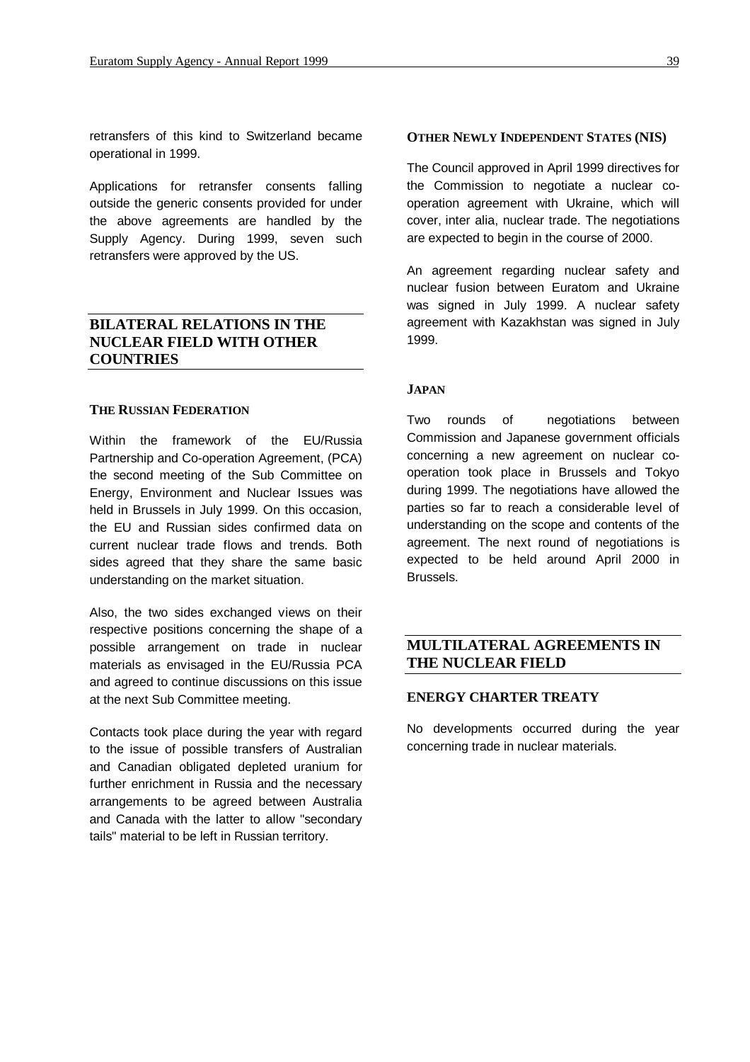retransfers of this kind to Switzerland became operational in 1999.

Applications for retransfer consents falling outside the generic consents provided for under the above agreements are handled by the Supply Agency. During 1999, seven such retransfers were approved by the US.

## BILATERAL RELATIONS IN THE NUCLEAR FIELD WITH OTHER COUNTRIES

### THE RUSSIAN FEDERATION

Within the framework of the EU/Russia Partnership and Co-operation Agreement, (PCA) the second meeting of the Sub Committee on Energy, Environment and Nuclear Issues was held in Brussels in July 1999. On this occasion, the EU and Russian sides confirmed data on current nuclear trade flows and trends. Both sides agreed that they share the same basic understanding on the market situation.

Also, the two sides exchanged views on their respective positions concerning the shape of a possible arrangement on trade in nuclear materials as envisaged in the EU/Russia PCA and agreed to continue discussions on this issue at the next Sub Committee meeting.

Contacts took place during the year with regard to the issue of possible transfers of Australian and Canadian obligated depleted uranium for further enrichment in Russia and the necessary arrangements to be agreed between Australia and Canada with the latter to allow "secondary tails" material to be left in Russian territory.

### OTHER NEWLY INDEPENDENT STATES (NIS)

The Council approved in April 1999 directives for the Commission to negotiate a nuclear co-operation agreement with Ukraine, which will cover, inter alia, nuclear trade. The negotiations are expected to begin in the course of 2000.

An agreement regarding nuclear safety and nuclear fusion between Euratom and Ukraine was signed in July 1999. A nuclear safety agreement with Kazakhstan was signed in July 1999.

### JAPAN

Two rounds of negotiations between Commission and Japanese government officials concerning a new agreement on nuclear co-operation took place in Brussels and Tokyo during 1999. The negotiations have allowed the parties so far to reach a considerable level of understanding on the scope and contents of the agreement. The next round of negotiations is expected to be held around April 2000 in Brussels.

## MULTILATERAL AGREEMENTS IN THE NUCLEAR FIELD

### ENERGY CHARTER TREATY

No developments occurred during the year concerning trade in nuclear materials.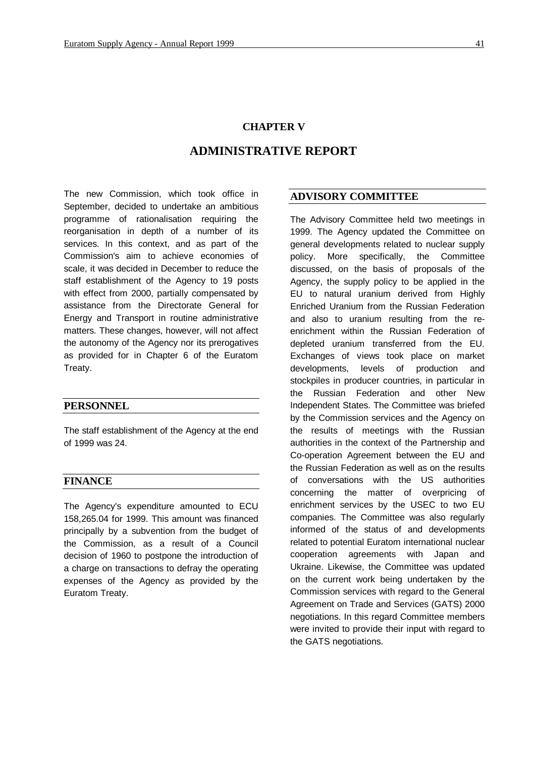# CHAPTER V

# ADMINISTRATIVE REPORT

The new Commission, which took office in September, decided to undertake an ambitious programme of rationalisation requiring the reorganisation in depth of a number of its services. In this context, and as part of the Commission's aim to achieve economies of scale, it was decided in December to reduce the staff establishment of the Agency to 19 posts with effect from 2000, partially compensated by assistance from the Directorate General for Energy and Transport in routine administrative matters. These changes, however, will not affect the autonomy of the Agency nor its prerogatives as provided for in Chapter 6 of the Euratom Treaty.

## PERSONNEL

The staff establishment of the Agency at the end of 1999 was 24.

## FINANCE

The Agency's expenditure amounted to ECU 158,265.04 for 1999. This amount was financed principally by a subvention from the budget of the Commission, as a result of a Council decision of 1960 to postpone the introduction of a charge on transactions to defray the operating expenses of the Agency as provided by the Euratom Treaty.

## ADVISORY COMMITTEE

The Advisory Committee held two meetings in 1999. The Agency updated the Committee on general developments related to nuclear supply policy. More specifically, the Committee discussed, on the basis of proposals of the Agency, the supply policy to be applied in the EU to natural uranium derived from Highly Enriched Uranium from the Russian Federation and also to uranium resulting from the re-enrichment within the Russian Federation of depleted uranium transferred from the EU. Exchanges of views took place on market developments, levels of production and stockpiles in producer countries, in particular in the Russian Federation and other New Independent States. The Committee was briefed by the Commission services and the Agency on the results of meetings with the Russian authorities in the context of the Partnership and Co-operation Agreement between the EU and the Russian Federation as well as on the results of conversations with the US authorities concerning the matter of overpricing of enrichment services by the USEC to two EU companies. The Committee was also regularly informed of the status of and developments related to potential Euratom international nuclear cooperation agreements with Japan and Ukraine. Likewise, the Committee was updated on the current work being undertaken by the Commission services with regard to the General Agreement on Trade and Services (GATS) 2000 negotiations. In this regard Committee members were invited to provide their input with regard to the GATS negotiations.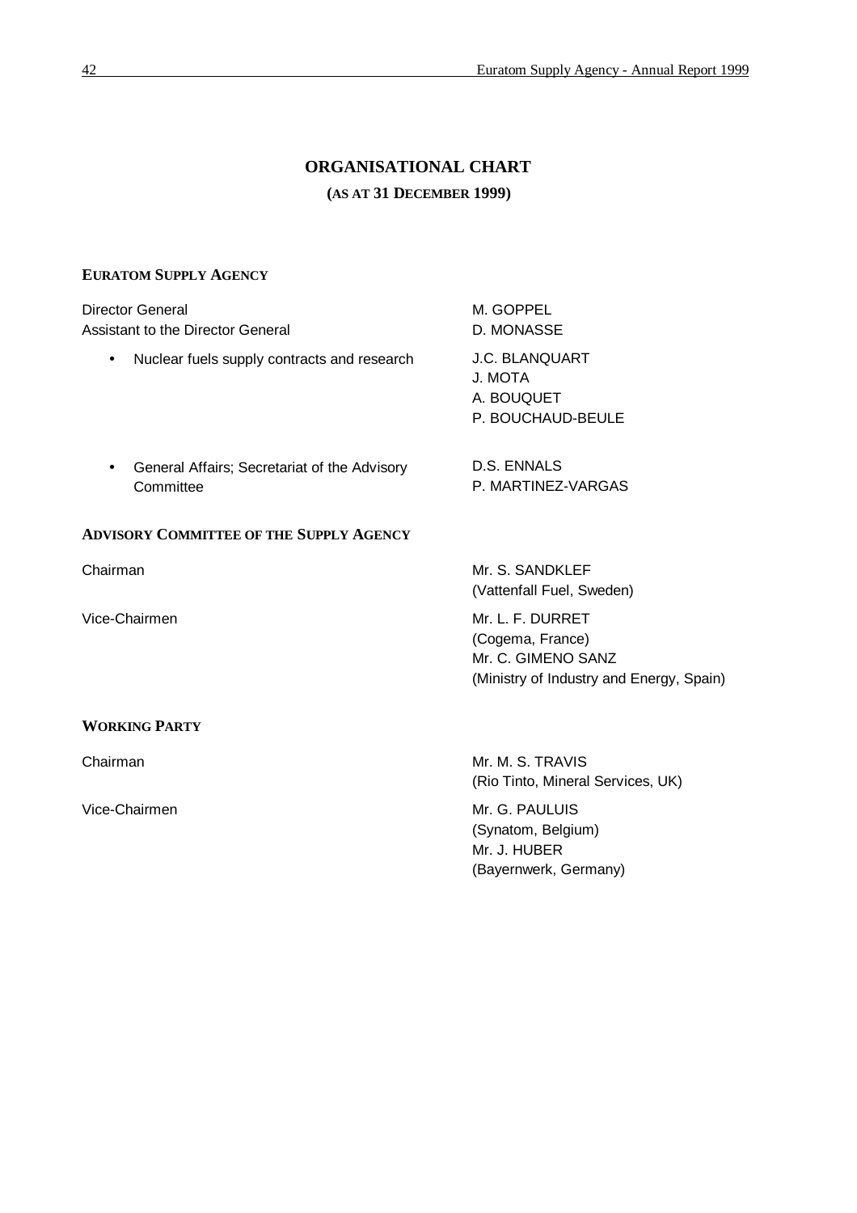# ORGANISATIONAL CHART

**(AS AT 31 DECEMBER 1999)**

## EURATOM SUPPLY AGENCY

| | |
|---|---|
| Director General | M. GOPPEL |
| Assistant to the Director General | D. MONASSE |
| • Nuclear fuels supply contracts and research | J.C. BLANQUART<br>J. MOTA<br>A. BOUQUET<br>P. BOUCHAUD-BEULE |
| • General Affairs; Secretariat of the Advisory Committee | D.S. ENNALS<br>P. MARTINEZ-VARGAS |

## ADVISORY COMMITTEE OF THE SUPPLY AGENCY

| | |
|---|---|
| Chairman | Mr. S. SANDKLEF<br>(Vattenfall Fuel, Sweden) |
| Vice-Chairmen | Mr. L. F. DURRET<br>(Cogema, France)<br>Mr. C. GIMENO SANZ<br>(Ministry of Industry and Energy, Spain) |

## WORKING PARTY

| | |
|---|---|
| Chairman | Mr. M. S. TRAVIS<br>(Rio Tinto, Mineral Services, UK) |
| Vice-Chairmen | Mr. G. PAULUIS<br>(Synatom, Belgium)<br>Mr. J. HUBER<br>(Bayernwerk, Germany) |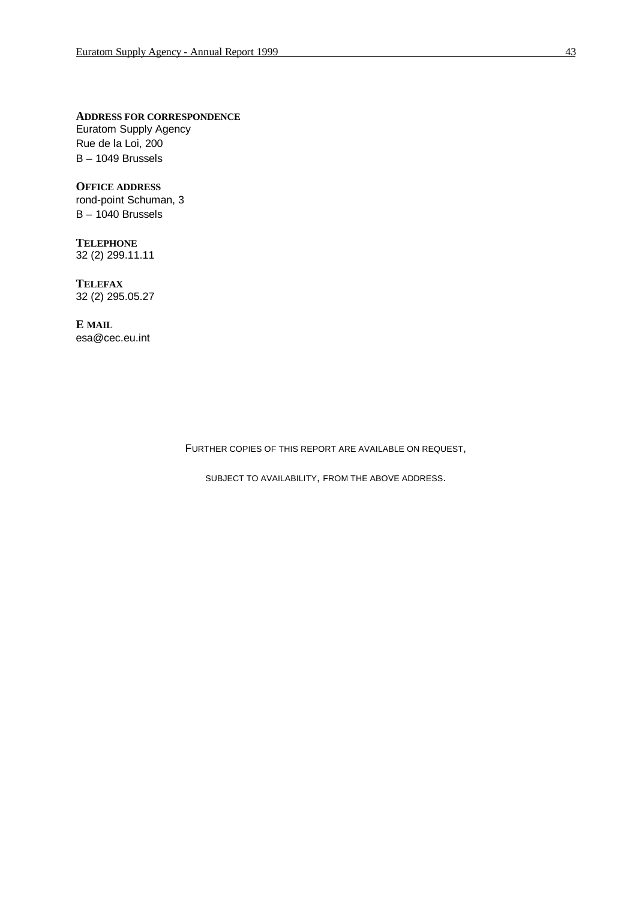**ADDRESS FOR CORRESPONDENCE**
Euratom Supply Agency
Rue de la Loi, 200
B – 1049 Brussels

**OFFICE ADDRESS**
rond-point Schuman, 3
B – 1040 Brussels

**TELEPHONE**
32 (2) 299.11.11

**TELEFAX**
32 (2) 295.05.27

**E MAIL**
esa@cec.eu.int

FURTHER COPIES OF THIS REPORT ARE AVAILABLE ON REQUEST,

SUBJECT TO AVAILABILITY, FROM THE ABOVE ADDRESS.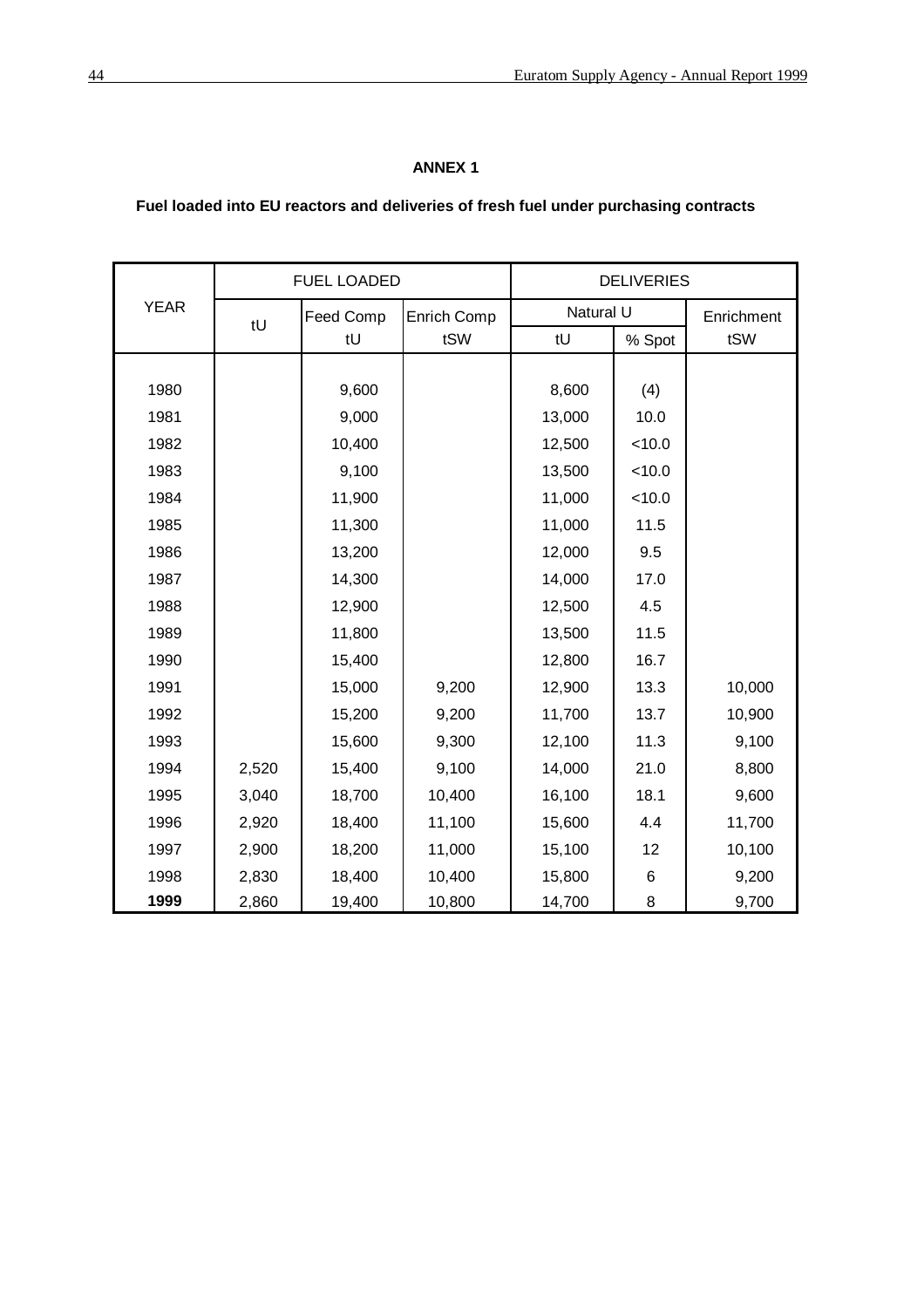**ANNEX 1**

**Fuel loaded into EU reactors and deliveries of fresh fuel under purchasing contracts**

| YEAR | FUEL LOADED | | | DELIVERIES | | |
|---|---|---|---|---|---|---|
| | tU | Feed Comp | Enrich Comp | Natural U | | Enrichment |
| | | tU | tSW | tU | % Spot | tSW |
| 1980 | | 9,600 | | 8,600 | (4) | |
| 1981 | | 9,000 | | 13,000 | 10.0 | |
| 1982 | | 10,400 | | 12,500 | <10.0 | |
| 1983 | | 9,100 | | 13,500 | <10.0 | |
| 1984 | | 11,900 | | 11,000 | <10.0 | |
| 1985 | | 11,300 | | 11,000 | 11.5 | |
| 1986 | | 13,200 | | 12,000 | 9.5 | |
| 1987 | | 14,300 | | 14,000 | 17.0 | |
| 1988 | | 12,900 | | 12,500 | 4.5 | |
| 1989 | | 11,800 | | 13,500 | 11.5 | |
| 1990 | | 15,400 | | 12,800 | 16.7 | |
| 1991 | | 15,000 | 9,200 | 12,900 | 13.3 | 10,000 |
| 1992 | | 15,200 | 9,200 | 11,700 | 13.7 | 10,900 |
| 1993 | | 15,600 | 9,300 | 12,100 | 11.3 | 9,100 |
| 1994 | 2,520 | 15,400 | 9,100 | 14,000 | 21.0 | 8,800 |
| 1995 | 3,040 | 18,700 | 10,400 | 16,100 | 18.1 | 9,600 |
| 1996 | 2,920 | 18,400 | 11,100 | 15,600 | 4.4 | 11,700 |
| 1997 | 2,900 | 18,200 | 11,000 | 15,100 | 12 | 10,100 |
| 1998 | 2,830 | 18,400 | 10,400 | 15,800 | 6 | 9,200 |
| **1999** | 2,860 | 19,400 | 10,800 | 14,700 | 8 | 9,700 |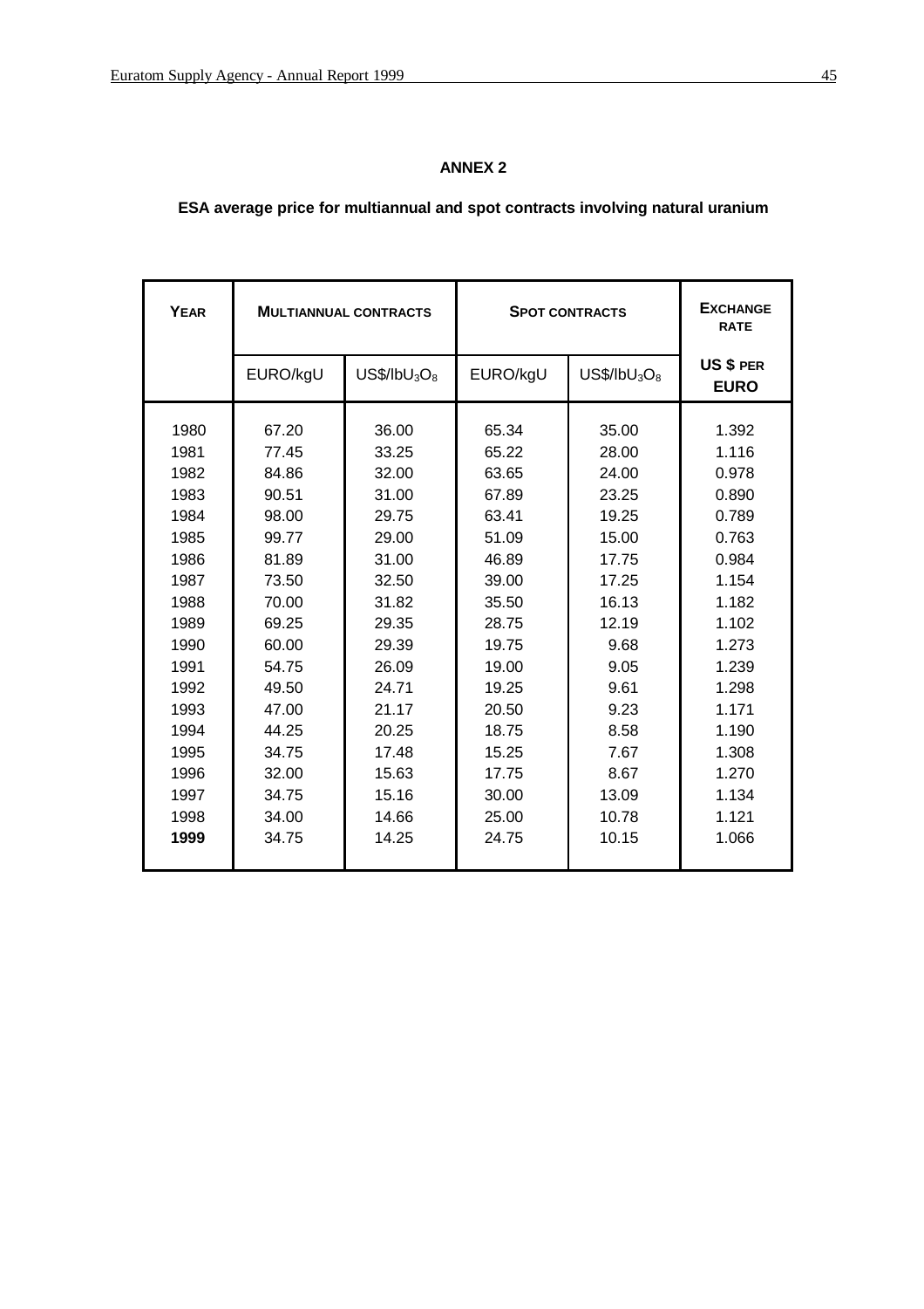## ANNEX 2

### ESA average price for multiannual and spot contracts involving natural uranium

| YEAR | MULTIANNUAL CONTRACTS | | SPOT CONTRACTS | | EXCHANGE RATE |
|---|---|---|---|---|---|
| | EURO/kgU | US$/lb$U_3O_8$ | EURO/kgU | US$/lb$U_3O_8$ | US $ PER EURO |
| 1980 | 67.20 | 36.00 | 65.34 | 35.00 | 1.392 |
| 1981 | 77.45 | 33.25 | 65.22 | 28.00 | 1.116 |
| 1982 | 84.86 | 32.00 | 63.65 | 24.00 | 0.978 |
| 1983 | 90.51 | 31.00 | 67.89 | 23.25 | 0.890 |
| 1984 | 98.00 | 29.75 | 63.41 | 19.25 | 0.789 |
| 1985 | 99.77 | 29.00 | 51.09 | 15.00 | 0.763 |
| 1986 | 81.89 | 31.00 | 46.89 | 17.75 | 0.984 |
| 1987 | 73.50 | 32.50 | 39.00 | 17.25 | 1.154 |
| 1988 | 70.00 | 31.82 | 35.50 | 16.13 | 1.182 |
| 1989 | 69.25 | 29.35 | 28.75 | 12.19 | 1.102 |
| 1990 | 60.00 | 29.39 | 19.75 | 9.68 | 1.273 |
| 1991 | 54.75 | 26.09 | 19.00 | 9.05 | 1.239 |
| 1992 | 49.50 | 24.71 | 19.25 | 9.61 | 1.298 |
| 1993 | 47.00 | 21.17 | 20.50 | 9.23 | 1.171 |
| 1994 | 44.25 | 20.25 | 18.75 | 8.58 | 1.190 |
| 1995 | 34.75 | 17.48 | 15.25 | 7.67 | 1.308 |
| 1996 | 32.00 | 15.63 | 17.75 | 8.67 | 1.270 |
| 1997 | 34.75 | 15.16 | 30.00 | 13.09 | 1.134 |
| 1998 | 34.00 | 14.66 | 25.00 | 10.78 | 1.121 |
| **1999** | 34.75 | 14.25 | 24.75 | 10.15 | 1.066 |